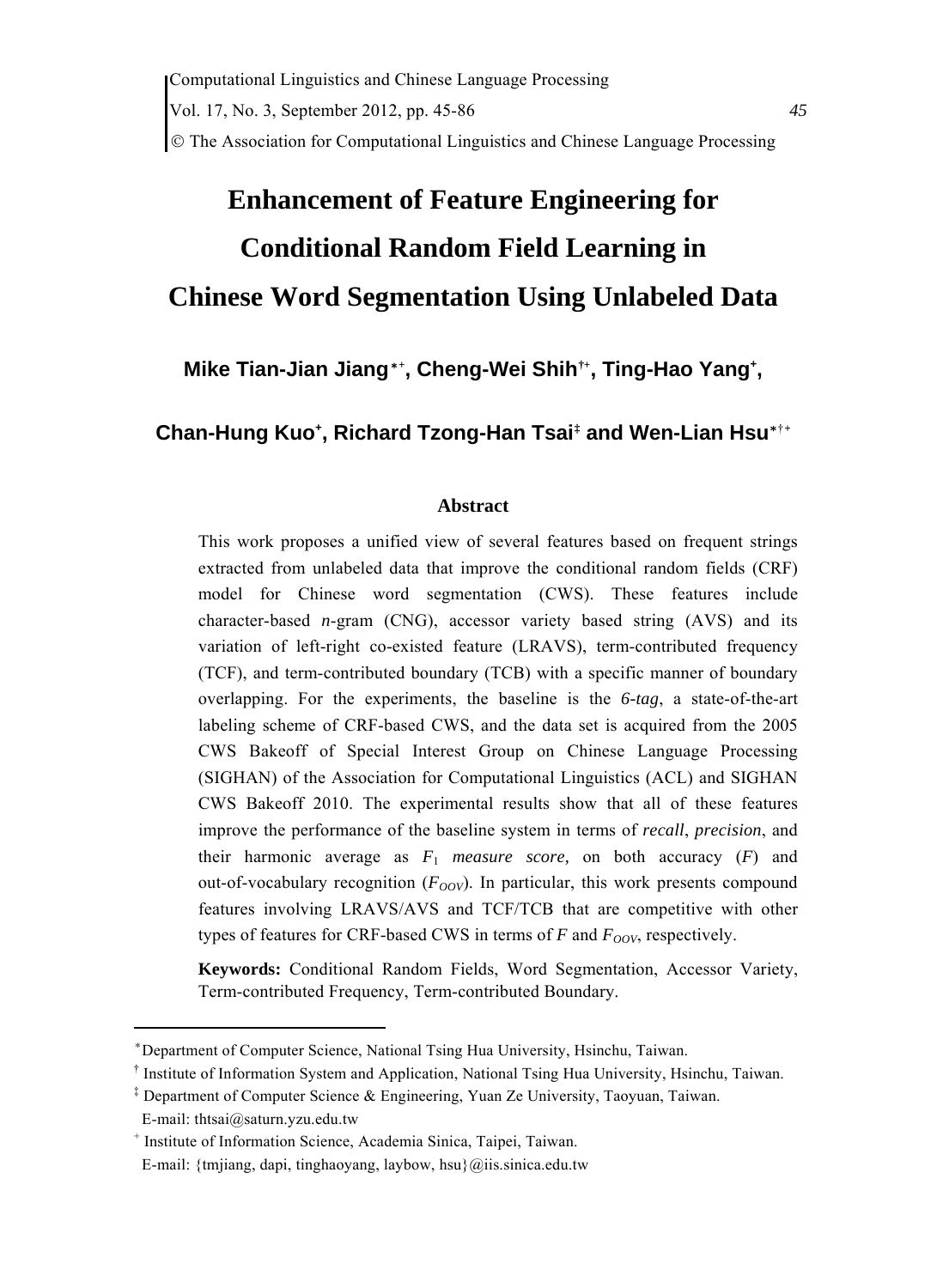# Enhancement of Feature Engineering for Conditional Random Field Learning in Chinese Word Segmentation Using Unlabeled Data

**Mike Tian-Jian Jiang[∗+], Cheng-Wei Shih[†+], Ting-Hao Yang[+], Chan-Hung Kuo[+], Richard Tzong-Han Tsai[‡] and Wen-Lian Hsu[∗†+]**

## Abstract

This work proposes a unified view of several features based on frequent strings extracted from unlabeled data that improve the conditional random fields (CRF) model for Chinese word segmentation (CWS). These features include character-based *n*-gram (CNG), accessor variety based string (AVS) and its variation of left-right co-existed feature (LRAVS), term-contributed frequency (TCF), and term-contributed boundary (TCB) with a specific manner of boundary overlapping. For the experiments, the baseline is the *6-tag*, a state-of-the-art labeling scheme of CRF-based CWS, and the data set is acquired from the 2005 CWS Bakeoff of Special Interest Group on Chinese Language Processing (SIGHAN) of the Association for Computational Linguistics (ACL) and SIGHAN CWS Bakeoff 2010. The experimental results show that all of these features improve the performance of the baseline system in terms of *recall*, *precision*, and their harmonic average as $F_1$ *measure score,* on both accuracy ($F$) and out-of-vocabulary recognition ($F_{OOV}$). In particular, this work presents compound features involving LRAVS/AVS and TCF/TCB that are competitive with other types of features for CRF-based CWS in terms of $F$ and $F_{OOV}$, respectively.

**Keywords:** Conditional Random Fields, Word Segmentation, Accessor Variety, Term-contributed Frequency, Term-contributed Boundary.

---

[∗] Department of Computer Science, National Tsing Hua University, Hsinchu, Taiwan.

[†] Institute of Information System and Application, National Tsing Hua University, Hsinchu, Taiwan.

[‡] Department of Computer Science & Engineering, Yuan Ze University, Taoyuan, Taiwan.
E-mail: thtsai@saturn.yzu.edu.tw

[+] Institute of Information Science, Academia Sinica, Taipei, Taiwan.
E-mail: {tmjiang, dapi, tinghaoyang, laybow, hsu}@iis.sinica.edu.tw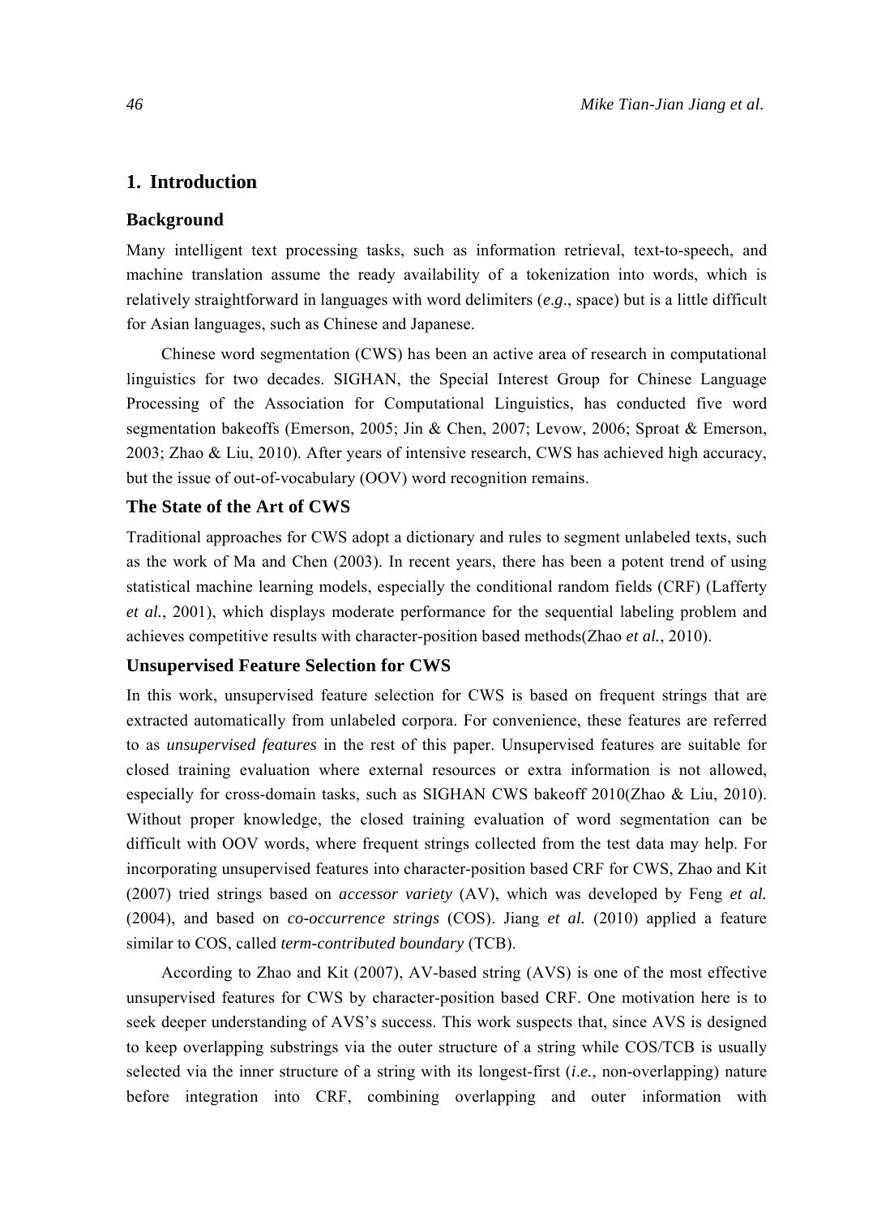## 1. Introduction

### Background

Many intelligent text processing tasks, such as information retrieval, text-to-speech, and machine translation assume the ready availability of a tokenization into words, which is relatively straightforward in languages with word delimiters (*e.g*., space) but is a little difficult for Asian languages, such as Chinese and Japanese.

Chinese word segmentation (CWS) has been an active area of research in computational linguistics for two decades. SIGHAN, the Special Interest Group for Chinese Language Processing of the Association for Computational Linguistics, has conducted five word segmentation bakeoffs (Emerson, 2005; Jin & Chen, 2007; Levow, 2006; Sproat & Emerson, 2003; Zhao & Liu, 2010). After years of intensive research, CWS has achieved high accuracy, but the issue of out-of-vocabulary (OOV) word recognition remains.

### The State of the Art of CWS

Traditional approaches for CWS adopt a dictionary and rules to segment unlabeled texts, such as the work of Ma and Chen (2003). In recent years, there has been a potent trend of using statistical machine learning models, especially the conditional random fields (CRF) (Lafferty *et al.*, 2001), which displays moderate performance for the sequential labeling problem and achieves competitive results with character-position based methods(Zhao *et al.*, 2010).

### Unsupervised Feature Selection for CWS

In this work, unsupervised feature selection for CWS is based on frequent strings that are extracted automatically from unlabeled corpora. For convenience, these features are referred to as *unsupervised features* in the rest of this paper. Unsupervised features are suitable for closed training evaluation where external resources or extra information is not allowed, especially for cross-domain tasks, such as SIGHAN CWS bakeoff 2010(Zhao & Liu, 2010). Without proper knowledge, the closed training evaluation of word segmentation can be difficult with OOV words, where frequent strings collected from the test data may help. For incorporating unsupervised features into character-position based CRF for CWS, Zhao and Kit (2007) tried strings based on *accessor variety* (AV), which was developed by Feng *et al.* (2004), and based on *co-occurrence strings* (COS). Jiang *et al.* (2010) applied a feature similar to COS, called *term-contributed boundary* (TCB).

According to Zhao and Kit (2007), AV-based string (AVS) is one of the most effective unsupervised features for CWS by character-position based CRF. One motivation here is to seek deeper understanding of AVS's success. This work suspects that, since AVS is designed to keep overlapping substrings via the outer structure of a string while COS/TCB is usually selected via the inner structure of a string with its longest-first (*i.e.*, non-overlapping) nature before integration into CRF, combining overlapping and outer information with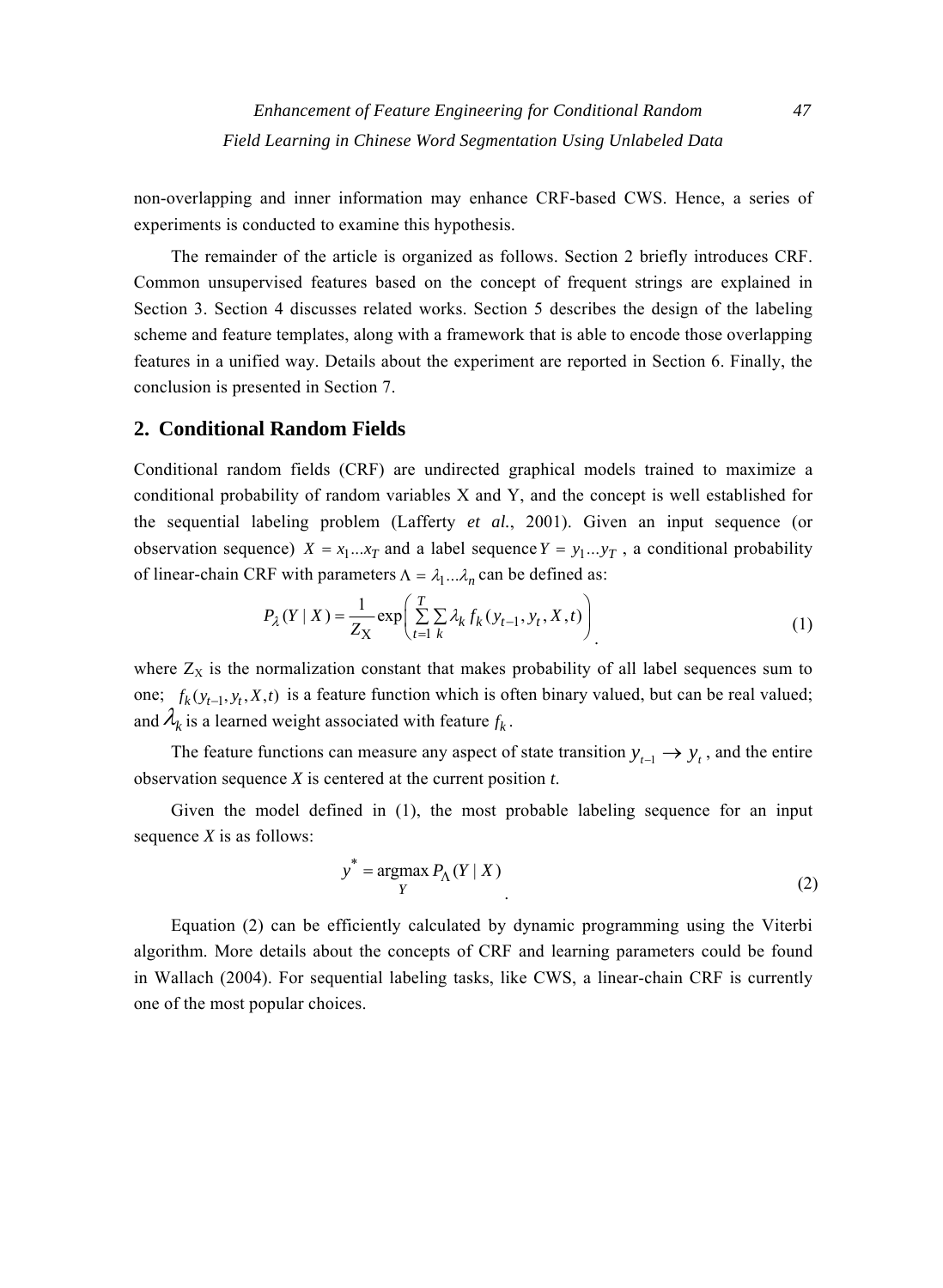non-overlapping and inner information may enhance CRF-based CWS. Hence, a series of experiments is conducted to examine this hypothesis.

The remainder of the article is organized as follows. Section 2 briefly introduces CRF. Common unsupervised features based on the concept of frequent strings are explained in Section 3. Section 4 discusses related works. Section 5 describes the design of the labeling scheme and feature templates, along with a framework that is able to encode those overlapping features in a unified way. Details about the experiment are reported in Section 6. Finally, the conclusion is presented in Section 7.

## 2. Conditional Random Fields

Conditional random fields (CRF) are undirected graphical models trained to maximize a conditional probability of random variables X and Y, and the concept is well established for the sequential labeling problem (Lafferty *et al.*, 2001). Given an input sequence (or observation sequence) $X = x_1 ... x_T$ and a label sequence $Y = y_1 ... y_T$ , a conditional probability of linear-chain CRF with parameters $\Lambda = \lambda_1 ... \lambda_n$ can be defined as:

$$P_{\lambda}(Y \mid X) = \frac{1}{Z_{\mathrm{X}}} \exp\left( \sum_{t=1}^{T} \sum_{k} \lambda_k f_k(y_{t-1}, y_t, X, t) \right). \tag{1}$$

where $Z_X$ is the normalization constant that makes probability of all label sequences sum to one; $f_k(y_{t-1}, y_t, X, t)$ is a feature function which is often binary valued, but can be real valued; and $\lambda_k$ is a learned weight associated with feature $f_k$.

The feature functions can measure any aspect of state transition $y_{t-1} \rightarrow y_t$ , and the entire observation sequence *X* is centered at the current position *t*.

Given the model defined in (1), the most probable labeling sequence for an input sequence *X* is as follows:

$$y^* = \operatorname*{argmax}_{Y} P_{\Lambda}(Y \mid X). \tag{2}$$

Equation (2) can be efficiently calculated by dynamic programming using the Viterbi algorithm. More details about the concepts of CRF and learning parameters could be found in Wallach (2004). For sequential labeling tasks, like CWS, a linear-chain CRF is currently one of the most popular choices.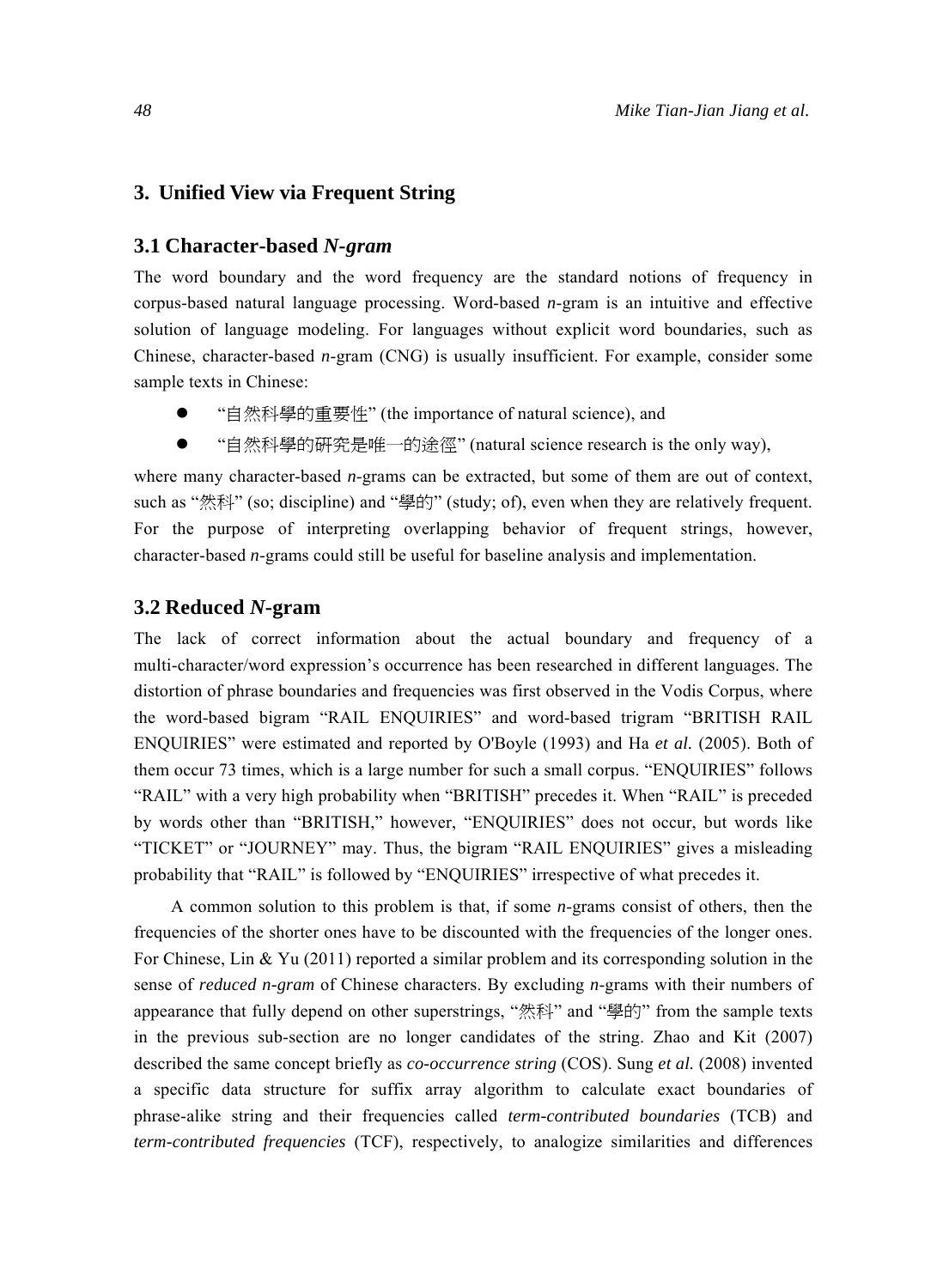## 3. Unified View via Frequent String

### 3.1 Character-based *N-gram*

The word boundary and the word frequency are the standard notions of frequency in corpus-based natural language processing. Word-based *n*-gram is an intuitive and effective solution of language modeling. For languages without explicit word boundaries, such as Chinese, character-based *n*-gram (CNG) is usually insufficient. For example, consider some sample texts in Chinese:

- "自然科學的重要性" (the importance of natural science), and
- "自然科學的研究是唯一的途徑" (natural science research is the only way),

where many character-based *n*-grams can be extracted, but some of them are out of context, such as "然科" (so; discipline) and "學的" (study; of), even when they are relatively frequent. For the purpose of interpreting overlapping behavior of frequent strings, however, character-based *n*-grams could still be useful for baseline analysis and implementation.

### 3.2 Reduced *N*-gram

The lack of correct information about the actual boundary and frequency of a multi-character/word expression's occurrence has been researched in different languages. The distortion of phrase boundaries and frequencies was first observed in the Vodis Corpus, where the word-based bigram "RAIL ENQUIRIES" and word-based trigram "BRITISH RAIL ENQUIRIES" were estimated and reported by O'Boyle (1993) and Ha *et al.* (2005). Both of them occur 73 times, which is a large number for such a small corpus. "ENQUIRIES" follows "RAIL" with a very high probability when "BRITISH" precedes it. When "RAIL" is preceded by words other than "BRITISH," however, "ENQUIRIES" does not occur, but words like "TICKET" or "JOURNEY" may. Thus, the bigram "RAIL ENQUIRIES" gives a misleading probability that "RAIL" is followed by "ENQUIRIES" irrespective of what precedes it.

A common solution to this problem is that, if some *n*-grams consist of others, then the frequencies of the shorter ones have to be discounted with the frequencies of the longer ones. For Chinese, Lin & Yu (2011) reported a similar problem and its corresponding solution in the sense of *reduced n-gram* of Chinese characters. By excluding *n*-grams with their numbers of appearance that fully depend on other superstrings, "然科" and "學的" from the sample texts in the previous sub-section are no longer candidates of the string. Zhao and Kit (2007) described the same concept briefly as *co-occurrence string* (COS). Sung *et al.* (2008) invented a specific data structure for suffix array algorithm to calculate exact boundaries of phrase-alike string and their frequencies called *term-contributed boundaries* (TCB) and *term-contributed frequencies* (TCF), respectively, to analogize similarities and differences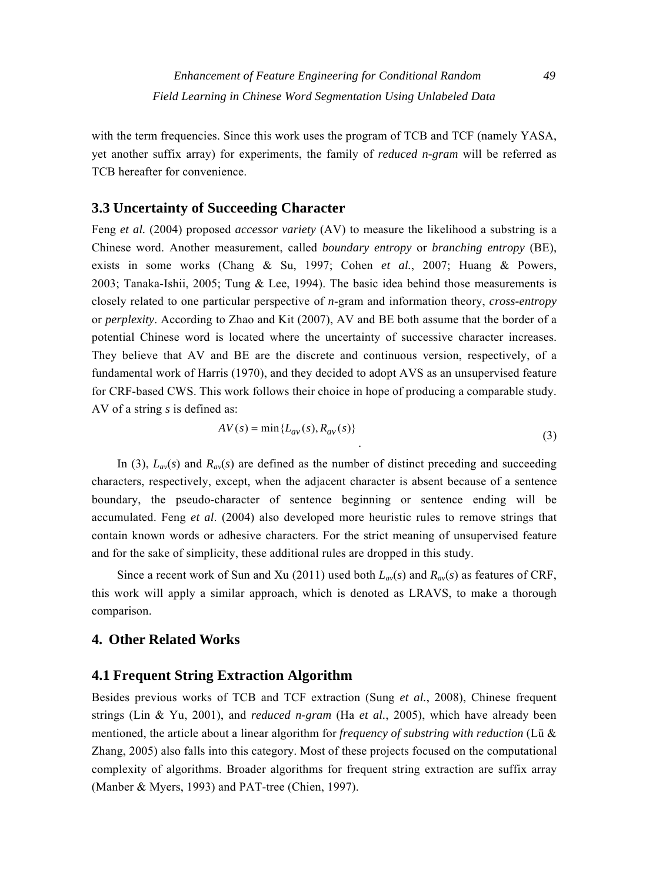with the term frequencies. Since this work uses the program of TCB and TCF (namely YASA, yet another suffix array) for experiments, the family of *reduced n-gram* will be referred as TCB hereafter for convenience.

### 3.3 Uncertainty of Succeeding Character

Feng *et al.* (2004) proposed *accessor variety* (AV) to measure the likelihood a substring is a Chinese word. Another measurement, called *boundary entropy* or *branching entropy* (BE), exists in some works (Chang & Su, 1997; Cohen *et al.*, 2007; Huang & Powers, 2003; Tanaka-Ishii, 2005; Tung & Lee, 1994). The basic idea behind those measurements is closely related to one particular perspective of *n*-gram and information theory, *cross-entropy* or *perplexity*. According to Zhao and Kit (2007), AV and BE both assume that the border of a potential Chinese word is located where the uncertainty of successive character increases. They believe that AV and BE are the discrete and continuous version, respectively, of a fundamental work of Harris (1970), and they decided to adopt AVS as an unsupervised feature for CRF-based CWS. This work follows their choice in hope of producing a comparable study. AV of a string *s* is defined as:

$$AV(s) = \min\{L_{av}(s), R_{av}(s)\} \quad (3)$$

In (3), $L_{av}(s)$ and $R_{av}(s)$ are defined as the number of distinct preceding and succeeding characters, respectively, except, when the adjacent character is absent because of a sentence boundary, the pseudo-character of sentence beginning or sentence ending will be accumulated. Feng *et al*. (2004) also developed more heuristic rules to remove strings that contain known words or adhesive characters. For the strict meaning of unsupervised feature and for the sake of simplicity, these additional rules are dropped in this study.

Since a recent work of Sun and Xu (2011) used both $L_{av}(s)$ and $R_{av}(s)$ as features of CRF, this work will apply a similar approach, which is denoted as LRAVS, to make a thorough comparison.

## 4. Other Related Works

### 4.1 Frequent String Extraction Algorithm

Besides previous works of TCB and TCF extraction (Sung *et al.*, 2008), Chinese frequent strings (Lin & Yu, 2001), and *reduced n-gram* (Ha *et al.*, 2005), which have already been mentioned, the article about a linear algorithm for *frequency of substring with reduction* (Lü & Zhang, 2005) also falls into this category. Most of these projects focused on the computational complexity of algorithms. Broader algorithms for frequent string extraction are suffix array (Manber & Myers, 1993) and PAT-tree (Chien, 1997).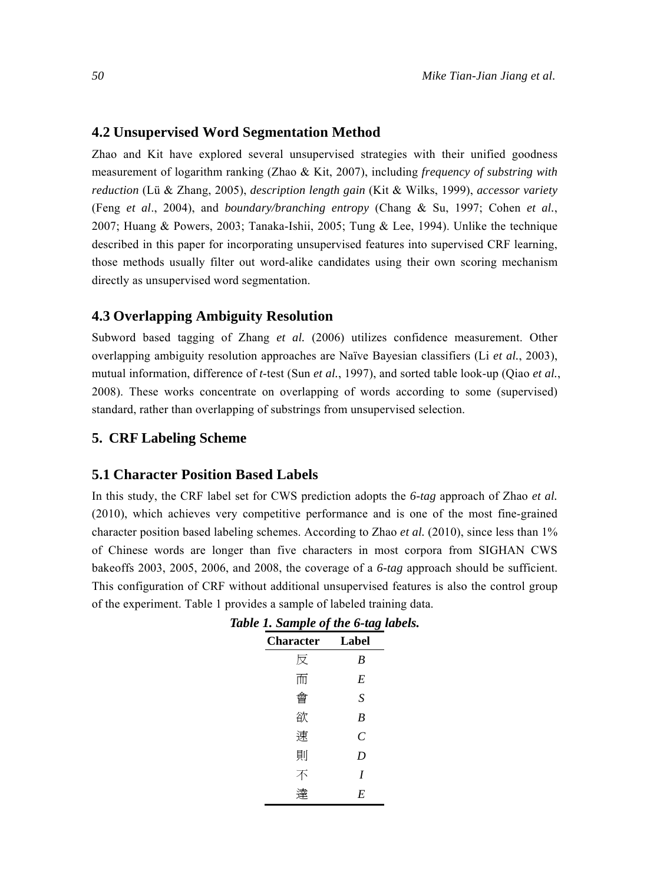### 4.2 Unsupervised Word Segmentation Method

Zhao and Kit have explored several unsupervised strategies with their unified goodness measurement of logarithm ranking (Zhao & Kit, 2007), including *frequency of substring with reduction* (Lü & Zhang, 2005), *description length gain* (Kit & Wilks, 1999), *accessor variety* (Feng *et al*., 2004), and *boundary/branching entropy* (Chang & Su, 1997; Cohen *et al.*, 2007; Huang & Powers, 2003; Tanaka-Ishii, 2005; Tung & Lee, 1994). Unlike the technique described in this paper for incorporating unsupervised features into supervised CRF learning, those methods usually filter out word-alike candidates using their own scoring mechanism directly as unsupervised word segmentation.

### 4.3 Overlapping Ambiguity Resolution

Subword based tagging of Zhang *et al.* (2006) utilizes confidence measurement. Other overlapping ambiguity resolution approaches are Naïve Bayesian classifiers (Li *et al.*, 2003), mutual information, difference of *t*-test (Sun *et al.*, 1997), and sorted table look-up (Qiao *et al.*, 2008). These works concentrate on overlapping of words according to some (supervised) standard, rather than overlapping of substrings from unsupervised selection.

## 5. CRF Labeling Scheme

### 5.1 Character Position Based Labels

In this study, the CRF label set for CWS prediction adopts the *6-tag* approach of Zhao *et al.* (2010), which achieves very competitive performance and is one of the most fine-grained character position based labeling schemes. According to Zhao *et al.* (2010), since less than 1% of Chinese words are longer than five characters in most corpora from SIGHAN CWS bakeoffs 2003, 2005, 2006, and 2008, the coverage of a *6-tag* approach should be sufficient. This configuration of CRF without additional unsupervised features is also the control group of the experiment. Table 1 provides a sample of labeled training data.

***Table 1. Sample of the 6-tag labels.***

| Character | Label |
|---|---|
| 反 | *B* |
| 而 | *E* |
| 會 | *S* |
| 欲 | *B* |
| 速 | *C* |
| 則 | *D* |
| 不 | *I* |
| 達 | *E* |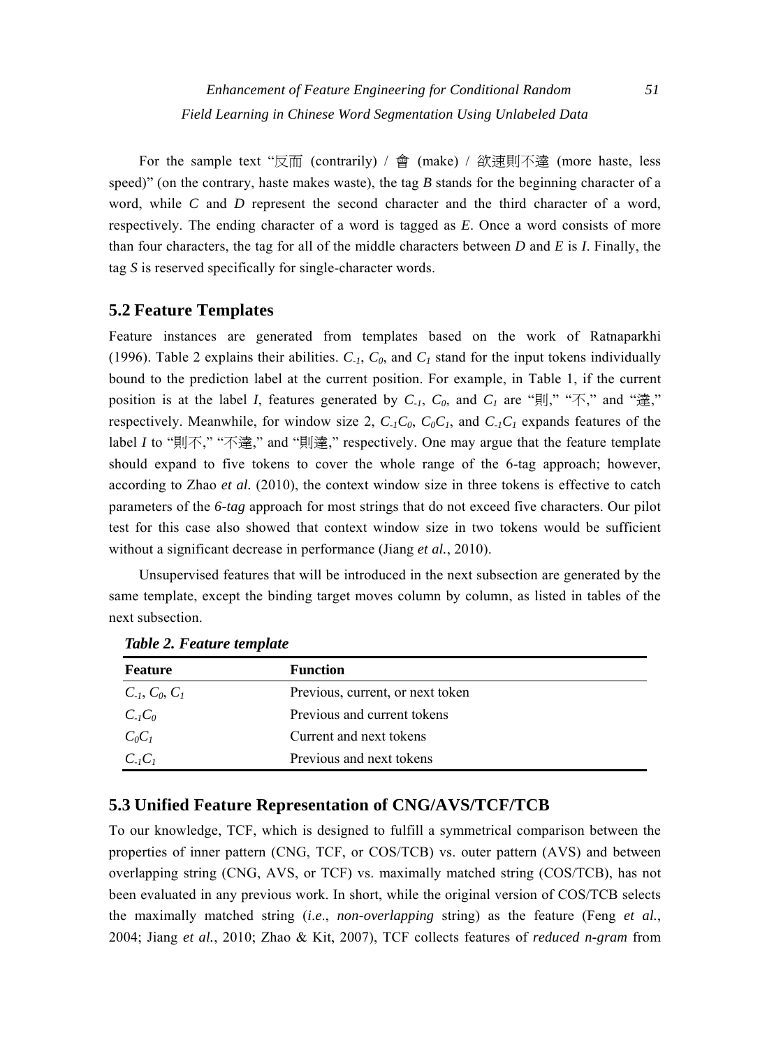For the sample text "反而 (contrarily) / 會 (make) / 欲速則不達 (more haste, less speed)" (on the contrary, haste makes waste), the tag *B* stands for the beginning character of a word, while *C* and *D* represent the second character and the third character of a word, respectively. The ending character of a word is tagged as *E*. Once a word consists of more than four characters, the tag for all of the middle characters between *D* and *E* is *I*. Finally, the tag *S* is reserved specifically for single-character words.

## 5.2 Feature Templates

Feature instances are generated from templates based on the work of Ratnaparkhi (1996). Table 2 explains their abilities. $C_{-1}$, $C_0$, and $C_1$ stand for the input tokens individually bound to the prediction label at the current position. For example, in Table 1, if the current position is at the label *I*, features generated by $C_{-1}$, $C_0$, and $C_1$ are "則," "不," and "達," respectively. Meanwhile, for window size 2, $C_{-1}C_0$, $C_0C_1$, and $C_{-1}C_1$ expands features of the label *I* to "則不," "不達," and "則達," respectively. One may argue that the feature template should expand to five tokens to cover the whole range of the 6-tag approach; however, according to Zhao *et al.* (2010), the context window size in three tokens is effective to catch parameters of the *6-tag* approach for most strings that do not exceed five characters. Our pilot test for this case also showed that context window size in two tokens would be sufficient without a significant decrease in performance (Jiang *et al.*, 2010).

Unsupervised features that will be introduced in the next subsection are generated by the same template, except the binding target moves column by column, as listed in tables of the next subsection.

***Table 2. Feature template***

| Feature | Function |
|---|---|
| $C_{-1}$, $C_0$, $C_1$ | Previous, current, or next token |
| $C_{-1}C_0$ | Previous and current tokens |
| $C_0C_1$ | Current and next tokens |
| $C_{-1}C_1$ | Previous and next tokens |

## 5.3 Unified Feature Representation of CNG/AVS/TCF/TCB

To our knowledge, TCF, which is designed to fulfill a symmetrical comparison between the properties of inner pattern (CNG, TCF, or COS/TCB) vs. outer pattern (AVS) and between overlapping string (CNG, AVS, or TCF) vs. maximally matched string (COS/TCB), has not been evaluated in any previous work. In short, while the original version of COS/TCB selects the maximally matched string (*i.e.*, *non-overlapping* string) as the feature (Feng *et al.*, 2004; Jiang *et al.*, 2010; Zhao & Kit, 2007), TCF collects features of *reduced n-gram* from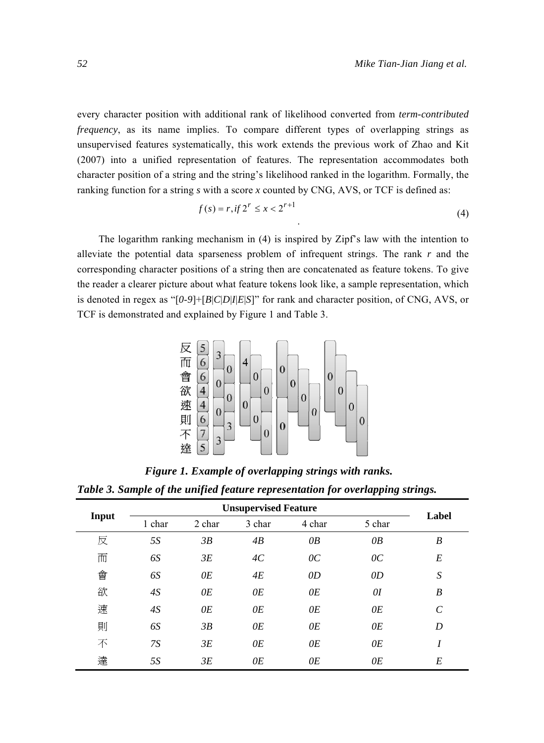every character position with additional rank of likelihood converted from *term-contributed frequency*, as its name implies. To compare different types of overlapping strings as unsupervised features systematically, this work extends the previous work of Zhao and Kit (2007) into a unified representation of features. The representation accommodates both character position of a string and the string's likelihood ranked in the logarithm. Formally, the ranking function for a string *s* with a score *x* counted by CNG, AVS, or TCF is defined as:

$$f(s) = r, if\ 2^r \le x < 2^{r+1} \tag{4}$$

The logarithm ranking mechanism in (4) is inspired by Zipf's law with the intention to alleviate the potential data sparseness problem of infrequent strings. The rank *r* and the corresponding character positions of a string then are concatenated as feature tokens. To give the reader a clearer picture about what feature tokens look like, a sample representation, which is denoted in regex as "[*0-9*]+[*B*|*C*|*D*|*I*|*E*|*S*]" for rank and character position, of CNG, AVS, or TCF is demonstrated and explained by Figure 1 and Table 3.

***Figure 1. Example of overlapping strings with ranks.***

***Table 3. Sample of the unified feature representation for overlapping strings.***

| Input | Unsupervised Feature | | | | | Label |
|---|---|---|---|---|---|---|
| | 1 char | 2 char | 3 char | 4 char | 5 char | |
| 反 | *5S* | *3B* | *4B* | *0B* | *0B* | *B* |
| 而 | *6S* | *3E* | *4C* | *0C* | *0C* | *E* |
| 會 | *6S* | *0E* | *4E* | *0D* | *0D* | *S* |
| 欲 | *4S* | *0E* | *0E* | *0E* | *0I* | *B* |
| 速 | *4S* | *0E* | *0E* | *0E* | *0E* | *C* |
| 則 | *6S* | *3B* | *0E* | *0E* | *0E* | *D* |
| 不 | *7S* | *3E* | *0E* | *0E* | *0E* | *I* |
| 達 | *5S* | *3E* | *0E* | *0E* | *0E* | *E* |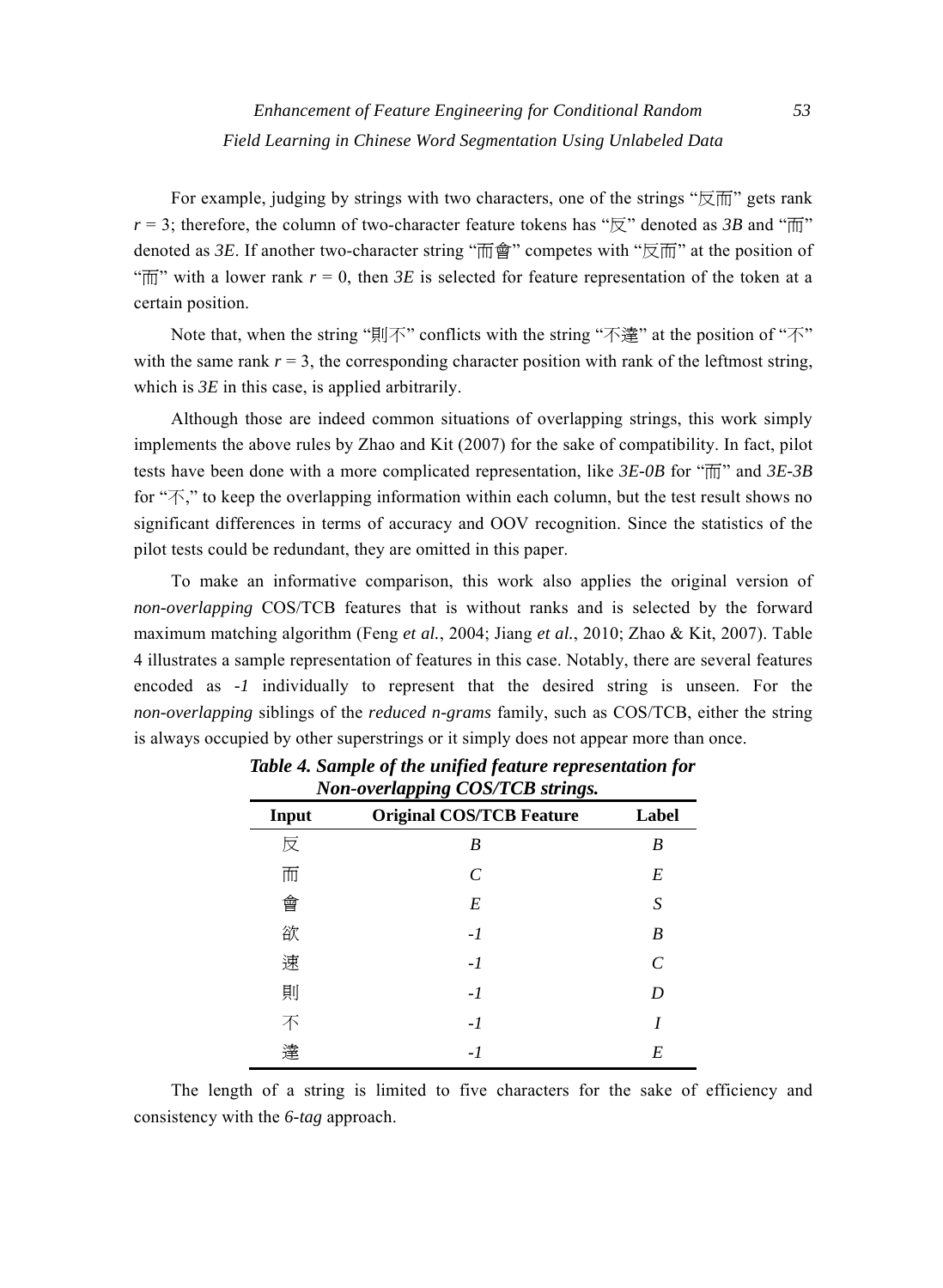For example, judging by strings with two characters, one of the strings "反而" gets rank $r = 3$; therefore, the column of two-character feature tokens has "反" denoted as *3B* and "而" denoted as *3E*. If another two-character string "而會" competes with "反而" at the position of "而" with a lower rank $r = 0$, then *3E* is selected for feature representation of the token at a certain position.

Note that, when the string "則不" conflicts with the string "不達" at the position of "不" with the same rank $r = 3$, the corresponding character position with rank of the leftmost string, which is *3E* in this case, is applied arbitrarily.

Although those are indeed common situations of overlapping strings, this work simply implements the above rules by Zhao and Kit (2007) for the sake of compatibility. In fact, pilot tests have been done with a more complicated representation, like *3E-0B* for "而" and *3E-3B* for "不," to keep the overlapping information within each column, but the test result shows no significant differences in terms of accuracy and OOV recognition. Since the statistics of the pilot tests could be redundant, they are omitted in this paper.

To make an informative comparison, this work also applies the original version of *non-overlapping* COS/TCB features that is without ranks and is selected by the forward maximum matching algorithm (Feng *et al.*, 2004; Jiang *et al.*, 2010; Zhao & Kit, 2007). Table 4 illustrates a sample representation of features in this case. Notably, there are several features encoded as *-1* individually to represent that the desired string is unseen. For the *non-overlapping* siblings of the *reduced n-grams* family, such as COS/TCB, either the string is always occupied by other superstrings or it simply does not appear more than once.

***Table 4. Sample of the unified feature representation for Non-overlapping COS/TCB strings.***

| Input | Original COS/TCB Feature | Label |
|---|---|---|
| 反 | *B* | *B* |
| 而 | *C* | *E* |
| 會 | *E* | *S* |
| 欲 | *-1* | *B* |
| 速 | *-1* | *C* |
| 則 | *-1* | *D* |
| 不 | *-1* | *I* |
| 達 | *-1* | *E* |

The length of a string is limited to five characters for the sake of efficiency and consistency with the *6-tag* approach.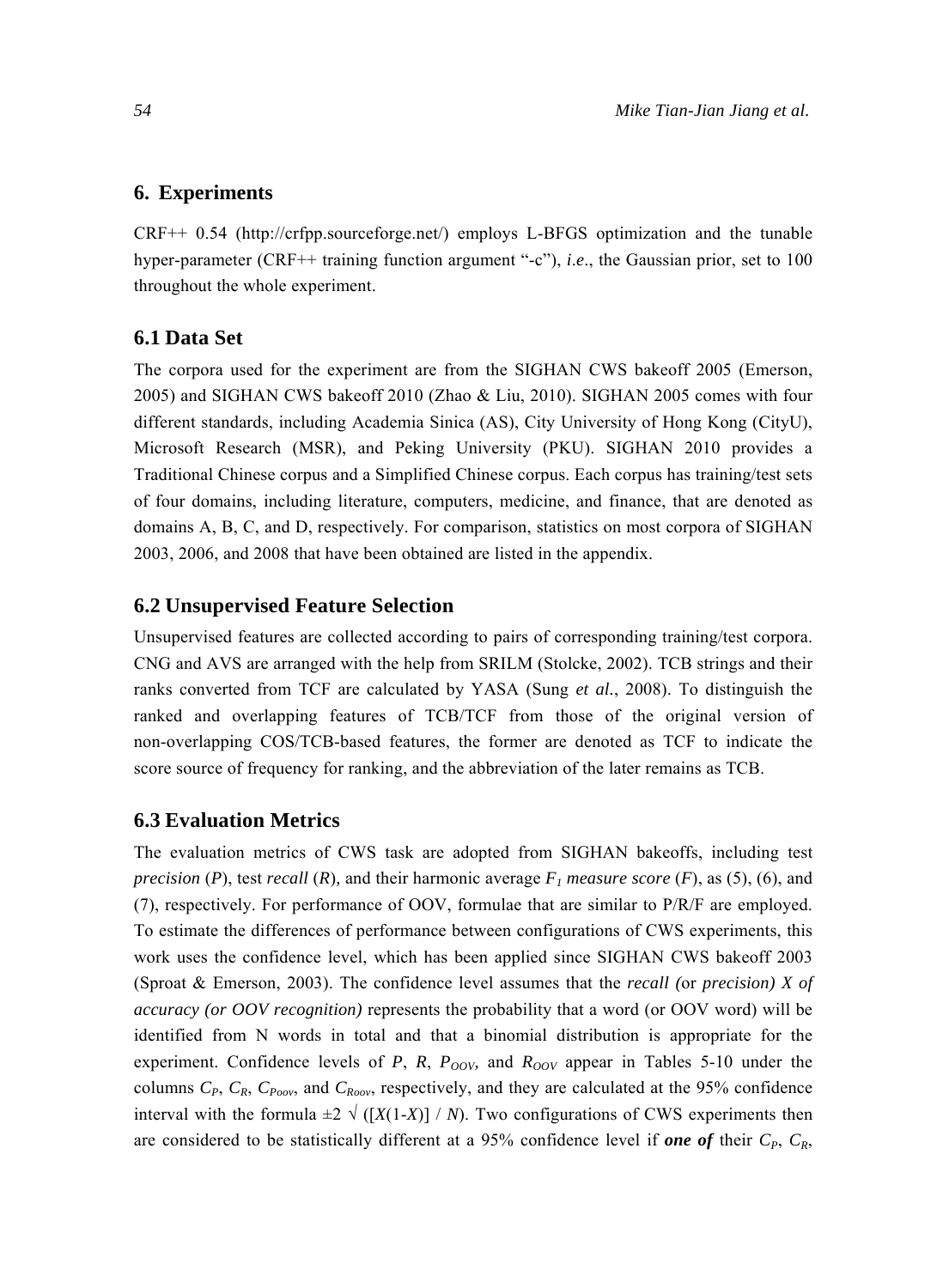## 6. Experiments

CRF++ 0.54 (http://crfpp.sourceforge.net/) employs L-BFGS optimization and the tunable hyper-parameter (CRF++ training function argument "-c"), *i.e*., the Gaussian prior, set to 100 throughout the whole experiment.

### 6.1 Data Set

The corpora used for the experiment are from the SIGHAN CWS bakeoff 2005 (Emerson, 2005) and SIGHAN CWS bakeoff 2010 (Zhao & Liu, 2010). SIGHAN 2005 comes with four different standards, including Academia Sinica (AS), City University of Hong Kong (CityU), Microsoft Research (MSR), and Peking University (PKU). SIGHAN 2010 provides a Traditional Chinese corpus and a Simplified Chinese corpus. Each corpus has training/test sets of four domains, including literature, computers, medicine, and finance, that are denoted as domains A, B, C, and D, respectively. For comparison, statistics on most corpora of SIGHAN 2003, 2006, and 2008 that have been obtained are listed in the appendix.

### 6.2 Unsupervised Feature Selection

Unsupervised features are collected according to pairs of corresponding training/test corpora. CNG and AVS are arranged with the help from SRILM (Stolcke, 2002). TCB strings and their ranks converted from TCF are calculated by YASA (Sung *et al.*, 2008). To distinguish the ranked and overlapping features of TCB/TCF from those of the original version of non-overlapping COS/TCB-based features, the former are denoted as TCF to indicate the score source of frequency for ranking, and the abbreviation of the later remains as TCB.

### 6.3 Evaluation Metrics

The evaluation metrics of CWS task are adopted from SIGHAN bakeoffs, including test *precision* ($P$), test *recall* ($R$), and their harmonic average $F_1$ *measure score* ($F$), as (5), (6), and (7), respectively. For performance of OOV, formulae that are similar to P/R/F are employed. To estimate the differences of performance between configurations of CWS experiments, this work uses the confidence level, which has been applied since SIGHAN CWS bakeoff 2003 (Sproat & Emerson, 2003). The confidence level assumes that the *recall (*or *precision) X of accuracy (or OOV recognition)* represents the probability that a word (or OOV word) will be identified from N words in total and that a binomial distribution is appropriate for the experiment. Confidence levels of $P$, $R$, $P_{OOV}$, and $R_{OOV}$ appear in Tables 5-10 under the columns $C_P$, $C_R$, $C_{Poov}$, and $C_{Roov}$, respectively, and they are calculated at the 95% confidence interval with the formula $\pm 2 \sqrt{([X(1-X)] / N)}$. Two configurations of CWS experiments then are considered to be statistically different at a 95% confidence level if ***one of*** their $C_P$, $C_R$,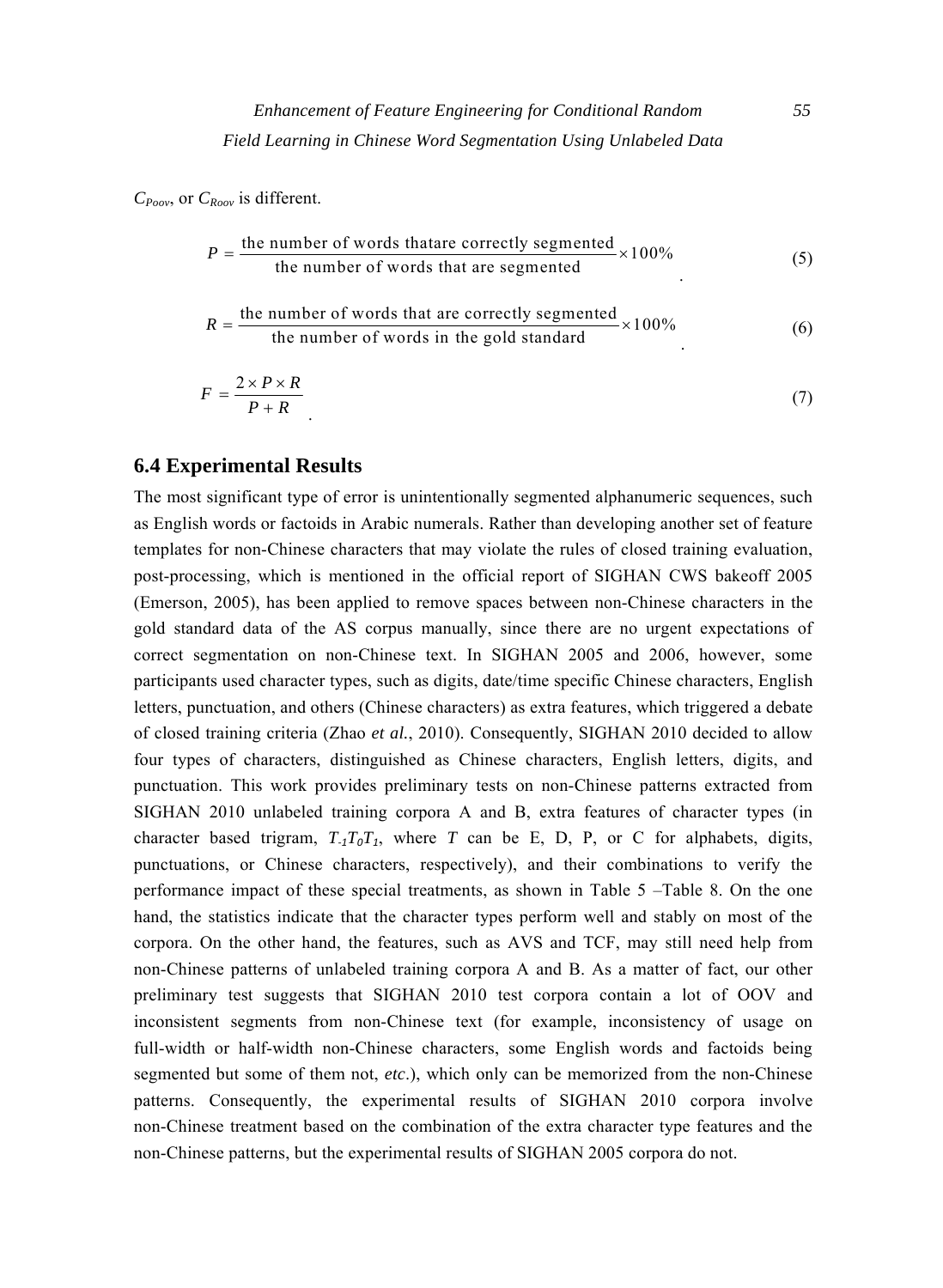$C_{Poov}$, or $C_{Roov}$ is different.

$$P = \frac{\text{the number of words thatare correctly segmented}}{\text{the number of words that are segmented}} \times 100\% \quad (5)$$

$$R = \frac{\text{the number of words that are correctly segmented}}{\text{the number of words in the gold standard}} \times 100\% \quad (6)$$

$$F = \frac{2 \times P \times R}{P + R} \quad (7)$$

## 6.4 Experimental Results

The most significant type of error is unintentionally segmented alphanumeric sequences, such as English words or factoids in Arabic numerals. Rather than developing another set of feature templates for non-Chinese characters that may violate the rules of closed training evaluation, post-processing, which is mentioned in the official report of SIGHAN CWS bakeoff 2005 (Emerson, 2005), has been applied to remove spaces between non-Chinese characters in the gold standard data of the AS corpus manually, since there are no urgent expectations of correct segmentation on non-Chinese text. In SIGHAN 2005 and 2006, however, some participants used character types, such as digits, date/time specific Chinese characters, English letters, punctuation, and others (Chinese characters) as extra features, which triggered a debate of closed training criteria (Zhao *et al.*, 2010). Consequently, SIGHAN 2010 decided to allow four types of characters, distinguished as Chinese characters, English letters, digits, and punctuation. This work provides preliminary tests on non-Chinese patterns extracted from SIGHAN 2010 unlabeled training corpora A and B, extra features of character types (in character based trigram, $T_{-1}T_0T_1$, where $T$ can be E, D, P, or C for alphabets, digits, punctuations, or Chinese characters, respectively), and their combinations to verify the performance impact of these special treatments, as shown in Table 5 –Table 8. On the one hand, the statistics indicate that the character types perform well and stably on most of the corpora. On the other hand, the features, such as AVS and TCF, may still need help from non-Chinese patterns of unlabeled training corpora A and B. As a matter of fact, our other preliminary test suggests that SIGHAN 2010 test corpora contain a lot of OOV and inconsistent segments from non-Chinese text (for example, inconsistency of usage on full-width or half-width non-Chinese characters, some English words and factoids being segmented but some of them not, *etc*.), which only can be memorized from the non-Chinese patterns. Consequently, the experimental results of SIGHAN 2010 corpora involve non-Chinese treatment based on the combination of the extra character type features and the non-Chinese patterns, but the experimental results of SIGHAN 2005 corpora do not.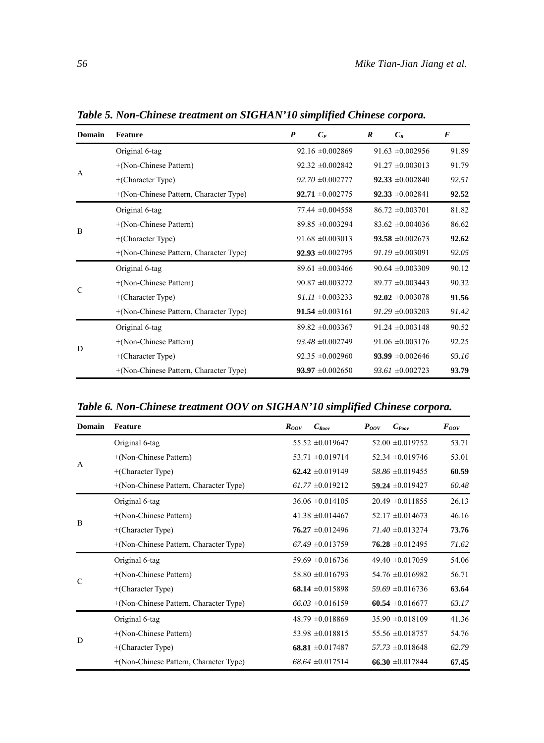***Table 5. Non-Chinese treatment on SIGHAN'10 simplified Chinese corpora.***

| Domain | Feature | $P$ | $C_P$ | $R$ | $C_R$ | $F$ |
|---|---|---|---|---|---|---|
| A | Original 6-tag | 92.16 | ±0.002869 | 91.63 | ±0.002956 | 91.89 |
| | +(Non-Chinese Pattern) | 92.32 | ±0.002842 | 91.27 | ±0.003013 | 91.79 |
| | +(Character Type) | *92.70* | ±0.002777 | **92.33** | ±0.002840 | *92.51* |
| | +(Non-Chinese Pattern, Character Type) | **92.71** | ±0.002775 | **92.33** | ±0.002841 | **92.52** |
| B | Original 6-tag | 77.44 | ±0.004558 | 86.72 | ±0.003701 | 81.82 |
| | +(Non-Chinese Pattern) | 89.85 | ±0.003294 | 83.62 | ±0.004036 | 86.62 |
| | +(Character Type) | 91.68 | ±0.003013 | **93.58** | ±0.002673 | **92.62** |
| | +(Non-Chinese Pattern, Character Type) | **92.93** | ±0.002795 | *91.19* | ±0.003091 | *92.05* |
| C | Original 6-tag | 89.61 | ±0.003466 | 90.64 | ±0.003309 | 90.12 |
| | +(Non-Chinese Pattern) | 90.87 | ±0.003272 | 89.77 | ±0.003443 | 90.32 |
| | +(Character Type) | *91.11* | ±0.003233 | **92.02** | ±0.003078 | **91.56** |
| | +(Non-Chinese Pattern, Character Type) | **91.54** | ±0.003161 | *91.29* | ±0.003203 | *91.42* |
| D | Original 6-tag | 89.82 | ±0.003367 | 91.24 | ±0.003148 | 90.52 |
| | +(Non-Chinese Pattern) | *93.48* | ±0.002749 | 91.06 | ±0.003176 | 92.25 |
| | +(Character Type) | 92.35 | ±0.002960 | **93.99** | ±0.002646 | *93.16* |
| | +(Non-Chinese Pattern, Character Type) | **93.97** | ±0.002650 | *93.61* | ±0.002723 | **93.79** |

***Table 6. Non-Chinese treatment OOV on SIGHAN'10 simplified Chinese corpora.***

| Domain | Feature | $R_{OOV}$ | $C_{R_{OOV}}$ | $P_{OOV}$ | $C_{P_{OOV}}$ | $F_{OOV}$ |
|---|---|---|---|---|---|---|
| A | Original 6-tag | 55.52 | ±0.019647 | 52.00 | ±0.019752 | 53.71 |
| | +(Non-Chinese Pattern) | 53.71 | ±0.019714 | 52.34 | ±0.019746 | 53.01 |
| | +(Character Type) | **62.42** | ±0.019149 | *58.86* | ±0.019455 | **60.59** |
| | +(Non-Chinese Pattern, Character Type) | *61.77* | ±0.019212 | **59.24** | ±0.019427 | *60.48* |
| B | Original 6-tag | 36.06 | ±0.014105 | 20.49 | ±0.011855 | 26.13 |
| | +(Non-Chinese Pattern) | 41.38 | ±0.014467 | 52.17 | ±0.014673 | 46.16 |
| | +(Character Type) | **76.27** | ±0.012496 | *71.40* | ±0.013274 | **73.76** |
| | +(Non-Chinese Pattern, Character Type) | *67.49* | ±0.013759 | **76.28** | ±0.012495 | *71.62* |
| C | Original 6-tag | 59.69 | ±0.016736 | 49.40 | ±0.017059 | 54.06 |
| | +(Non-Chinese Pattern) | 58.80 | ±0.016793 | 54.76 | ±0.016982 | 56.71 |
| | +(Character Type) | **68.14** | ±0.015898 | *59.69* | ±0.016736 | **63.64** |
| | +(Non-Chinese Pattern, Character Type) | *66.03* | ±0.016159 | **60.54** | ±0.016677 | *63.17* |
| D | Original 6-tag | 48.79 | ±0.018869 | 35.90 | ±0.018109 | 41.36 |
| | +(Non-Chinese Pattern) | 53.98 | ±0.018815 | 55.56 | ±0.018757 | 54.76 |
| | +(Character Type) | **68.81** | ±0.017487 | *57.73* | ±0.018648 | *62.79* |
| | +(Non-Chinese Pattern, Character Type) | *68.64* | ±0.017514 | **66.30** | ±0.017844 | **67.45** |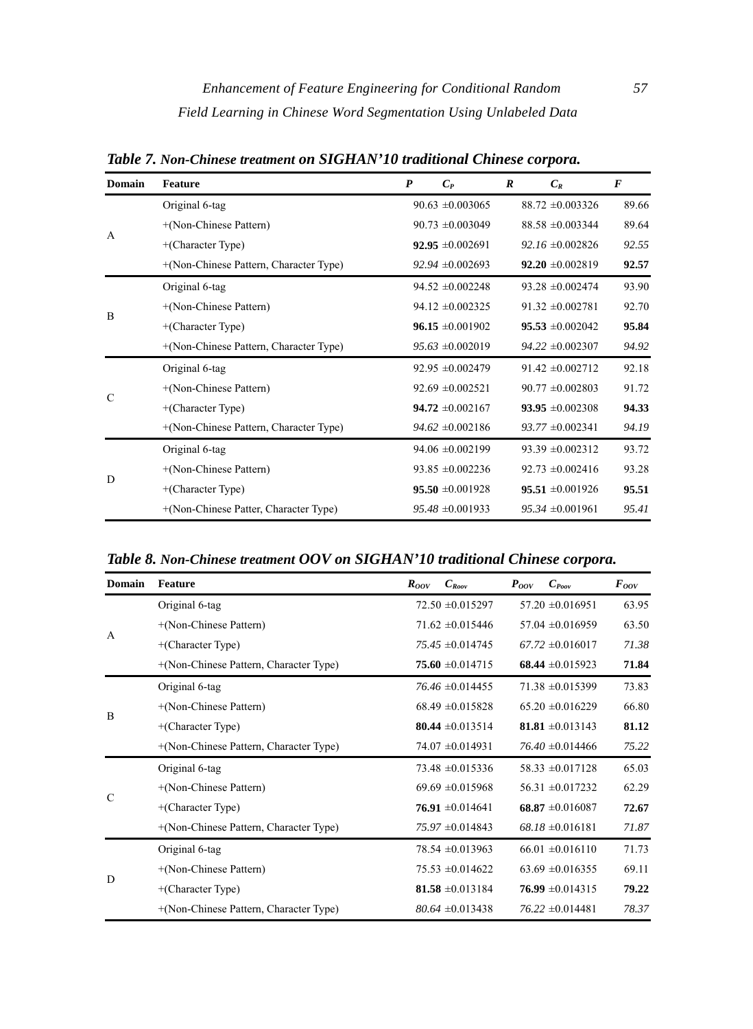***Table 7. Non-Chinese treatment on SIGHAN'10 traditional Chinese corpora.***

| Domain | Feature | *P* | $C_P$ | *R* | $C_R$ | *F* |
|---|---|---|---|---|---|---|
| A | Original 6-tag | 90.63 | ±0.003065 | 88.72 | ±0.003326 | 89.66 |
| | +(Non-Chinese Pattern) | 90.73 | ±0.003049 | 88.58 | ±0.003344 | 89.64 |
| | +(Character Type) | **92.95** | ±0.002691 | *92.16* | ±0.002826 | *92.55* |
| | +(Non-Chinese Pattern, Character Type) | *92.94* | ±0.002693 | **92.20** | ±0.002819 | **92.57** |
| B | Original 6-tag | 94.52 | ±0.002248 | 93.28 | ±0.002474 | 93.90 |
| | +(Non-Chinese Pattern) | 94.12 | ±0.002325 | 91.32 | ±0.002781 | 92.70 |
| | +(Character Type) | **96.15** | ±0.001902 | **95.53** | ±0.002042 | **95.84** |
| | +(Non-Chinese Pattern, Character Type) | *95.63* | ±0.002019 | *94.22* | ±0.002307 | *94.92* |
| C | Original 6-tag | 92.95 | ±0.002479 | 91.42 | ±0.002712 | 92.18 |
| | +(Non-Chinese Pattern) | 92.69 | ±0.002521 | 90.77 | ±0.002803 | 91.72 |
| | +(Character Type) | **94.72** | ±0.002167 | **93.95** | ±0.002308 | **94.33** |
| | +(Non-Chinese Pattern, Character Type) | *94.62* | ±0.002186 | *93.77* | ±0.002341 | *94.19* |
| D | Original 6-tag | 94.06 | ±0.002199 | 93.39 | ±0.002312 | 93.72 |
| | +(Non-Chinese Pattern) | 93.85 | ±0.002236 | 92.73 | ±0.002416 | 93.28 |
| | +(Character Type) | **95.50** | ±0.001928 | **95.51** | ±0.001926 | **95.51** |
| | +(Non-Chinese Patter, Character Type) | *95.48* | ±0.001933 | *95.34* | ±0.001961 | *95.41* |

***Table 8. Non-Chinese treatment OOV on SIGHAN'10 traditional Chinese corpora.***

| Domain | Feature | $R_{OOV}$ | $C_{Roov}$ | $P_{OOV}$ | $C_{Poov}$ | $F_{OOV}$ |
|---|---|---|---|---|---|---|
| A | Original 6-tag | 72.50 | ±0.015297 | 57.20 | ±0.016951 | 63.95 |
| | +(Non-Chinese Pattern) | 71.62 | ±0.015446 | 57.04 | ±0.016959 | 63.50 |
| | +(Character Type) | *75.45* | ±0.014745 | *67.72* | ±0.016017 | *71.38* |
| | +(Non-Chinese Pattern, Character Type) | **75.60** | ±0.014715 | **68.44** | ±0.015923 | **71.84** |
| B | Original 6-tag | *76.46* | ±0.014455 | 71.38 | ±0.015399 | 73.83 |
| | +(Non-Chinese Pattern) | 68.49 | ±0.015828 | 65.20 | ±0.016229 | 66.80 |
| | +(Character Type) | **80.44** | ±0.013514 | **81.81** | ±0.013143 | **81.12** |
| | +(Non-Chinese Pattern, Character Type) | 74.07 | ±0.014931 | *76.40* | ±0.014466 | *75.22* |
| C | Original 6-tag | 73.48 | ±0.015336 | 58.33 | ±0.017128 | 65.03 |
| | +(Non-Chinese Pattern) | 69.69 | ±0.015968 | 56.31 | ±0.017232 | 62.29 |
| | +(Character Type) | **76.91** | ±0.014641 | **68.87** | ±0.016087 | **72.67** |
| | +(Non-Chinese Pattern, Character Type) | *75.97* | ±0.014843 | *68.18* | ±0.016181 | *71.87* |
| D | Original 6-tag | 78.54 | ±0.013963 | 66.01 | ±0.016110 | 71.73 |
| | +(Non-Chinese Pattern) | 75.53 | ±0.014622 | 63.69 | ±0.016355 | 69.11 |
| | +(Character Type) | **81.58** | ±0.013184 | **76.99** | ±0.014315 | **79.22** |
| | +(Non-Chinese Pattern, Character Type) | *80.64* | ±0.013438 | *76.22* | ±0.014481 | *78.37* |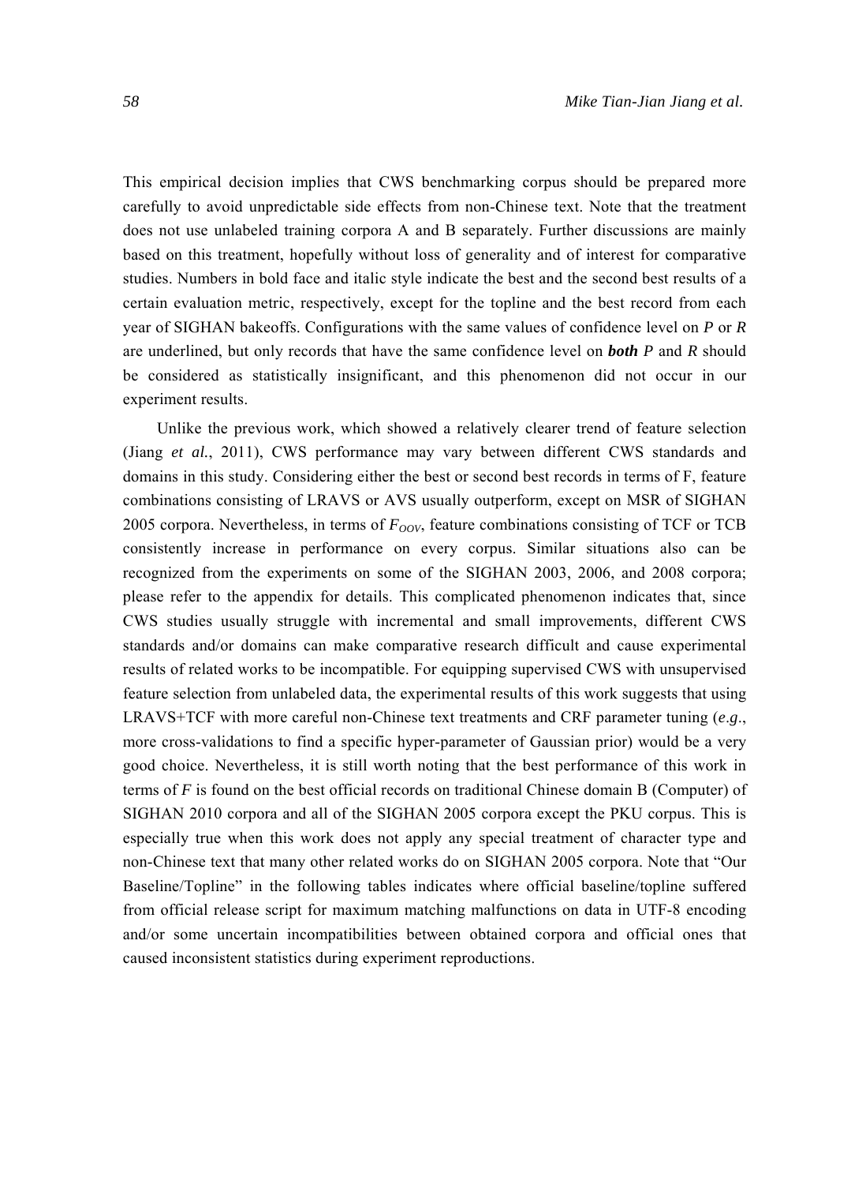This empirical decision implies that CWS benchmarking corpus should be prepared more carefully to avoid unpredictable side effects from non-Chinese text. Note that the treatment does not use unlabeled training corpora A and B separately. Further discussions are mainly based on this treatment, hopefully without loss of generality and of interest for comparative studies. Numbers in bold face and italic style indicate the best and the second best results of a certain evaluation metric, respectively, except for the topline and the best record from each year of SIGHAN bakeoffs. Configurations with the same values of confidence level on $P$ or $R$ are underlined, but only records that have the same confidence level on ***both*** $P$ and $R$ should be considered as statistically insignificant, and this phenomenon did not occur in our experiment results.

Unlike the previous work, which showed a relatively clearer trend of feature selection (Jiang *et al.*, 2011), CWS performance may vary between different CWS standards and domains in this study. Considering either the best or second best records in terms of F, feature combinations consisting of LRAVS or AVS usually outperform, except on MSR of SIGHAN 2005 corpora. Nevertheless, in terms of $F_{OOV}$, feature combinations consisting of TCF or TCB consistently increase in performance on every corpus. Similar situations also can be recognized from the experiments on some of the SIGHAN 2003, 2006, and 2008 corpora; please refer to the appendix for details. This complicated phenomenon indicates that, since CWS studies usually struggle with incremental and small improvements, different CWS standards and/or domains can make comparative research difficult and cause experimental results of related works to be incompatible. For equipping supervised CWS with unsupervised feature selection from unlabeled data, the experimental results of this work suggests that using LRAVS+TCF with more careful non-Chinese text treatments and CRF parameter tuning (*e.g*., more cross-validations to find a specific hyper-parameter of Gaussian prior) would be a very good choice. Nevertheless, it is still worth noting that the best performance of this work in terms of $F$ is found on the best official records on traditional Chinese domain B (Computer) of SIGHAN 2010 corpora and all of the SIGHAN 2005 corpora except the PKU corpus. This is especially true when this work does not apply any special treatment of character type and non-Chinese text that many other related works do on SIGHAN 2005 corpora. Note that "Our Baseline/Topline" in the following tables indicates where official baseline/topline suffered from official release script for maximum matching malfunctions on data in UTF-8 encoding and/or some uncertain incompatibilities between obtained corpora and official ones that caused inconsistent statistics during experiment reproductions.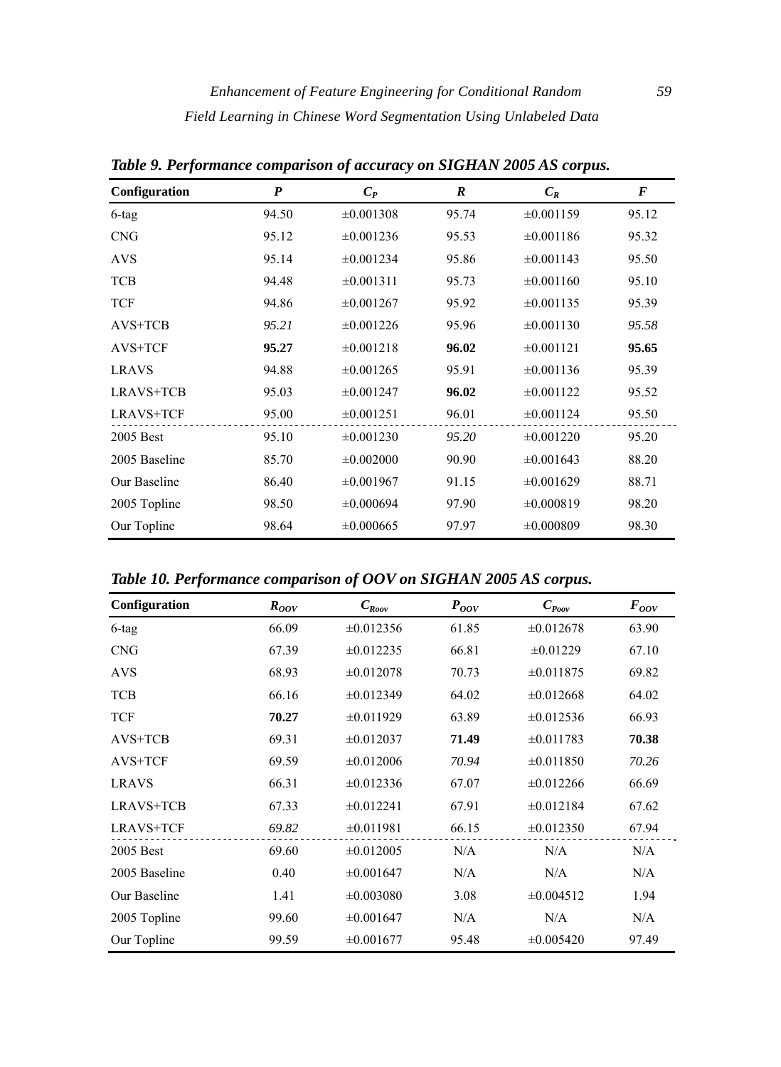**Table 9. Performance comparison of accuracy on SIGHAN 2005 AS corpus.**

| Configuration | $P$ | $C_P$ | $R$ | $C_R$ | $F$ |
|---|---|---|---|---|---|
| 6-tag | 94.50 | ±0.001308 | 95.74 | ±0.001159 | 95.12 |
| CNG | 95.12 | ±0.001236 | 95.53 | ±0.001186 | 95.32 |
| AVS | 95.14 | ±0.001234 | 95.86 | ±0.001143 | 95.50 |
| TCB | 94.48 | ±0.001311 | 95.73 | ±0.001160 | 95.10 |
| TCF | 94.86 | ±0.001267 | 95.92 | ±0.001135 | 95.39 |
| AVS+TCB | *95.21* | ±0.001226 | 95.96 | ±0.001130 | *95.58* |
| AVS+TCF | **95.27** | ±0.001218 | **96.02** | ±0.001121 | **95.65** |
| LRAVS | 94.88 | ±0.001265 | 95.91 | ±0.001136 | 95.39 |
| LRAVS+TCB | 95.03 | ±0.001247 | **96.02** | ±0.001122 | 95.52 |
| LRAVS+TCF | 95.00 | ±0.001251 | 96.01 | ±0.001124 | 95.50 |
| 2005 Best | 95.10 | ±0.001230 | *95.20* | ±0.001220 | 95.20 |
| 2005 Baseline | 85.70 | ±0.002000 | 90.90 | ±0.001643 | 88.20 |
| Our Baseline | 86.40 | ±0.001967 | 91.15 | ±0.001629 | 88.71 |
| 2005 Topline | 98.50 | ±0.000694 | 97.90 | ±0.000819 | 98.20 |
| Our Topline | 98.64 | ±0.000665 | 97.97 | ±0.000809 | 98.30 |

**Table 10. Performance comparison of OOV on SIGHAN 2005 AS corpus.**

| Configuration | $R_{OOV}$ | $C_{Roov}$ | $P_{OOV}$ | $C_{Poov}$ | $F_{OOV}$ |
|---|---|---|---|---|---|
| 6-tag | 66.09 | ±0.012356 | 61.85 | ±0.012678 | 63.90 |
| CNG | 67.39 | ±0.012235 | 66.81 | ±0.01229 | 67.10 |
| AVS | 68.93 | ±0.012078 | 70.73 | ±0.011875 | 69.82 |
| TCB | 66.16 | ±0.012349 | 64.02 | ±0.012668 | 64.02 |
| TCF | **70.27** | ±0.011929 | 63.89 | ±0.012536 | 66.93 |
| AVS+TCB | 69.31 | ±0.012037 | **71.49** | ±0.011783 | **70.38** |
| AVS+TCF | 69.59 | ±0.012006 | *70.94* | ±0.011850 | *70.26* |
| LRAVS | 66.31 | ±0.012336 | 67.07 | ±0.012266 | 66.69 |
| LRAVS+TCB | 67.33 | ±0.012241 | 67.91 | ±0.012184 | 67.62 |
| LRAVS+TCF | *69.82* | ±0.011981 | 66.15 | ±0.012350 | 67.94 |
| 2005 Best | 69.60 | ±0.012005 | N/A | N/A | N/A |
| 2005 Baseline | 0.40 | ±0.001647 | N/A | N/A | N/A |
| Our Baseline | 1.41 | ±0.003080 | 3.08 | ±0.004512 | 1.94 |
| 2005 Topline | 99.60 | ±0.001647 | N/A | N/A | N/A |
| Our Topline | 99.59 | ±0.001677 | 95.48 | ±0.005420 | 97.49 |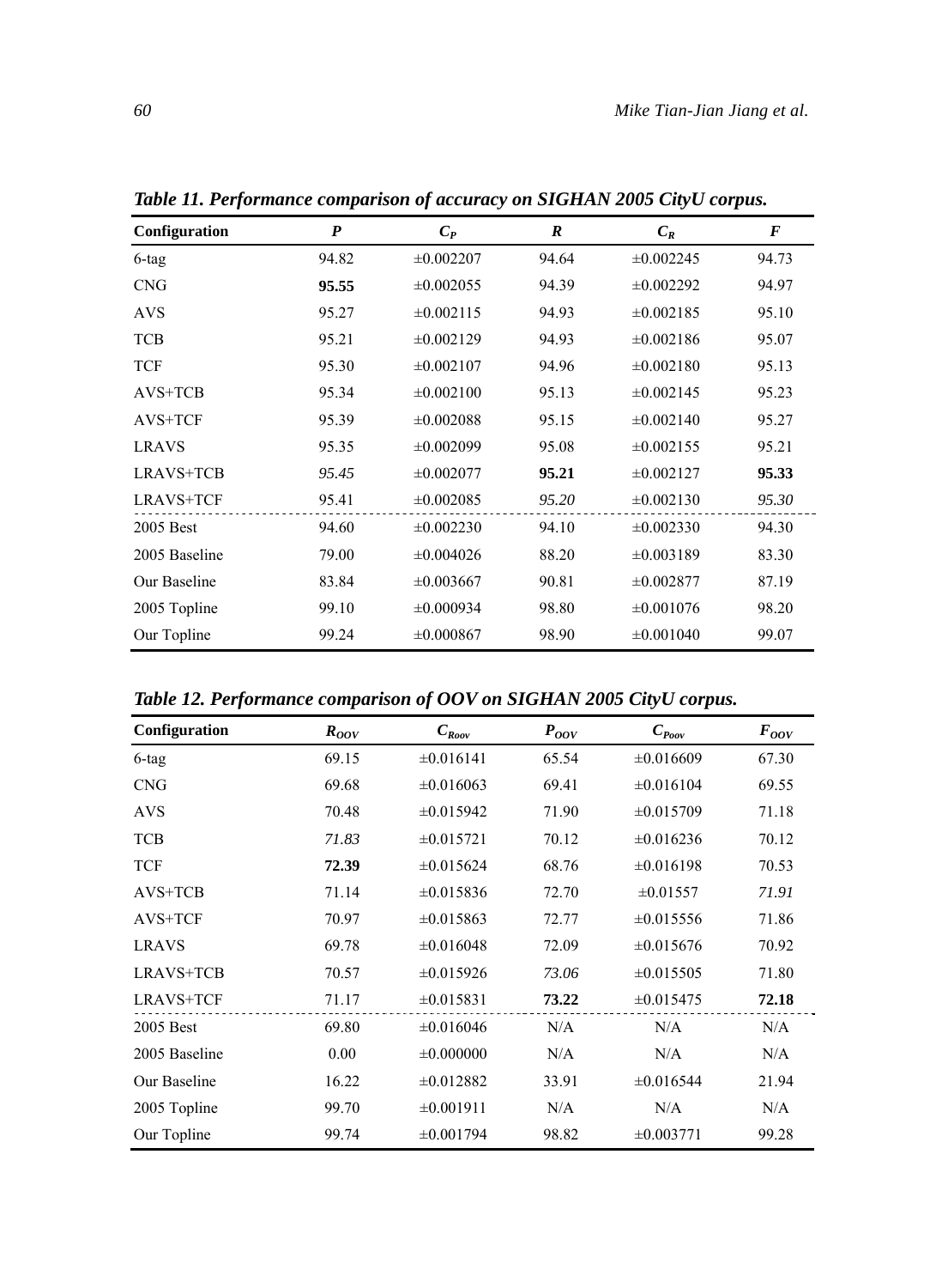***Table 11. Performance comparison of accuracy on SIGHAN 2005 CityU corpus.***

| Configuration | $P$ | $C_P$ | $R$ | $C_R$ | $F$ |
|---|---|---|---|---|---|
| 6-tag | 94.82 | ±0.002207 | 94.64 | ±0.002245 | 94.73 |
| CNG | **95.55** | ±0.002055 | 94.39 | ±0.002292 | 94.97 |
| AVS | 95.27 | ±0.002115 | 94.93 | ±0.002185 | 95.10 |
| TCB | 95.21 | ±0.002129 | 94.93 | ±0.002186 | 95.07 |
| TCF | 95.30 | ±0.002107 | 94.96 | ±0.002180 | 95.13 |
| AVS+TCB | 95.34 | ±0.002100 | 95.13 | ±0.002145 | 95.23 |
| AVS+TCF | 95.39 | ±0.002088 | 95.15 | ±0.002140 | 95.27 |
| LRAVS | 95.35 | ±0.002099 | 95.08 | ±0.002155 | 95.21 |
| LRAVS+TCB | *95.45* | ±0.002077 | **95.21** | ±0.002127 | **95.33** |
| LRAVS+TCF | 95.41 | ±0.002085 | *95.20* | ±0.002130 | *95.30* |
| 2005 Best | 94.60 | ±0.002230 | 94.10 | ±0.002330 | 94.30 |
| 2005 Baseline | 79.00 | ±0.004026 | 88.20 | ±0.003189 | 83.30 |
| Our Baseline | 83.84 | ±0.003667 | 90.81 | ±0.002877 | 87.19 |
| 2005 Topline | 99.10 | ±0.000934 | 98.80 | ±0.001076 | 98.20 |
| Our Topline | 99.24 | ±0.000867 | 98.90 | ±0.001040 | 99.07 |

***Table 12. Performance comparison of OOV on SIGHAN 2005 CityU corpus.***

| Configuration | $R_{OOV}$ | $C_{R_{OOV}}$ | $P_{OOV}$ | $C_{P_{OOV}}$ | $F_{OOV}$ |
|---|---|---|---|---|---|
| 6-tag | 69.15 | ±0.016141 | 65.54 | ±0.016609 | 67.30 |
| CNG | 69.68 | ±0.016063 | 69.41 | ±0.016104 | 69.55 |
| AVS | 70.48 | ±0.015942 | 71.90 | ±0.015709 | 71.18 |
| TCB | *71.83* | ±0.015721 | 70.12 | ±0.016236 | 70.12 |
| TCF | **72.39** | ±0.015624 | 68.76 | ±0.016198 | 70.53 |
| AVS+TCB | 71.14 | ±0.015836 | 72.70 | ±0.01557 | *71.91* |
| AVS+TCF | 70.97 | ±0.015863 | 72.77 | ±0.015556 | 71.86 |
| LRAVS | 69.78 | ±0.016048 | 72.09 | ±0.015676 | 70.92 |
| LRAVS+TCB | 70.57 | ±0.015926 | *73.06* | ±0.015505 | 71.80 |
| LRAVS+TCF | 71.17 | ±0.015831 | **73.22** | ±0.015475 | **72.18** |
| 2005 Best | 69.80 | ±0.016046 | N/A | N/A | N/A |
| 2005 Baseline | 0.00 | ±0.000000 | N/A | N/A | N/A |
| Our Baseline | 16.22 | ±0.012882 | 33.91 | ±0.016544 | 21.94 |
| 2005 Topline | 99.70 | ±0.001911 | N/A | N/A | N/A |
| Our Topline | 99.74 | ±0.001794 | 98.82 | ±0.003771 | 99.28 |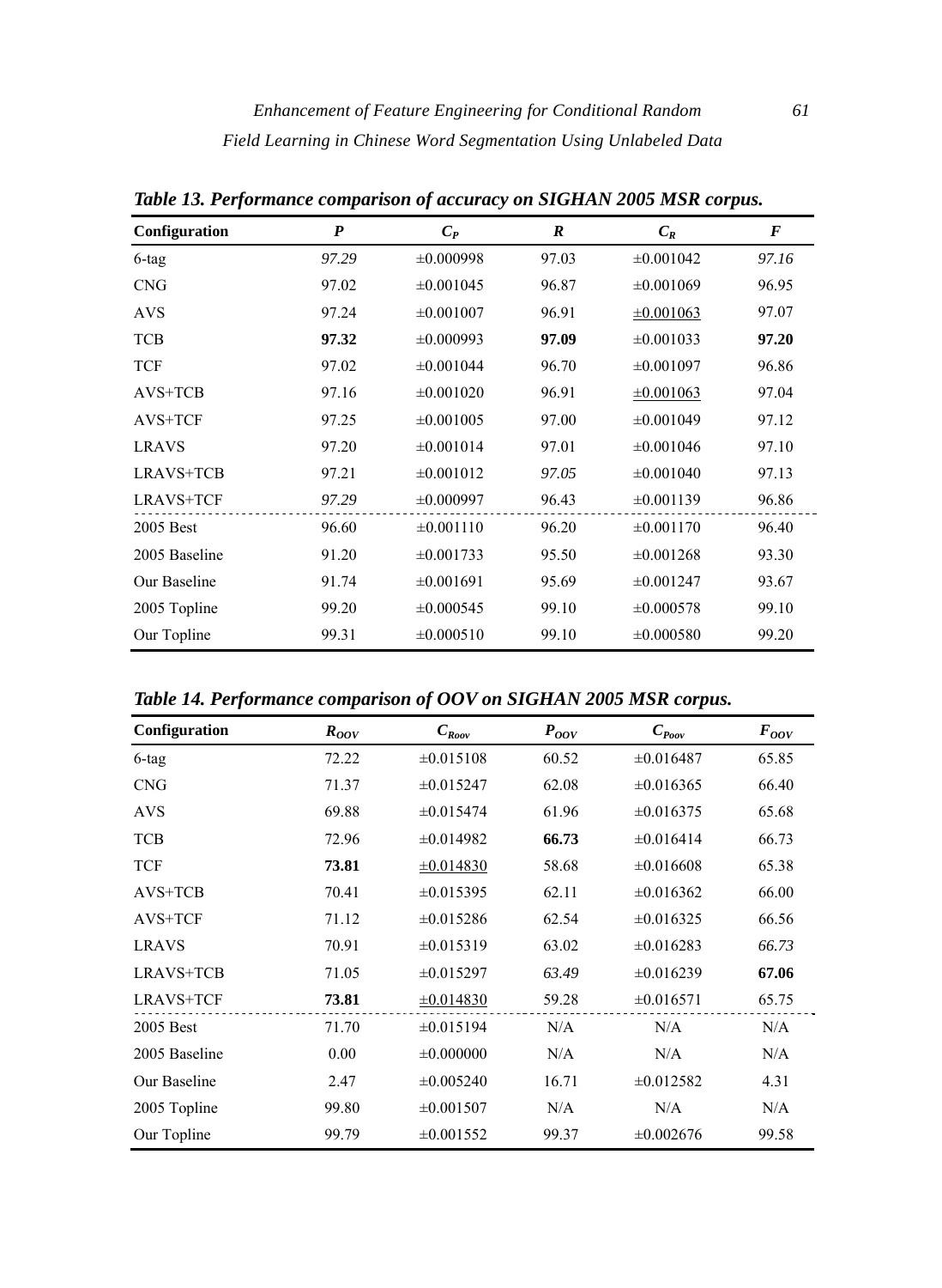***Table 13. Performance comparison of accuracy on SIGHAN 2005 MSR corpus.***

| Configuration | $P$ | $C_P$ | $R$ | $C_R$ | $F$ |
|---|---|---|---|---|---|
| 6-tag | *97.29* | ±0.000998 | 97.03 | ±0.001042 | *97.16* |
| CNG | 97.02 | ±0.001045 | 96.87 | ±0.001069 | 96.95 |
| AVS | 97.24 | ±0.001007 | 96.91 | ±0.001063 | 97.07 |
| TCB | **97.32** | ±0.000993 | **97.09** | ±0.001033 | **97.20** |
| TCF | 97.02 | ±0.001044 | 96.70 | ±0.001097 | 96.86 |
| AVS+TCB | 97.16 | ±0.001020 | 96.91 | ±0.001063 | 97.04 |
| AVS+TCF | 97.25 | ±0.001005 | 97.00 | ±0.001049 | 97.12 |
| LRAVS | 97.20 | ±0.001014 | 97.01 | ±0.001046 | 97.10 |
| LRAVS+TCB | 97.21 | ±0.001012 | *97.05* | ±0.001040 | 97.13 |
| LRAVS+TCF | *97.29* | ±0.000997 | 96.43 | ±0.001139 | 96.86 |
| 2005 Best | 96.60 | ±0.001110 | 96.20 | ±0.001170 | 96.40 |
| 2005 Baseline | 91.20 | ±0.001733 | 95.50 | ±0.001268 | 93.30 |
| Our Baseline | 91.74 | ±0.001691 | 95.69 | ±0.001247 | 93.67 |
| 2005 Topline | 99.20 | ±0.000545 | 99.10 | ±0.000578 | 99.10 |
| Our Topline | 99.31 | ±0.000510 | 99.10 | ±0.000580 | 99.20 |

***Table 14. Performance comparison of OOV on SIGHAN 2005 MSR corpus.***

| Configuration | $R_{OOV}$ | $C_{Roov}$ | $P_{OOV}$ | $C_{Poov}$ | $F_{OOV}$ |
|---|---|---|---|---|---|
| 6-tag | 72.22 | ±0.015108 | 60.52 | ±0.016487 | 65.85 |
| CNG | 71.37 | ±0.015247 | 62.08 | ±0.016365 | 66.40 |
| AVS | 69.88 | ±0.015474 | 61.96 | ±0.016375 | 65.68 |
| TCB | 72.96 | ±0.014982 | **66.73** | ±0.016414 | 66.73 |
| TCF | **73.81** | ±0.014830 | 58.68 | ±0.016608 | 65.38 |
| AVS+TCB | 70.41 | ±0.015395 | 62.11 | ±0.016362 | 66.00 |
| AVS+TCF | 71.12 | ±0.015286 | 62.54 | ±0.016325 | 66.56 |
| LRAVS | 70.91 | ±0.015319 | 63.02 | ±0.016283 | *66.73* |
| LRAVS+TCB | 71.05 | ±0.015297 | *63.49* | ±0.016239 | **67.06** |
| LRAVS+TCF | **73.81** | ±0.014830 | 59.28 | ±0.016571 | 65.75 |
| 2005 Best | 71.70 | ±0.015194 | N/A | N/A | N/A |
| 2005 Baseline | 0.00 | ±0.000000 | N/A | N/A | N/A |
| Our Baseline | 2.47 | ±0.005240 | 16.71 | ±0.012582 | 4.31 |
| 2005 Topline | 99.80 | ±0.001507 | N/A | N/A | N/A |
| Our Topline | 99.79 | ±0.001552 | 99.37 | ±0.002676 | 99.58 |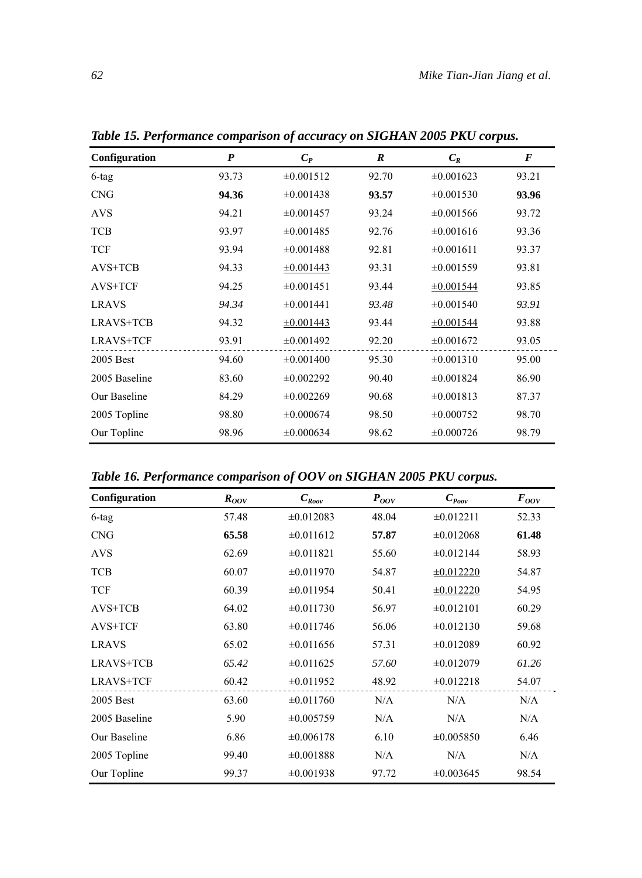***Table 15. Performance comparison of accuracy on SIGHAN 2005 PKU corpus.***

| Configuration | $P$ | $C_P$ | $R$ | $C_R$ | $F$ |
|---|---|---|---|---|---|
| 6-tag | 93.73 | ±0.001512 | 92.70 | ±0.001623 | 93.21 |
| CNG | **94.36** | ±0.001438 | **93.57** | ±0.001530 | **93.96** |
| AVS | 94.21 | ±0.001457 | 93.24 | ±0.001566 | 93.72 |
| TCB | 93.97 | ±0.001485 | 92.76 | ±0.001616 | 93.36 |
| TCF | 93.94 | ±0.001488 | 92.81 | ±0.001611 | 93.37 |
| AVS+TCB | 94.33 | <u>±0.001443</u> | 93.31 | ±0.001559 | 93.81 |
| AVS+TCF | 94.25 | ±0.001451 | 93.44 | <u>±0.001544</u> | 93.85 |
| LRAVS | *94.34* | ±0.001441 | *93.48* | ±0.001540 | *93.91* |
| LRAVS+TCB | 94.32 | <u>±0.001443</u> | 93.44 | <u>±0.001544</u> | 93.88 |
| LRAVS+TCF | 93.91 | ±0.001492 | 92.20 | ±0.001672 | 93.05 |
| 2005 Best | 94.60 | ±0.001400 | 95.30 | ±0.001310 | 95.00 |
| 2005 Baseline | 83.60 | ±0.002292 | 90.40 | ±0.001824 | 86.90 |
| Our Baseline | 84.29 | ±0.002269 | 90.68 | ±0.001813 | 87.37 |
| 2005 Topline | 98.80 | ±0.000674 | 98.50 | ±0.000752 | 98.70 |
| Our Topline | 98.96 | ±0.000634 | 98.62 | ±0.000726 | 98.79 |

***Table 16. Performance comparison of OOV on SIGHAN 2005 PKU corpus.***

| Configuration | $R_{OOV}$ | $C_{R_{OOV}}$ | $P_{OOV}$ | $C_{P_{OOV}}$ | $F_{OOV}$ |
|---|---|---|---|---|---|
| 6-tag | 57.48 | ±0.012083 | 48.04 | ±0.012211 | 52.33 |
| CNG | **65.58** | ±0.011612 | **57.87** | ±0.012068 | **61.48** |
| AVS | 62.69 | ±0.011821 | 55.60 | ±0.012144 | 58.93 |
| TCB | 60.07 | ±0.011970 | 54.87 | <u>±0.012220</u> | 54.87 |
| TCF | 60.39 | ±0.011954 | 50.41 | <u>±0.012220</u> | 54.95 |
| AVS+TCB | 64.02 | ±0.011730 | 56.97 | ±0.012101 | 60.29 |
| AVS+TCF | 63.80 | ±0.011746 | 56.06 | ±0.012130 | 59.68 |
| LRAVS | 65.02 | ±0.011656 | 57.31 | ±0.012089 | 60.92 |
| LRAVS+TCB | *65.42* | ±0.011625 | *57.60* | ±0.012079 | *61.26* |
| LRAVS+TCF | 60.42 | ±0.011952 | 48.92 | ±0.012218 | 54.07 |
| 2005 Best | 63.60 | ±0.011760 | N/A | N/A | N/A |
| 2005 Baseline | 5.90 | ±0.005759 | N/A | N/A | N/A |
| Our Baseline | 6.86 | ±0.006178 | 6.10 | ±0.005850 | 6.46 |
| 2005 Topline | 99.40 | ±0.001888 | N/A | N/A | N/A |
| Our Topline | 99.37 | ±0.001938 | 97.72 | ±0.003645 | 98.54 |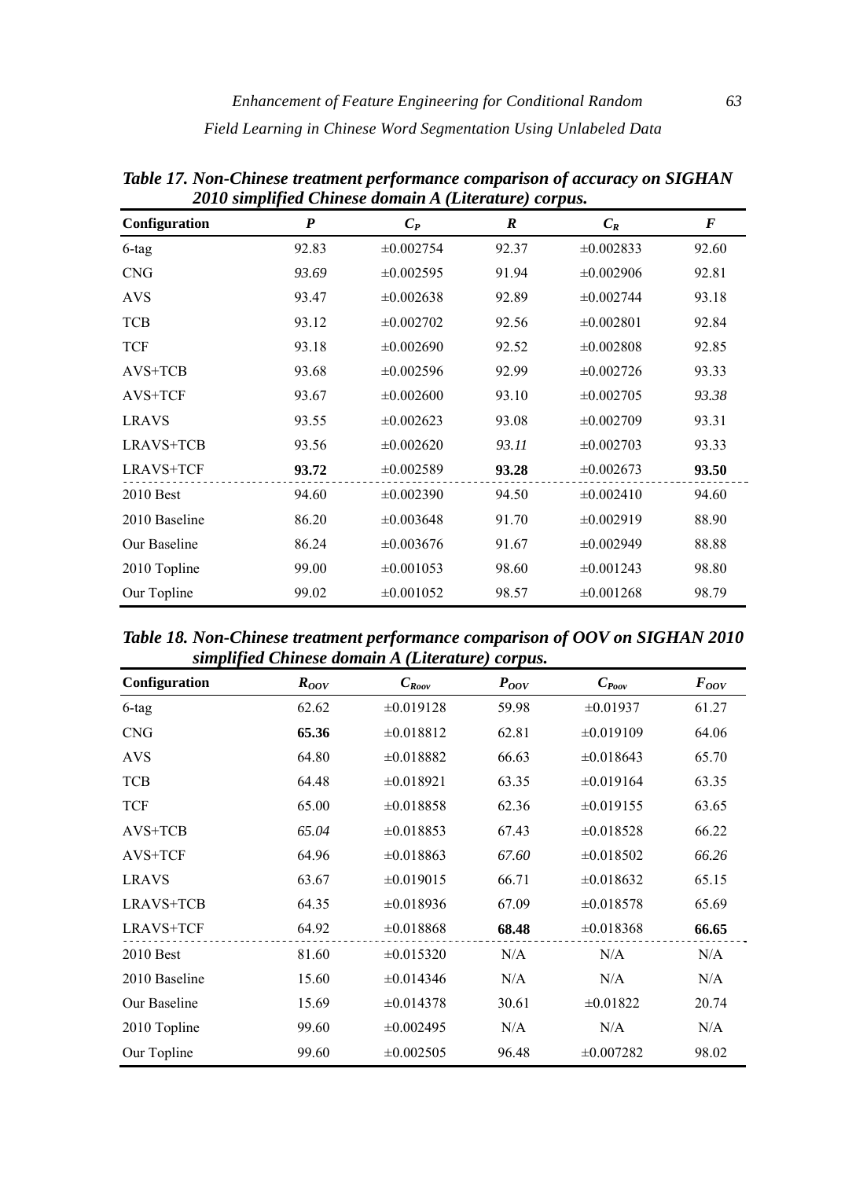***Table 17. Non-Chinese treatment performance comparison of accuracy on SIGHAN 2010 simplified Chinese domain A (Literature) corpus.***

| Configuration | $P$ | $C_P$ | $R$ | $C_R$ | $F$ |
|---|---|---|---|---|---|
| 6-tag | 92.83 | ±0.002754 | 92.37 | ±0.002833 | 92.60 |
| CNG | *93.69* | ±0.002595 | 91.94 | ±0.002906 | 92.81 |
| AVS | 93.47 | ±0.002638 | 92.89 | ±0.002744 | 93.18 |
| TCB | 93.12 | ±0.002702 | 92.56 | ±0.002801 | 92.84 |
| TCF | 93.18 | ±0.002690 | 92.52 | ±0.002808 | 92.85 |
| AVS+TCB | 93.68 | ±0.002596 | 92.99 | ±0.002726 | 93.33 |
| AVS+TCF | 93.67 | ±0.002600 | 93.10 | ±0.002705 | *93.38* |
| LRAVS | 93.55 | ±0.002623 | 93.08 | ±0.002709 | 93.31 |
| LRAVS+TCB | 93.56 | ±0.002620 | *93.11* | ±0.002703 | 93.33 |
| LRAVS+TCF | **93.72** | ±0.002589 | **93.28** | ±0.002673 | **93.50** |
| 2010 Best | 94.60 | ±0.002390 | 94.50 | ±0.002410 | 94.60 |
| 2010 Baseline | 86.20 | ±0.003648 | 91.70 | ±0.002919 | 88.90 |
| Our Baseline | 86.24 | ±0.003676 | 91.67 | ±0.002949 | 88.88 |
| 2010 Topline | 99.00 | ±0.001053 | 98.60 | ±0.001243 | 98.80 |
| Our Topline | 99.02 | ±0.001052 | 98.57 | ±0.001268 | 98.79 |

***Table 18. Non-Chinese treatment performance comparison of OOV on SIGHAN 2010 simplified Chinese domain A (Literature) corpus.***

| Configuration | $R_{OOV}$ | $C_{R_{oov}}$ | $P_{OOV}$ | $C_{P_{oov}}$ | $F_{OOV}$ |
|---|---|---|---|---|---|
| 6-tag | 62.62 | ±0.019128 | 59.98 | ±0.01937 | 61.27 |
| CNG | **65.36** | ±0.018812 | 62.81 | ±0.019109 | 64.06 |
| AVS | 64.80 | ±0.018882 | 66.63 | ±0.018643 | 65.70 |
| TCB | 64.48 | ±0.018921 | 63.35 | ±0.019164 | 63.35 |
| TCF | 65.00 | ±0.018858 | 62.36 | ±0.019155 | 63.65 |
| AVS+TCB | *65.04* | ±0.018853 | 67.43 | ±0.018528 | 66.22 |
| AVS+TCF | 64.96 | ±0.018863 | *67.60* | ±0.018502 | *66.26* |
| LRAVS | 63.67 | ±0.019015 | 66.71 | ±0.018632 | 65.15 |
| LRAVS+TCB | 64.35 | ±0.018936 | 67.09 | ±0.018578 | 65.69 |
| LRAVS+TCF | 64.92 | ±0.018868 | **68.48** | ±0.018368 | **66.65** |
| 2010 Best | 81.60 | ±0.015320 | N/A | N/A | N/A |
| 2010 Baseline | 15.60 | ±0.014346 | N/A | N/A | N/A |
| Our Baseline | 15.69 | ±0.014378 | 30.61 | ±0.01822 | 20.74 |
| 2010 Topline | 99.60 | ±0.002495 | N/A | N/A | N/A |
| Our Topline | 99.60 | ±0.002505 | 96.48 | ±0.007282 | 98.02 |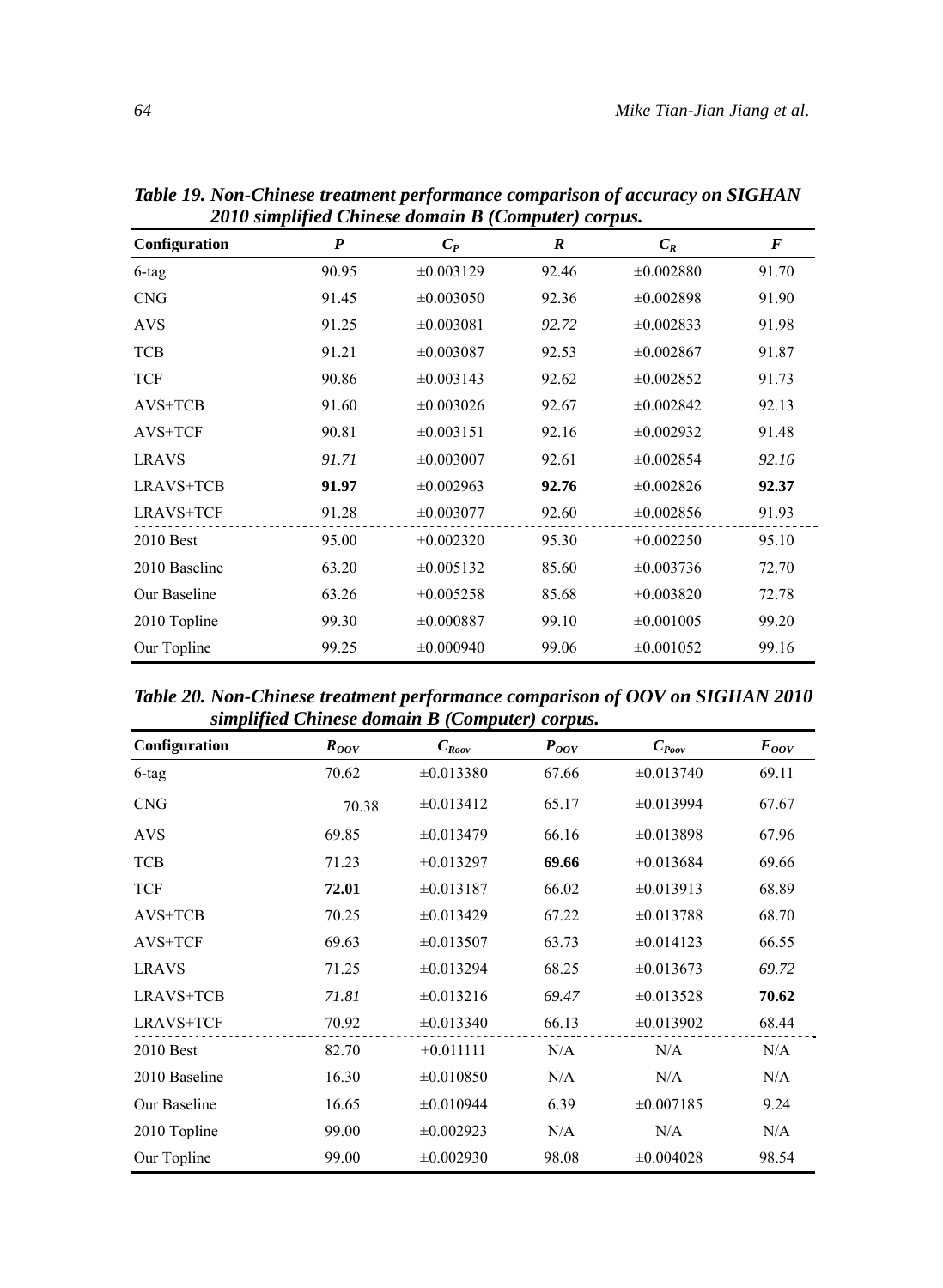***Table 19. Non-Chinese treatment performance comparison of accuracy on SIGHAN 2010 simplified Chinese domain B (Computer) corpus.***

| Configuration | *P* | $C_P$ | *R* | $C_R$ | *F* |
|---|---|---|---|---|---|
| 6-tag | 90.95 | ±0.003129 | 92.46 | ±0.002880 | 91.70 |
| CNG | 91.45 | ±0.003050 | 92.36 | ±0.002898 | 91.90 |
| AVS | 91.25 | ±0.003081 | *92.72* | ±0.002833 | 91.98 |
| TCB | 91.21 | ±0.003087 | 92.53 | ±0.002867 | 91.87 |
| TCF | 90.86 | ±0.003143 | 92.62 | ±0.002852 | 91.73 |
| AVS+TCB | 91.60 | ±0.003026 | 92.67 | ±0.002842 | 92.13 |
| AVS+TCF | 90.81 | ±0.003151 | 92.16 | ±0.002932 | 91.48 |
| LRAVS | *91.71* | ±0.003007 | 92.61 | ±0.002854 | *92.16* |
| LRAVS+TCB | **91.97** | ±0.002963 | **92.76** | ±0.002826 | **92.37** |
| LRAVS+TCF | 91.28 | ±0.003077 | 92.60 | ±0.002856 | 91.93 |
| 2010 Best | 95.00 | ±0.002320 | 95.30 | ±0.002250 | 95.10 |
| 2010 Baseline | 63.20 | ±0.005132 | 85.60 | ±0.003736 | 72.70 |
| Our Baseline | 63.26 | ±0.005258 | 85.68 | ±0.003820 | 72.78 |
| 2010 Topline | 99.30 | ±0.000887 | 99.10 | ±0.001005 | 99.20 |
| Our Topline | 99.25 | ±0.000940 | 99.06 | ±0.001052 | 99.16 |

***Table 20. Non-Chinese treatment performance comparison of OOV on SIGHAN 2010 simplified Chinese domain B (Computer) corpus.***

| Configuration | $R_{OOV}$ | $C_{Roov}$ | $P_{OOV}$ | $C_{Poov}$ | $F_{OOV}$ |
|---|---|---|---|---|---|
| 6-tag | 70.62 | ±0.013380 | 67.66 | ±0.013740 | 69.11 |
| CNG | 70.38 | ±0.013412 | 65.17 | ±0.013994 | 67.67 |
| AVS | 69.85 | ±0.013479 | 66.16 | ±0.013898 | 67.96 |
| TCB | 71.23 | ±0.013297 | **69.66** | ±0.013684 | 69.66 |
| TCF | **72.01** | ±0.013187 | 66.02 | ±0.013913 | 68.89 |
| AVS+TCB | 70.25 | ±0.013429 | 67.22 | ±0.013788 | 68.70 |
| AVS+TCF | 69.63 | ±0.013507 | 63.73 | ±0.014123 | 66.55 |
| LRAVS | 71.25 | ±0.013294 | 68.25 | ±0.013673 | *69.72* |
| LRAVS+TCB | *71.81* | ±0.013216 | *69.47* | ±0.013528 | **70.62** |
| LRAVS+TCF | 70.92 | ±0.013340 | 66.13 | ±0.013902 | 68.44 |
| 2010 Best | 82.70 | ±0.011111 | N/A | N/A | N/A |
| 2010 Baseline | 16.30 | ±0.010850 | N/A | N/A | N/A |
| Our Baseline | 16.65 | ±0.010944 | 6.39 | ±0.007185 | 9.24 |
| 2010 Topline | 99.00 | ±0.002923 | N/A | N/A | N/A |
| Our Topline | 99.00 | ±0.002930 | 98.08 | ±0.004028 | 98.54 |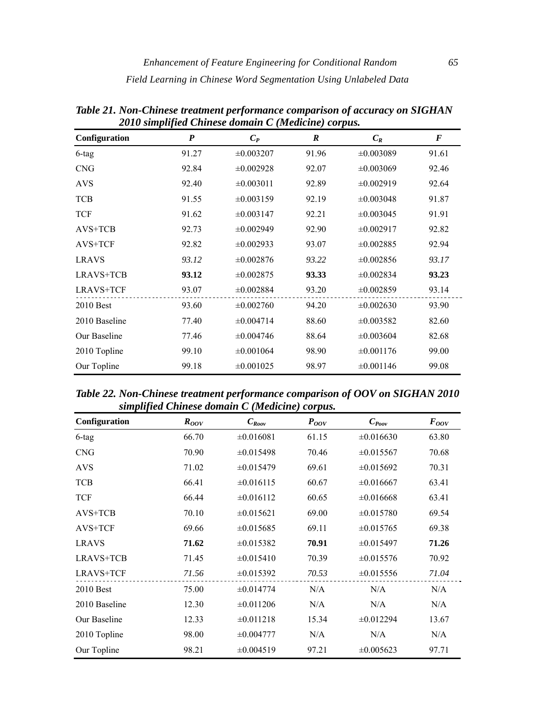***Table 21. Non-Chinese treatment performance comparison of accuracy on SIGHAN 2010 simplified Chinese domain C (Medicine) corpus.***

| Configuration | *P* | $C_P$ | *R* | $C_R$ | *F* |
|---|---|---|---|---|---|
| 6-tag | 91.27 | ±0.003207 | 91.96 | ±0.003089 | 91.61 |
| CNG | 92.84 | ±0.002928 | 92.07 | ±0.003069 | 92.46 |
| AVS | 92.40 | ±0.003011 | 92.89 | ±0.002919 | 92.64 |
| TCB | 91.55 | ±0.003159 | 92.19 | ±0.003048 | 91.87 |
| TCF | 91.62 | ±0.003147 | 92.21 | ±0.003045 | 91.91 |
| AVS+TCB | 92.73 | ±0.002949 | 92.90 | ±0.002917 | 92.82 |
| AVS+TCF | 92.82 | ±0.002933 | 93.07 | ±0.002885 | 92.94 |
| LRAVS | *93.12* | ±0.002876 | *93.22* | ±0.002856 | *93.17* |
| LRAVS+TCB | **93.12** | ±0.002875 | **93.33** | ±0.002834 | **93.23** |
| LRAVS+TCF | 93.07 | ±0.002884 | 93.20 | ±0.002859 | 93.14 |
| 2010 Best | 93.60 | ±0.002760 | 94.20 | ±0.002630 | 93.90 |
| 2010 Baseline | 77.40 | ±0.004714 | 88.60 | ±0.003582 | 82.60 |
| Our Baseline | 77.46 | ±0.004746 | 88.64 | ±0.003604 | 82.68 |
| 2010 Topline | 99.10 | ±0.001064 | 98.90 | ±0.001176 | 99.00 |
| Our Topline | 99.18 | ±0.001025 | 98.97 | ±0.001146 | 99.08 |

***Table 22. Non-Chinese treatment performance comparison of OOV on SIGHAN 2010 simplified Chinese domain C (Medicine) corpus.***

| Configuration | $R_{OOV}$ | $C_{Roov}$ | $P_{OOV}$ | $C_{Poov}$ | $F_{OOV}$ |
|---|---|---|---|---|---|
| 6-tag | 66.70 | ±0.016081 | 61.15 | ±0.016630 | 63.80 |
| CNG | 70.90 | ±0.015498 | 70.46 | ±0.015567 | 70.68 |
| AVS | 71.02 | ±0.015479 | 69.61 | ±0.015692 | 70.31 |
| TCB | 66.41 | ±0.016115 | 60.67 | ±0.016667 | 63.41 |
| TCF | 66.44 | ±0.016112 | 60.65 | ±0.016668 | 63.41 |
| AVS+TCB | 70.10 | ±0.015621 | 69.00 | ±0.015780 | 69.54 |
| AVS+TCF | 69.66 | ±0.015685 | 69.11 | ±0.015765 | 69.38 |
| LRAVS | **71.62** | ±0.015382 | **70.91** | ±0.015497 | **71.26** |
| LRAVS+TCB | 71.45 | ±0.015410 | 70.39 | ±0.015576 | 70.92 |
| LRAVS+TCF | *71.56* | ±0.015392 | *70.53* | ±0.015556 | *71.04* |
| 2010 Best | 75.00 | ±0.014774 | N/A | N/A | N/A |
| 2010 Baseline | 12.30 | ±0.011206 | N/A | N/A | N/A |
| Our Baseline | 12.33 | ±0.011218 | 15.34 | ±0.012294 | 13.67 |
| 2010 Topline | 98.00 | ±0.004777 | N/A | N/A | N/A |
| Our Topline | 98.21 | ±0.004519 | 97.21 | ±0.005623 | 97.71 |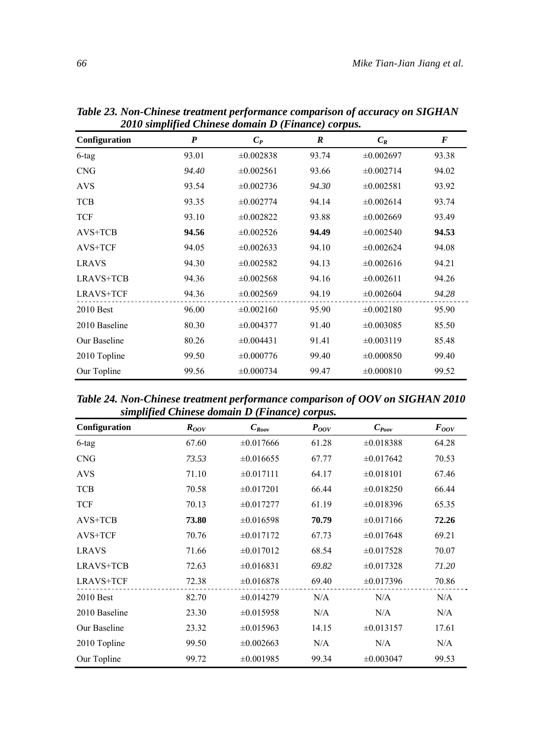**Table 23. Non-Chinese treatment performance comparison of accuracy on SIGHAN 2010 simplified Chinese domain D (Finance) corpus.**

| Configuration | $P$ | $C_P$ | $R$ | $C_R$ | $F$ |
|---|---|---|---|---|---|
| 6-tag | 93.01 | ±0.002838 | 93.74 | ±0.002697 | 93.38 |
| CNG | *94.40* | ±0.002561 | 93.66 | ±0.002714 | 94.02 |
| AVS | 93.54 | ±0.002736 | *94.30* | ±0.002581 | 93.92 |
| TCB | 93.35 | ±0.002774 | 94.14 | ±0.002614 | 93.74 |
| TCF | 93.10 | ±0.002822 | 93.88 | ±0.002669 | 93.49 |
| AVS+TCB | **94.56** | ±0.002526 | **94.49** | ±0.002540 | **94.53** |
| AVS+TCF | 94.05 | ±0.002633 | 94.10 | ±0.002624 | 94.08 |
| LRAVS | 94.30 | ±0.002582 | 94.13 | ±0.002616 | 94.21 |
| LRAVS+TCB | 94.36 | ±0.002568 | 94.16 | ±0.002611 | 94.26 |
| LRAVS+TCF | 94.36 | ±0.002569 | 94.19 | ±0.002604 | *94.28* |
| 2010 Best | 96.00 | ±0.002160 | 95.90 | ±0.002180 | 95.90 |
| 2010 Baseline | 80.30 | ±0.004377 | 91.40 | ±0.003085 | 85.50 |
| Our Baseline | 80.26 | ±0.004431 | 91.41 | ±0.003119 | 85.48 |
| 2010 Topline | 99.50 | ±0.000776 | 99.40 | ±0.000850 | 99.40 |
| Our Topline | 99.56 | ±0.000734 | 99.47 | ±0.000810 | 99.52 |

**Table 24. Non-Chinese treatment performance comparison of OOV on SIGHAN 2010 simplified Chinese domain D (Finance) corpus.**

| Configuration | $R_{OOV}$ | $C_{Roov}$ | $P_{OOV}$ | $C_{Poov}$ | $F_{OOV}$ |
|---|---|---|---|---|---|
| 6-tag | 67.60 | ±0.017666 | 61.28 | ±0.018388 | 64.28 |
| CNG | *73.53* | ±0.016655 | 67.77 | ±0.017642 | 70.53 |
| AVS | 71.10 | ±0.017111 | 64.17 | ±0.018101 | 67.46 |
| TCB | 70.58 | ±0.017201 | 66.44 | ±0.018250 | 66.44 |
| TCF | 70.13 | ±0.017277 | 61.19 | ±0.018396 | 65.35 |
| AVS+TCB | **73.80** | ±0.016598 | **70.79** | ±0.017166 | **72.26** |
| AVS+TCF | 70.76 | ±0.017172 | 67.73 | ±0.017648 | 69.21 |
| LRAVS | 71.66 | ±0.017012 | 68.54 | ±0.017528 | 70.07 |
| LRAVS+TCB | 72.63 | ±0.016831 | *69.82* | ±0.017328 | *71.20* |
| LRAVS+TCF | 72.38 | ±0.016878 | 69.40 | ±0.017396 | 70.86 |
| 2010 Best | 82.70 | ±0.014279 | N/A | N/A | N/A |
| 2010 Baseline | 23.30 | ±0.015958 | N/A | N/A | N/A |
| Our Baseline | 23.32 | ±0.015963 | 14.15 | ±0.013157 | 17.61 |
| 2010 Topline | 99.50 | ±0.002663 | N/A | N/A | N/A |
| Our Topline | 99.72 | ±0.001985 | 99.34 | ±0.003047 | 99.53 |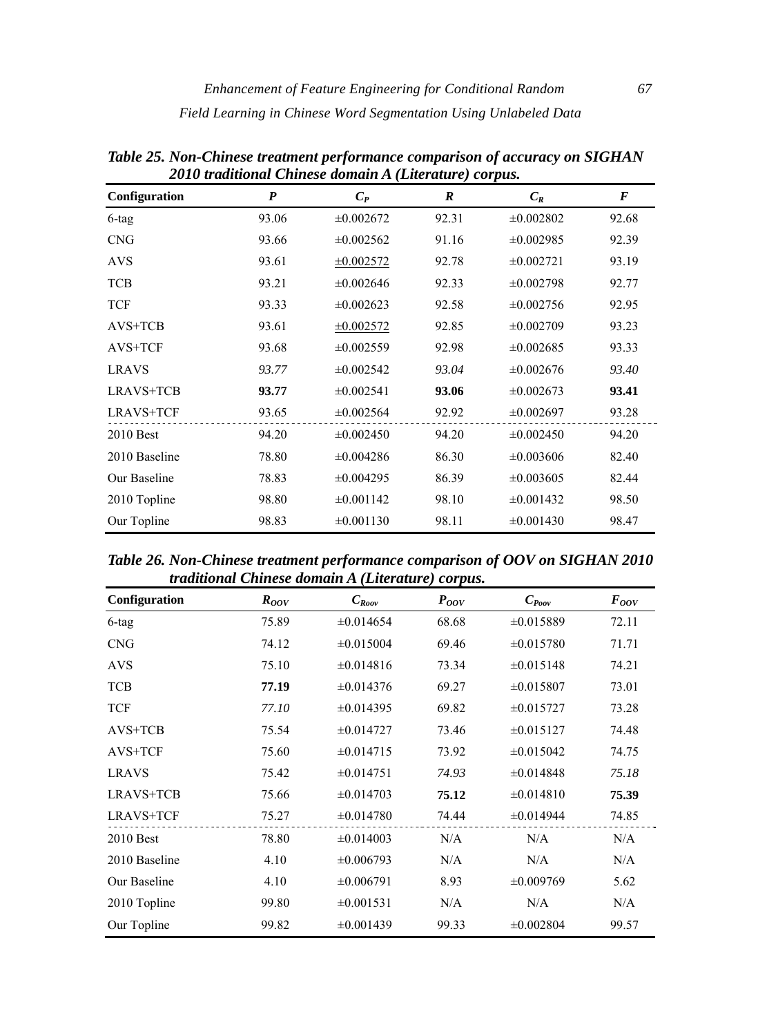***Table 25. Non-Chinese treatment performance comparison of accuracy on SIGHAN 2010 traditional Chinese domain A (Literature) corpus.***

| Configuration | $P$ | $C_P$ | $R$ | $C_R$ | $F$ |
|---|---|---|---|---|---|
| 6-tag | 93.06 | ±0.002672 | 92.31 | ±0.002802 | 92.68 |
| CNG | 93.66 | ±0.002562 | 91.16 | ±0.002985 | 92.39 |
| AVS | 93.61 | ±0.002572 | 92.78 | ±0.002721 | 93.19 |
| TCB | 93.21 | ±0.002646 | 92.33 | ±0.002798 | 92.77 |
| TCF | 93.33 | ±0.002623 | 92.58 | ±0.002756 | 92.95 |
| AVS+TCB | 93.61 | ±0.002572 | 92.85 | ±0.002709 | 93.23 |
| AVS+TCF | 93.68 | ±0.002559 | 92.98 | ±0.002685 | 93.33 |
| LRAVS | *93.77* | ±0.002542 | *93.04* | ±0.002676 | *93.40* |
| LRAVS+TCB | **93.77** | ±0.002541 | **93.06** | ±0.002673 | **93.41** |
| LRAVS+TCF | 93.65 | ±0.002564 | 92.92 | ±0.002697 | 93.28 |
| 2010 Best | 94.20 | ±0.002450 | 94.20 | ±0.002450 | 94.20 |
| 2010 Baseline | 78.80 | ±0.004286 | 86.30 | ±0.003606 | 82.40 |
| Our Baseline | 78.83 | ±0.004295 | 86.39 | ±0.003605 | 82.44 |
| 2010 Topline | 98.80 | ±0.001142 | 98.10 | ±0.001432 | 98.50 |
| Our Topline | 98.83 | ±0.001130 | 98.11 | ±0.001430 | 98.47 |

***Table 26. Non-Chinese treatment performance comparison of OOV on SIGHAN 2010 traditional Chinese domain A (Literature) corpus.***

| Configuration | $R_{OOV}$ | $C_{Roov}$ | $P_{OOV}$ | $C_{Poov}$ | $F_{OOV}$ |
|---|---|---|---|---|---|
| 6-tag | 75.89 | ±0.014654 | 68.68 | ±0.015889 | 72.11 |
| CNG | 74.12 | ±0.015004 | 69.46 | ±0.015780 | 71.71 |
| AVS | 75.10 | ±0.014816 | 73.34 | ±0.015148 | 74.21 |
| TCB | **77.19** | ±0.014376 | 69.27 | ±0.015807 | 73.01 |
| TCF | *77.10* | ±0.014395 | 69.82 | ±0.015727 | 73.28 |
| AVS+TCB | 75.54 | ±0.014727 | 73.46 | ±0.015127 | 74.48 |
| AVS+TCF | 75.60 | ±0.014715 | 73.92 | ±0.015042 | 74.75 |
| LRAVS | 75.42 | ±0.014751 | *74.93* | ±0.014848 | *75.18* |
| LRAVS+TCB | 75.66 | ±0.014703 | **75.12** | ±0.014810 | **75.39** |
| LRAVS+TCF | 75.27 | ±0.014780 | 74.44 | ±0.014944 | 74.85 |
| 2010 Best | 78.80 | ±0.014003 | N/A | N/A | N/A |
| 2010 Baseline | 4.10 | ±0.006793 | N/A | N/A | N/A |
| Our Baseline | 4.10 | ±0.006791 | 8.93 | ±0.009769 | 5.62 |
| 2010 Topline | 99.80 | ±0.001531 | N/A | N/A | N/A |
| Our Topline | 99.82 | ±0.001439 | 99.33 | ±0.002804 | 99.57 |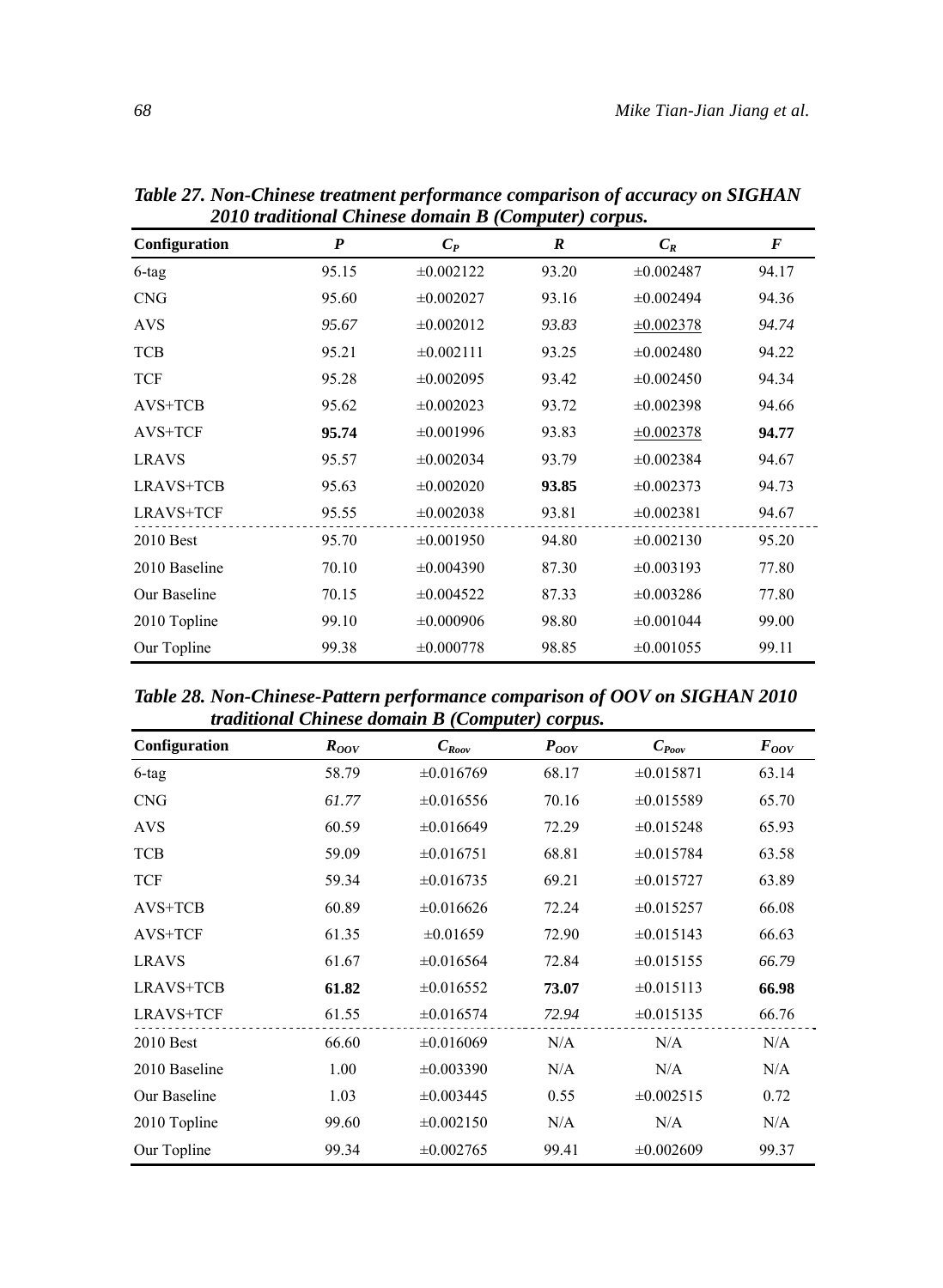***Table 27. Non-Chinese treatment performance comparison of accuracy on SIGHAN 2010 traditional Chinese domain B (Computer) corpus.***

| Configuration | $P$ | $C_P$ | $R$ | $C_R$ | $F$ |
|---|---|---|---|---|---|
| 6-tag | 95.15 | ±0.002122 | 93.20 | ±0.002487 | 94.17 |
| CNG | 95.60 | ±0.002027 | 93.16 | ±0.002494 | 94.36 |
| AVS | *95.67* | ±0.002012 | *93.83* | ±0.002378 | *94.74* |
| TCB | 95.21 | ±0.002111 | 93.25 | ±0.002480 | 94.22 |
| TCF | 95.28 | ±0.002095 | 93.42 | ±0.002450 | 94.34 |
| AVS+TCB | 95.62 | ±0.002023 | 93.72 | ±0.002398 | 94.66 |
| AVS+TCF | **95.74** | ±0.001996 | 93.83 | ±0.002378 | **94.77** |
| LRAVS | 95.57 | ±0.002034 | 93.79 | ±0.002384 | 94.67 |
| LRAVS+TCB | 95.63 | ±0.002020 | **93.85** | ±0.002373 | 94.73 |
| LRAVS+TCF | 95.55 | ±0.002038 | 93.81 | ±0.002381 | 94.67 |
| 2010 Best | 95.70 | ±0.001950 | 94.80 | ±0.002130 | 95.20 |
| 2010 Baseline | 70.10 | ±0.004390 | 87.30 | ±0.003193 | 77.80 |
| Our Baseline | 70.15 | ±0.004522 | 87.33 | ±0.003286 | 77.80 |
| 2010 Topline | 99.10 | ±0.000906 | 98.80 | ±0.001044 | 99.00 |
| Our Topline | 99.38 | ±0.000778 | 98.85 | ±0.001055 | 99.11 |

***Table 28. Non-Chinese-Pattern performance comparison of OOV on SIGHAN 2010 traditional Chinese domain B (Computer) corpus.***

| Configuration | $R_{OOV}$ | $C_{Roov}$ | $P_{OOV}$ | $C_{Poov}$ | $F_{OOV}$ |
|---|---|---|---|---|---|
| 6-tag | 58.79 | ±0.016769 | 68.17 | ±0.015871 | 63.14 |
| CNG | *61.77* | ±0.016556 | 70.16 | ±0.015589 | 65.70 |
| AVS | 60.59 | ±0.016649 | 72.29 | ±0.015248 | 65.93 |
| TCB | 59.09 | ±0.016751 | 68.81 | ±0.015784 | 63.58 |
| TCF | 59.34 | ±0.016735 | 69.21 | ±0.015727 | 63.89 |
| AVS+TCB | 60.89 | ±0.016626 | 72.24 | ±0.015257 | 66.08 |
| AVS+TCF | 61.35 | ±0.01659 | 72.90 | ±0.015143 | 66.63 |
| LRAVS | 61.67 | ±0.016564 | 72.84 | ±0.015155 | *66.79* |
| LRAVS+TCB | **61.82** | ±0.016552 | **73.07** | ±0.015113 | **66.98** |
| LRAVS+TCF | 61.55 | ±0.016574 | *72.94* | ±0.015135 | 66.76 |
| 2010 Best | 66.60 | ±0.016069 | N/A | N/A | N/A |
| 2010 Baseline | 1.00 | ±0.003390 | N/A | N/A | N/A |
| Our Baseline | 1.03 | ±0.003445 | 0.55 | ±0.002515 | 0.72 |
| 2010 Topline | 99.60 | ±0.002150 | N/A | N/A | N/A |
| Our Topline | 99.34 | ±0.002765 | 99.41 | ±0.002609 | 99.37 |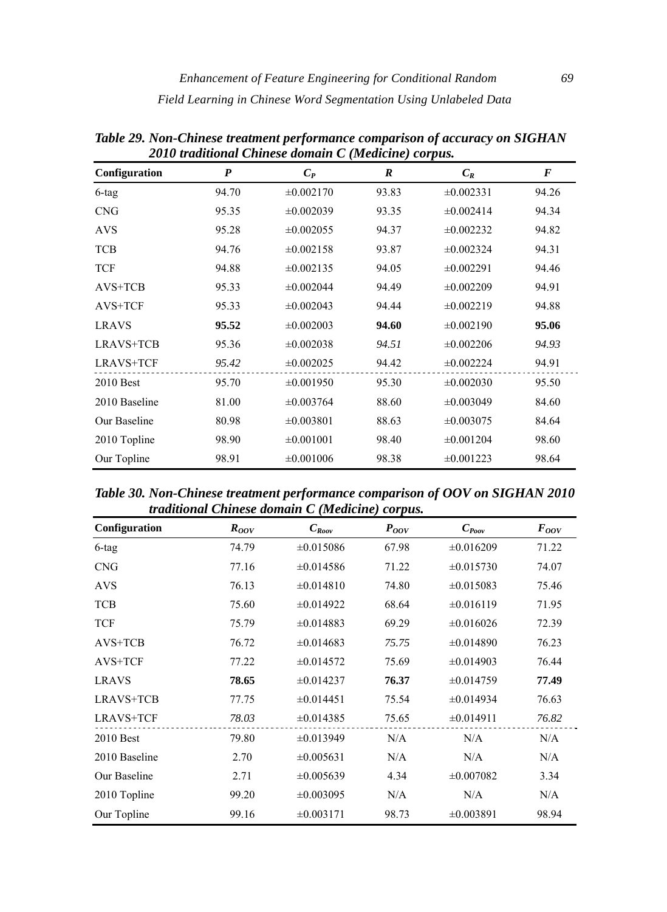***Table 29. Non-Chinese treatment performance comparison of accuracy on SIGHAN 2010 traditional Chinese domain C (Medicine) corpus.***

| Configuration | $P$ | $C_P$ | $R$ | $C_R$ | $F$ |
|---|---|---|---|---|---|
| 6-tag | 94.70 | ±0.002170 | 93.83 | ±0.002331 | 94.26 |
| CNG | 95.35 | ±0.002039 | 93.35 | ±0.002414 | 94.34 |
| AVS | 95.28 | ±0.002055 | 94.37 | ±0.002232 | 94.82 |
| TCB | 94.76 | ±0.002158 | 93.87 | ±0.002324 | 94.31 |
| TCF | 94.88 | ±0.002135 | 94.05 | ±0.002291 | 94.46 |
| AVS+TCB | 95.33 | ±0.002044 | 94.49 | ±0.002209 | 94.91 |
| AVS+TCF | 95.33 | ±0.002043 | 94.44 | ±0.002219 | 94.88 |
| LRAVS | **95.52** | ±0.002003 | **94.60** | ±0.002190 | **95.06** |
| LRAVS+TCB | 95.36 | ±0.002038 | *94.51* | ±0.002206 | *94.93* |
| LRAVS+TCF | *95.42* | ±0.002025 | 94.42 | ±0.002224 | 94.91 |
| 2010 Best | 95.70 | ±0.001950 | 95.30 | ±0.002030 | 95.50 |
| 2010 Baseline | 81.00 | ±0.003764 | 88.60 | ±0.003049 | 84.60 |
| Our Baseline | 80.98 | ±0.003801 | 88.63 | ±0.003075 | 84.64 |
| 2010 Topline | 98.90 | ±0.001001 | 98.40 | ±0.001204 | 98.60 |
| Our Topline | 98.91 | ±0.001006 | 98.38 | ±0.001223 | 98.64 |

***Table 30. Non-Chinese treatment performance comparison of OOV on SIGHAN 2010 traditional Chinese domain C (Medicine) corpus.***

| Configuration | $R_{OOV}$ | $C_{Roov}$ | $P_{OOV}$ | $C_{Poov}$ | $F_{OOV}$ |
|---|---|---|---|---|---|
| 6-tag | 74.79 | ±0.015086 | 67.98 | ±0.016209 | 71.22 |
| CNG | 77.16 | ±0.014586 | 71.22 | ±0.015730 | 74.07 |
| AVS | 76.13 | ±0.014810 | 74.80 | ±0.015083 | 75.46 |
| TCB | 75.60 | ±0.014922 | 68.64 | ±0.016119 | 71.95 |
| TCF | 75.79 | ±0.014883 | 69.29 | ±0.016026 | 72.39 |
| AVS+TCB | 76.72 | ±0.014683 | *75.75* | ±0.014890 | 76.23 |
| AVS+TCF | 77.22 | ±0.014572 | 75.69 | ±0.014903 | 76.44 |
| LRAVS | **78.65** | ±0.014237 | **76.37** | ±0.014759 | **77.49** |
| LRAVS+TCB | 77.75 | ±0.014451 | 75.54 | ±0.014934 | 76.63 |
| LRAVS+TCF | *78.03* | ±0.014385 | 75.65 | ±0.014911 | *76.82* |
| 2010 Best | 79.80 | ±0.013949 | N/A | N/A | N/A |
| 2010 Baseline | 2.70 | ±0.005631 | N/A | N/A | N/A |
| Our Baseline | 2.71 | ±0.005639 | 4.34 | ±0.007082 | 3.34 |
| 2010 Topline | 99.20 | ±0.003095 | N/A | N/A | N/A |
| Our Topline | 99.16 | ±0.003171 | 98.73 | ±0.003891 | 98.94 |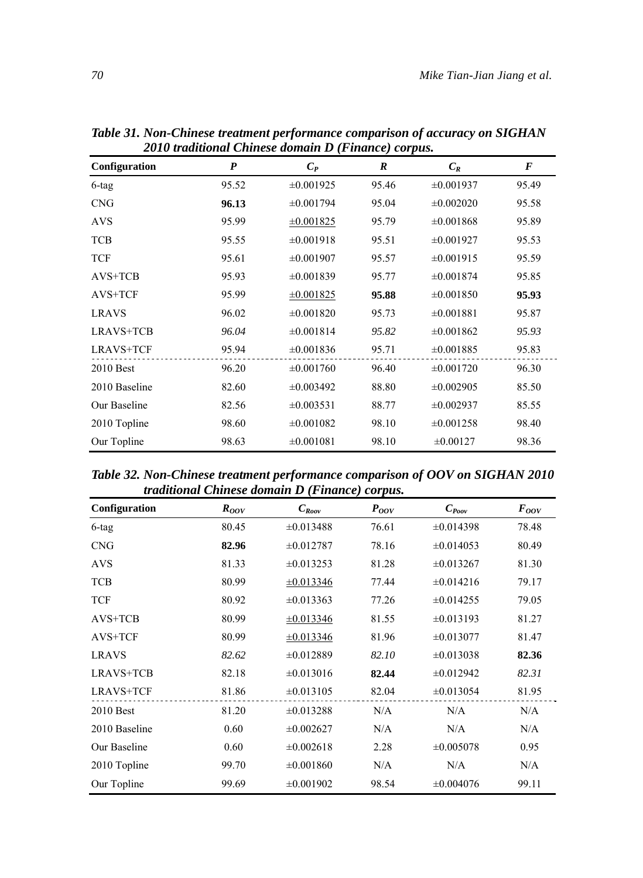***Table 31. Non-Chinese treatment performance comparison of accuracy on SIGHAN 2010 traditional Chinese domain D (Finance) corpus.***

| Configuration | $P$ | $C_P$ | $R$ | $C_R$ | $F$ |
|---|---|---|---|---|---|
| 6-tag | 95.52 | ±0.001925 | 95.46 | ±0.001937 | 95.49 |
| CNG | **96.13** | ±0.001794 | 95.04 | ±0.002020 | 95.58 |
| AVS | 95.99 | <u>±0.001825</u> | 95.79 | ±0.001868 | 95.89 |
| TCB | 95.55 | ±0.001918 | 95.51 | ±0.001927 | 95.53 |
| TCF | 95.61 | ±0.001907 | 95.57 | ±0.001915 | 95.59 |
| AVS+TCB | 95.93 | ±0.001839 | 95.77 | ±0.001874 | 95.85 |
| AVS+TCF | 95.99 | <u>±0.001825</u> | **95.88** | ±0.001850 | **95.93** |
| LRAVS | 96.02 | ±0.001820 | 95.73 | ±0.001881 | 95.87 |
| LRAVS+TCB | *96.04* | ±0.001814 | *95.82* | ±0.001862 | *95.93* |
| LRAVS+TCF | 95.94 | ±0.001836 | 95.71 | ±0.001885 | 95.83 |
| 2010 Best | 96.20 | ±0.001760 | 96.40 | ±0.001720 | 96.30 |
| 2010 Baseline | 82.60 | ±0.003492 | 88.80 | ±0.002905 | 85.50 |
| Our Baseline | 82.56 | ±0.003531 | 88.77 | ±0.002937 | 85.55 |
| 2010 Topline | 98.60 | ±0.001082 | 98.10 | ±0.001258 | 98.40 |
| Our Topline | 98.63 | ±0.001081 | 98.10 | ±0.00127 | 98.36 |

***Table 32. Non-Chinese treatment performance comparison of OOV on SIGHAN 2010 traditional Chinese domain D (Finance) corpus.***

| Configuration | $R_{OOV}$ | $C_{Roov}$ | $P_{OOV}$ | $C_{Poov}$ | $F_{OOV}$ |
|---|---|---|---|---|---|
| 6-tag | 80.45 | ±0.013488 | 76.61 | ±0.014398 | 78.48 |
| CNG | **82.96** | ±0.012787 | 78.16 | ±0.014053 | 80.49 |
| AVS | 81.33 | ±0.013253 | 81.28 | ±0.013267 | 81.30 |
| TCB | 80.99 | <u>±0.013346</u> | 77.44 | ±0.014216 | 79.17 |
| TCF | 80.92 | ±0.013363 | 77.26 | ±0.014255 | 79.05 |
| AVS+TCB | 80.99 | <u>±0.013346</u> | 81.55 | ±0.013193 | 81.27 |
| AVS+TCF | 80.99 | <u>±0.013346</u> | 81.96 | ±0.013077 | 81.47 |
| LRAVS | *82.62* | ±0.012889 | *82.10* | ±0.013038 | **82.36** |
| LRAVS+TCB | 82.18 | ±0.013016 | **82.44** | ±0.012942 | *82.31* |
| LRAVS+TCF | 81.86 | ±0.013105 | 82.04 | ±0.013054 | 81.95 |
| 2010 Best | 81.20 | ±0.013288 | N/A | N/A | N/A |
| 2010 Baseline | 0.60 | ±0.002627 | N/A | N/A | N/A |
| Our Baseline | 0.60 | ±0.002618 | 2.28 | ±0.005078 | 0.95 |
| 2010 Topline | 99.70 | ±0.001860 | N/A | N/A | N/A |
| Our Topline | 99.69 | ±0.001902 | 98.54 | ±0.004076 | 99.11 |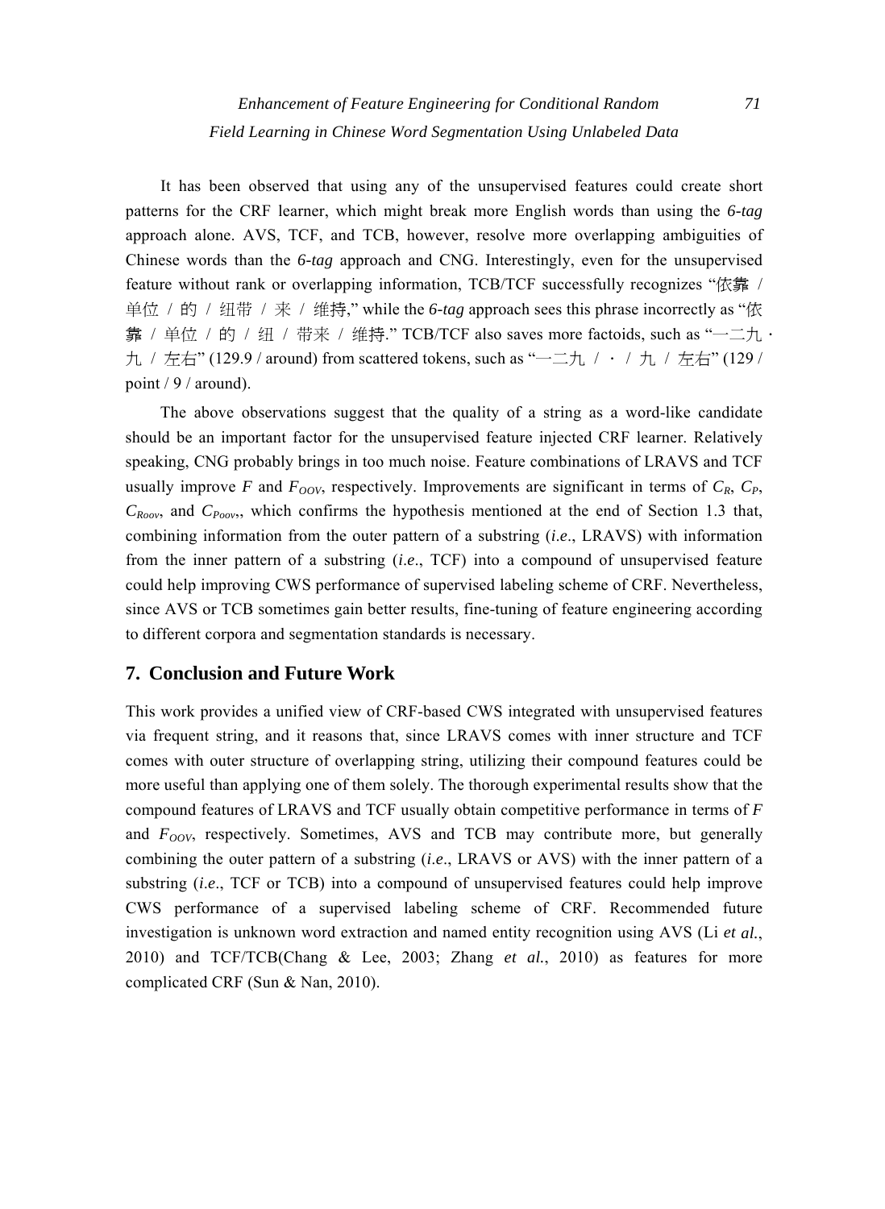It has been observed that using any of the unsupervised features could create short patterns for the CRF learner, which might break more English words than using the *6-tag* approach alone. AVS, TCF, and TCB, however, resolve more overlapping ambiguities of Chinese words than the *6-tag* approach and CNG. Interestingly, even for the unsupervised feature without rank or overlapping information, TCB/TCF successfully recognizes "依靠 / 单位 / 的 / 纽带 / 来 / 维持," while the *6-tag* approach sees this phrase incorrectly as "依靠 / 单位 / 的 / 纽 / 带来 / 维持." TCB/TCF also saves more factoids, such as "一二九・九 / 左右" (129.9 / around) from scattered tokens, such as "一二九 / ・ / 九 / 左右" (129 / point / 9 / around).

The above observations suggest that the quality of a string as a word-like candidate should be an important factor for the unsupervised feature injected CRF learner. Relatively speaking, CNG probably brings in too much noise. Feature combinations of LRAVS and TCF usually improve $F$ and $F_{OOV}$, respectively. Improvements are significant in terms of $C_R$, $C_P$, $C_{Roov}$, and $C_{Poov}$,, which confirms the hypothesis mentioned at the end of Section 1.3 that, combining information from the outer pattern of a substring (*i.e*., LRAVS) with information from the inner pattern of a substring (*i.e*., TCF) into a compound of unsupervised feature could help improving CWS performance of supervised labeling scheme of CRF. Nevertheless, since AVS or TCB sometimes gain better results, fine-tuning of feature engineering according to different corpora and segmentation standards is necessary.

## 7. Conclusion and Future Work

This work provides a unified view of CRF-based CWS integrated with unsupervised features via frequent string, and it reasons that, since LRAVS comes with inner structure and TCF comes with outer structure of overlapping string, utilizing their compound features could be more useful than applying one of them solely. The thorough experimental results show that the compound features of LRAVS and TCF usually obtain competitive performance in terms of $F$ and $F_{OOV}$, respectively. Sometimes, AVS and TCB may contribute more, but generally combining the outer pattern of a substring (*i.e*., LRAVS or AVS) with the inner pattern of a substring (*i.e*., TCF or TCB) into a compound of unsupervised features could help improve CWS performance of a supervised labeling scheme of CRF. Recommended future investigation is unknown word extraction and named entity recognition using AVS (Li *et al.*, 2010) and TCF/TCB(Chang & Lee, 2003; Zhang *et al.*, 2010) as features for more complicated CRF (Sun & Nan, 2010).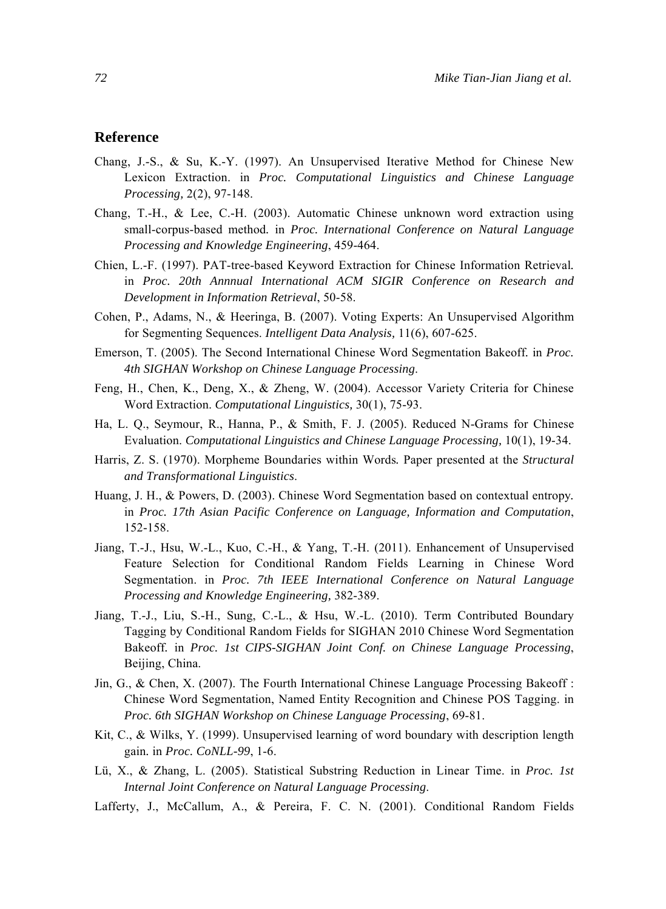## Reference

Chang, J.-S., & Su, K.-Y. (1997). An Unsupervised Iterative Method for Chinese New Lexicon Extraction. in *Proc. Computational Linguistics and Chinese Language Processing,* 2(2), 97-148.

Chang, T.-H., & Lee, C.-H. (2003). Automatic Chinese unknown word extraction using small-corpus-based method*.* in *Proc. International Conference on Natural Language Processing and Knowledge Engineering*, 459-464.

Chien, L.-F. (1997). PAT-tree-based Keyword Extraction for Chinese Information Retrieval*.* in *Proc. 20th Annnual International ACM SIGIR Conference on Research and Development in Information Retrieval*, 50-58.

Cohen, P., Adams, N., & Heeringa, B. (2007). Voting Experts: An Unsupervised Algorithm for Segmenting Sequences. *Intelligent Data Analysis,* 11(6), 607-625.

Emerson, T. (2005). The Second International Chinese Word Segmentation Bakeoff*.* in *Proc. 4th SIGHAN Workshop on Chinese Language Processing*.

Feng, H., Chen, K., Deng, X., & Zheng, W. (2004). Accessor Variety Criteria for Chinese Word Extraction. *Computational Linguistics,* 30(1), 75-93.

Ha, L. Q., Seymour, R., Hanna, P., & Smith, F. J. (2005). Reduced N-Grams for Chinese Evaluation. *Computational Linguistics and Chinese Language Processing,* 10(1), 19-34.

Harris, Z. S. (1970). Morpheme Boundaries within Words*.* Paper presented at the *Structural and Transformational Linguistics*.

Huang, J. H., & Powers, D. (2003). Chinese Word Segmentation based on contextual entropy*.* in *Proc. 17th Asian Pacific Conference on Language, Information and Computation*, 152-158.

Jiang, T.-J., Hsu, W.-L., Kuo, C.-H., & Yang, T.-H. (2011). Enhancement of Unsupervised Feature Selection for Conditional Random Fields Learning in Chinese Word Segmentation. in *Proc. 7th IEEE International Conference on Natural Language Processing and Knowledge Engineering,* 382-389.

Jiang, T.-J., Liu, S.-H., Sung, C.-L., & Hsu, W.-L. (2010). Term Contributed Boundary Tagging by Conditional Random Fields for SIGHAN 2010 Chinese Word Segmentation Bakeoff*.* in *Proc. 1st CIPS-SIGHAN Joint Conf. on Chinese Language Processing*, Beijing, China.

Jin, G., & Chen, X. (2007). The Fourth International Chinese Language Processing Bakeoff : Chinese Word Segmentation, Named Entity Recognition and Chinese POS Tagging. in *Proc. 6th SIGHAN Workshop on Chinese Language Processing*, 69-81.

Kit, C., & Wilks, Y. (1999). Unsupervised learning of word boundary with description length gain*.* in *Proc. CoNLL-99*, 1-6.

Lü, X., & Zhang, L. (2005). Statistical Substring Reduction in Linear Time. in *Proc. 1st Internal Joint Conference on Natural Language Processing*.

Lafferty, J., McCallum, A., & Pereira, F. C. N. (2001). Conditional Random Fields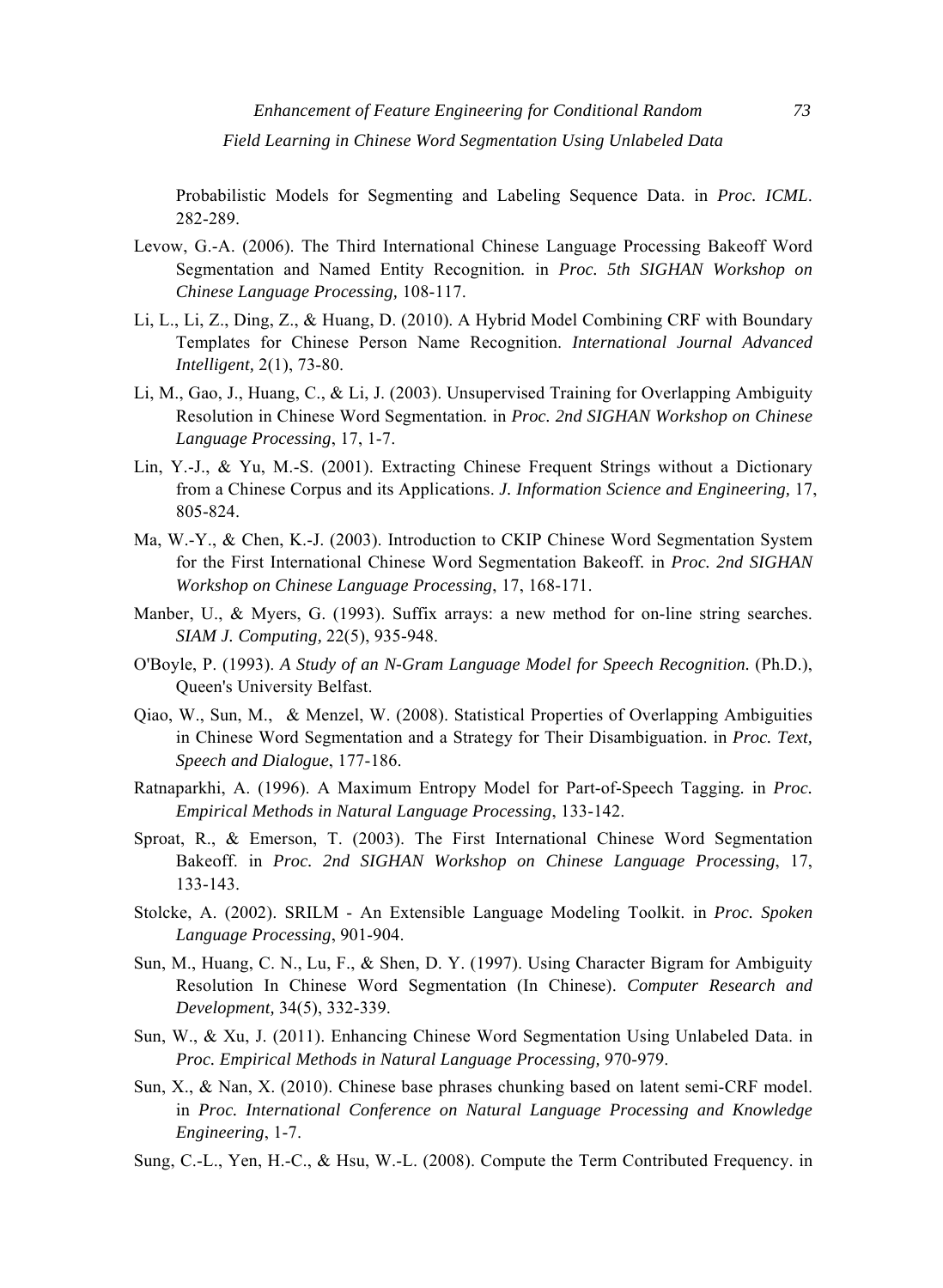Probabilistic Models for Segmenting and Labeling Sequence Data. in *Proc. ICML*. 282-289.

Levow, G.-A. (2006). The Third International Chinese Language Processing Bakeoff Word Segmentation and Named Entity Recognition. in *Proc. 5th SIGHAN Workshop on Chinese Language Processing,* 108-117.

Li, L., Li, Z., Ding, Z., & Huang, D. (2010). A Hybrid Model Combining CRF with Boundary Templates for Chinese Person Name Recognition. *International Journal Advanced Intelligent,* 2(1), 73-80.

Li, M., Gao, J., Huang, C., & Li, J. (2003). Unsupervised Training for Overlapping Ambiguity Resolution in Chinese Word Segmentation. in *Proc. 2nd SIGHAN Workshop on Chinese Language Processing*, 17, 1-7.

Lin, Y.-J., & Yu, M.-S. (2001). Extracting Chinese Frequent Strings without a Dictionary from a Chinese Corpus and its Applications. *J. Information Science and Engineering,* 17, 805-824.

Ma, W.-Y., & Chen, K.-J. (2003). Introduction to CKIP Chinese Word Segmentation System for the First International Chinese Word Segmentation Bakeoff. in *Proc. 2nd SIGHAN Workshop on Chinese Language Processing*, 17, 168-171.

Manber, U., & Myers, G. (1993). Suffix arrays: a new method for on-line string searches. *SIAM J. Computing,* 22(5), 935-948.

O'Boyle, P. (1993). *A Study of an N-Gram Language Model for Speech Recognition.* (Ph.D.), Queen's University Belfast.

Qiao, W., Sun, M., & Menzel, W. (2008). Statistical Properties of Overlapping Ambiguities in Chinese Word Segmentation and a Strategy for Their Disambiguation. in *Proc. Text, Speech and Dialogue*, 177-186.

Ratnaparkhi, A. (1996). A Maximum Entropy Model for Part-of-Speech Tagging. in *Proc. Empirical Methods in Natural Language Processing*, 133-142.

Sproat, R., & Emerson, T. (2003). The First International Chinese Word Segmentation Bakeoff. in *Proc. 2nd SIGHAN Workshop on Chinese Language Processing*, 17, 133-143.

Stolcke, A. (2002). SRILM - An Extensible Language Modeling Toolkit. in *Proc. Spoken Language Processing*, 901-904.

Sun, M., Huang, C. N., Lu, F., & Shen, D. Y. (1997). Using Character Bigram for Ambiguity Resolution In Chinese Word Segmentation (In Chinese). *Computer Research and Development,* 34(5), 332-339.

Sun, W., & Xu, J. (2011). Enhancing Chinese Word Segmentation Using Unlabeled Data. in *Proc. Empirical Methods in Natural Language Processing,* 970-979.

Sun, X., & Nan, X. (2010). Chinese base phrases chunking based on latent semi-CRF model. in *Proc. International Conference on Natural Language Processing and Knowledge Engineering*, 1-7.

Sung, C.-L., Yen, H.-C., & Hsu, W.-L. (2008). Compute the Term Contributed Frequency. in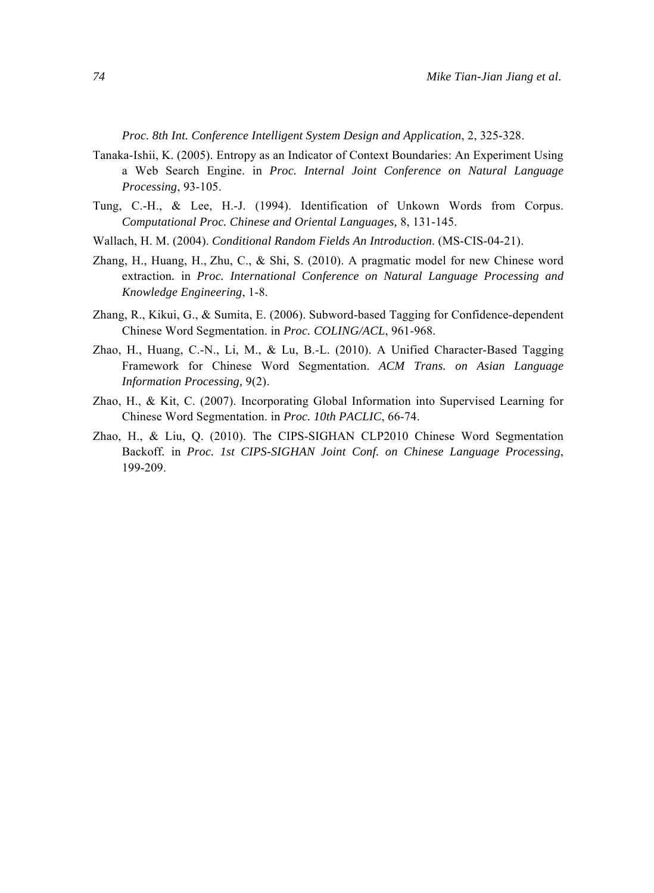*Proc. 8th Int. Conference Intelligent System Design and Application*, 2, 325-328.

Tanaka-Ishii, K. (2005). Entropy as an Indicator of Context Boundaries: An Experiment Using a Web Search Engine. in *Proc. Internal Joint Conference on Natural Language Processing*, 93-105.

Tung, C.-H., & Lee, H.-J. (1994). Identification of Unkown Words from Corpus. *Computational Proc. Chinese and Oriental Languages,* 8, 131-145.

Wallach, H. M. (2004). *Conditional Random Fields An Introduction*. (MS-CIS-04-21).

Zhang, H., Huang, H., Zhu, C., & Shi, S. (2010). A pragmatic model for new Chinese word extraction. in *Proc. International Conference on Natural Language Processing and Knowledge Engineering*, 1-8.

Zhang, R., Kikui, G., & Sumita, E. (2006). Subword-based Tagging for Confidence-dependent Chinese Word Segmentation. in *Proc. COLING/ACL*, 961-968.

Zhao, H., Huang, C.-N., Li, M., & Lu, B.-L. (2010). A Unified Character-Based Tagging Framework for Chinese Word Segmentation. *ACM Trans. on Asian Language Information Processing*, 9(2).

Zhao, H., & Kit, C. (2007). Incorporating Global Information into Supervised Learning for Chinese Word Segmentation. in *Proc. 10th PACLIC*, 66-74.

Zhao, H., & Liu, Q. (2010). The CIPS-SIGHAN CLP2010 Chinese Word Segmentation Backoff. in *Proc. 1st CIPS-SIGHAN Joint Conf. on Chinese Language Processing*, 199-209.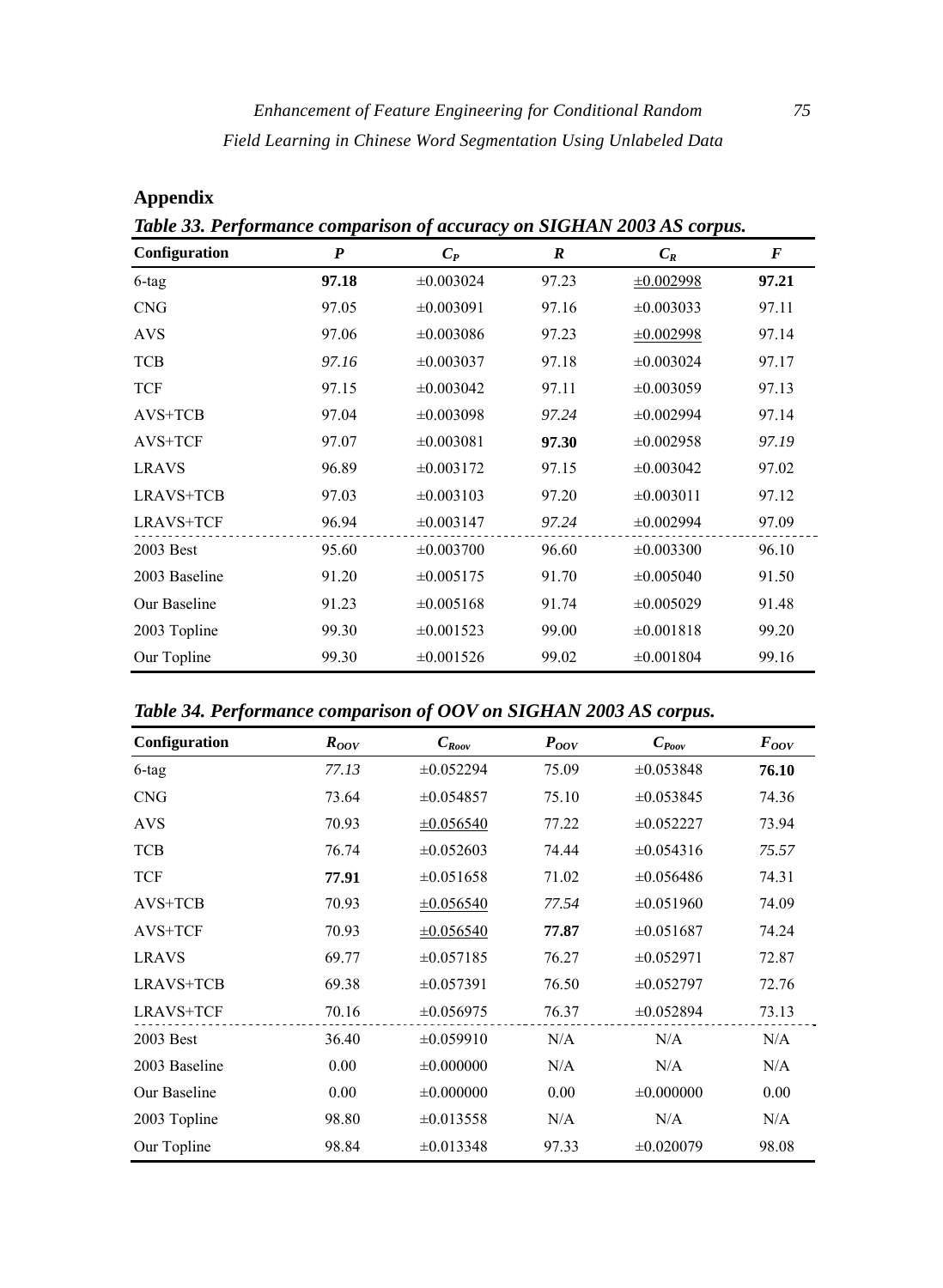## Appendix

***Table 33. Performance comparison of accuracy on SIGHAN 2003 AS corpus.***

| Configuration | $P$ | $C_P$ | $R$ | $C_R$ | $F$ |
|---|---|---|---|---|---|
| 6-tag | **97.18** | ±0.003024 | 97.23 | ±0.002998 | **97.21** |
| CNG | 97.05 | ±0.003091 | 97.16 | ±0.003033 | 97.11 |
| AVS | 97.06 | ±0.003086 | 97.23 | ±0.002998 | 97.14 |
| TCB | *97.16* | ±0.003037 | 97.18 | ±0.003024 | 97.17 |
| TCF | 97.15 | ±0.003042 | 97.11 | ±0.003059 | 97.13 |
| AVS+TCB | 97.04 | ±0.003098 | *97.24* | ±0.002994 | 97.14 |
| AVS+TCF | 97.07 | ±0.003081 | **97.30** | ±0.002958 | *97.19* |
| LRAVS | 96.89 | ±0.003172 | 97.15 | ±0.003042 | 97.02 |
| LRAVS+TCB | 97.03 | ±0.003103 | 97.20 | ±0.003011 | 97.12 |
| LRAVS+TCF | 96.94 | ±0.003147 | *97.24* | ±0.002994 | 97.09 |
| 2003 Best | 95.60 | ±0.003700 | 96.60 | ±0.003300 | 96.10 |
| 2003 Baseline | 91.20 | ±0.005175 | 91.70 | ±0.005040 | 91.50 |
| Our Baseline | 91.23 | ±0.005168 | 91.74 | ±0.005029 | 91.48 |
| 2003 Topline | 99.30 | ±0.001523 | 99.00 | ±0.001818 | 99.20 |
| Our Topline | 99.30 | ±0.001526 | 99.02 | ±0.001804 | 99.16 |

***Table 34. Performance comparison of OOV on SIGHAN 2003 AS corpus.***

| Configuration | $R_{OOV}$ | $C_{Roov}$ | $P_{OOV}$ | $C_{Poov}$ | $F_{OOV}$ |
|---|---|---|---|---|---|
| 6-tag | *77.13* | ±0.052294 | 75.09 | ±0.053848 | **76.10** |
| CNG | 73.64 | ±0.054857 | 75.10 | ±0.053845 | 74.36 |
| AVS | 70.93 | ±0.056540 | 77.22 | ±0.052227 | 73.94 |
| TCB | 76.74 | ±0.052603 | 74.44 | ±0.054316 | *75.57* |
| TCF | **77.91** | ±0.051658 | 71.02 | ±0.056486 | 74.31 |
| AVS+TCB | 70.93 | ±0.056540 | *77.54* | ±0.051960 | 74.09 |
| AVS+TCF | 70.93 | ±0.056540 | **77.87** | ±0.051687 | 74.24 |
| LRAVS | 69.77 | ±0.057185 | 76.27 | ±0.052971 | 72.87 |
| LRAVS+TCB | 69.38 | ±0.057391 | 76.50 | ±0.052797 | 72.76 |
| LRAVS+TCF | 70.16 | ±0.056975 | 76.37 | ±0.052894 | 73.13 |
| 2003 Best | 36.40 | ±0.059910 | N/A | N/A | N/A |
| 2003 Baseline | 0.00 | ±0.000000 | N/A | N/A | N/A |
| Our Baseline | 0.00 | ±0.000000 | 0.00 | ±0.000000 | 0.00 |
| 2003 Topline | 98.80 | ±0.013558 | N/A | N/A | N/A |
| Our Topline | 98.84 | ±0.013348 | 97.33 | ±0.020079 | 98.08 |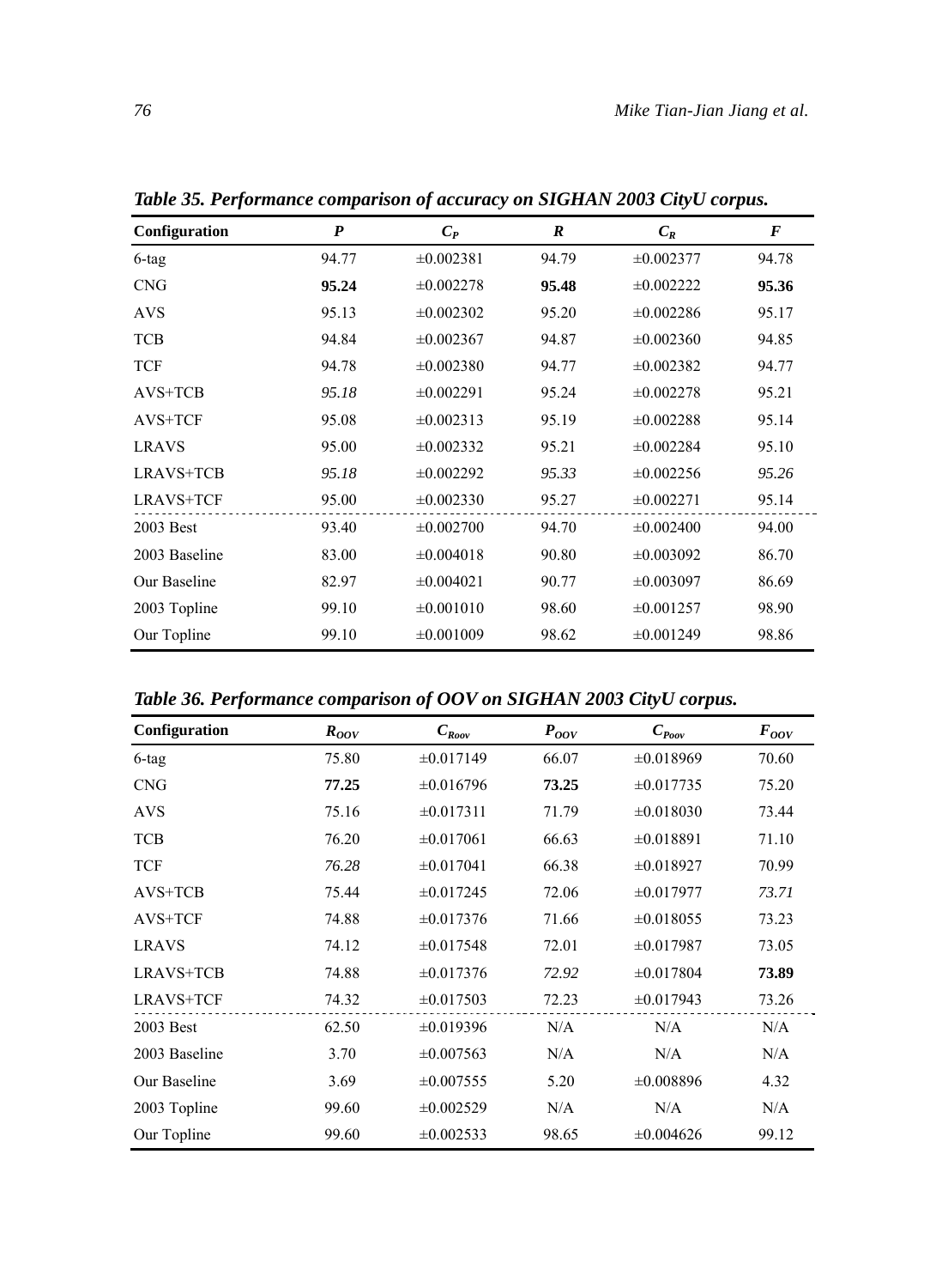***Table 35. Performance comparison of accuracy on SIGHAN 2003 CityU corpus.***

| Configuration | $P$ | $C_P$ | $R$ | $C_R$ | $F$ |
|---|---|---|---|---|---|
| 6-tag | 94.77 | ±0.002381 | 94.79 | ±0.002377 | 94.78 |
| CNG | **95.24** | ±0.002278 | **95.48** | ±0.002222 | **95.36** |
| AVS | 95.13 | ±0.002302 | 95.20 | ±0.002286 | 95.17 |
| TCB | 94.84 | ±0.002367 | 94.87 | ±0.002360 | 94.85 |
| TCF | 94.78 | ±0.002380 | 94.77 | ±0.002382 | 94.77 |
| AVS+TCB | *95.18* | ±0.002291 | 95.24 | ±0.002278 | 95.21 |
| AVS+TCF | 95.08 | ±0.002313 | 95.19 | ±0.002288 | 95.14 |
| LRAVS | 95.00 | ±0.002332 | 95.21 | ±0.002284 | 95.10 |
| LRAVS+TCB | *95.18* | ±0.002292 | *95.33* | ±0.002256 | *95.26* |
| LRAVS+TCF | 95.00 | ±0.002330 | 95.27 | ±0.002271 | 95.14 |
| 2003 Best | 93.40 | ±0.002700 | 94.70 | ±0.002400 | 94.00 |
| 2003 Baseline | 83.00 | ±0.004018 | 90.80 | ±0.003092 | 86.70 |
| Our Baseline | 82.97 | ±0.004021 | 90.77 | ±0.003097 | 86.69 |
| 2003 Topline | 99.10 | ±0.001010 | 98.60 | ±0.001257 | 98.90 |
| Our Topline | 99.10 | ±0.001009 | 98.62 | ±0.001249 | 98.86 |

***Table 36. Performance comparison of OOV on SIGHAN 2003 CityU corpus.***

| Configuration | $R_{OOV}$ | $C_{Roov}$ | $P_{OOV}$ | $C_{Poov}$ | $F_{OOV}$ |
|---|---|---|---|---|---|
| 6-tag | 75.80 | ±0.017149 | 66.07 | ±0.018969 | 70.60 |
| CNG | **77.25** | ±0.016796 | **73.25** | ±0.017735 | 75.20 |
| AVS | 75.16 | ±0.017311 | 71.79 | ±0.018030 | 73.44 |
| TCB | 76.20 | ±0.017061 | 66.63 | ±0.018891 | 71.10 |
| TCF | *76.28* | ±0.017041 | 66.38 | ±0.018927 | 70.99 |
| AVS+TCB | 75.44 | ±0.017245 | 72.06 | ±0.017977 | *73.71* |
| AVS+TCF | 74.88 | ±0.017376 | 71.66 | ±0.018055 | 73.23 |
| LRAVS | 74.12 | ±0.017548 | 72.01 | ±0.017987 | 73.05 |
| LRAVS+TCB | 74.88 | ±0.017376 | *72.92* | ±0.017804 | **73.89** |
| LRAVS+TCF | 74.32 | ±0.017503 | 72.23 | ±0.017943 | 73.26 |
| 2003 Best | 62.50 | ±0.019396 | N/A | N/A | N/A |
| 2003 Baseline | 3.70 | ±0.007563 | N/A | N/A | N/A |
| Our Baseline | 3.69 | ±0.007555 | 5.20 | ±0.008896 | 4.32 |
| 2003 Topline | 99.60 | ±0.002529 | N/A | N/A | N/A |
| Our Topline | 99.60 | ±0.002533 | 98.65 | ±0.004626 | 99.12 |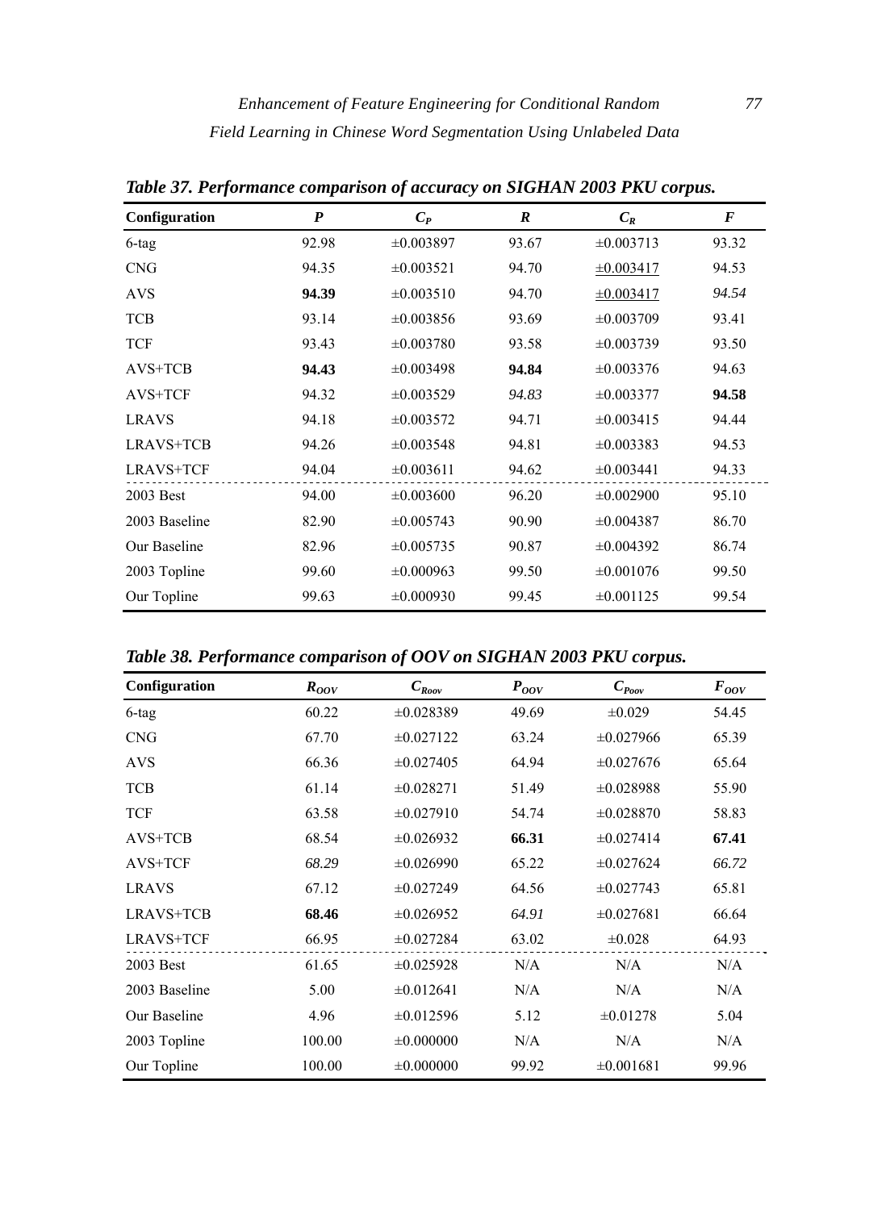**Table 37. Performance comparison of accuracy on SIGHAN 2003 PKU corpus.**

| Configuration | $P$ | $C_P$ | $R$ | $C_R$ | $F$ |
|---|---|---|---|---|---|
| 6-tag | 92.98 | ±0.003897 | 93.67 | ±0.003713 | 93.32 |
| CNG | 94.35 | ±0.003521 | 94.70 | ±0.003417 | 94.53 |
| AVS | **94.39** | ±0.003510 | 94.70 | ±0.003417 | *94.54* |
| TCB | 93.14 | ±0.003856 | 93.69 | ±0.003709 | 93.41 |
| TCF | 93.43 | ±0.003780 | 93.58 | ±0.003739 | 93.50 |
| AVS+TCB | **94.43** | ±0.003498 | **94.84** | ±0.003376 | 94.63 |
| AVS+TCF | 94.32 | ±0.003529 | *94.83* | ±0.003377 | **94.58** |
| LRAVS | 94.18 | ±0.003572 | 94.71 | ±0.003415 | 94.44 |
| LRAVS+TCB | 94.26 | ±0.003548 | 94.81 | ±0.003383 | 94.53 |
| LRAVS+TCF | 94.04 | ±0.003611 | 94.62 | ±0.003441 | 94.33 |
| 2003 Best | 94.00 | ±0.003600 | 96.20 | ±0.002900 | 95.10 |
| 2003 Baseline | 82.90 | ±0.005743 | 90.90 | ±0.004387 | 86.70 |
| Our Baseline | 82.96 | ±0.005735 | 90.87 | ±0.004392 | 86.74 |
| 2003 Topline | 99.60 | ±0.000963 | 99.50 | ±0.001076 | 99.50 |
| Our Topline | 99.63 | ±0.000930 | 99.45 | ±0.001125 | 99.54 |

**Table 38. Performance comparison of OOV on SIGHAN 2003 PKU corpus.**

| Configuration | $R_{OOV}$ | $C_{Roov}$ | $P_{OOV}$ | $C_{Poov}$ | $F_{OOV}$ |
|---|---|---|---|---|---|
| 6-tag | 60.22 | ±0.028389 | 49.69 | ±0.029 | 54.45 |
| CNG | 67.70 | ±0.027122 | 63.24 | ±0.027966 | 65.39 |
| AVS | 66.36 | ±0.027405 | 64.94 | ±0.027676 | 65.64 |
| TCB | 61.14 | ±0.028271 | 51.49 | ±0.028988 | 55.90 |
| TCF | 63.58 | ±0.027910 | 54.74 | ±0.028870 | 58.83 |
| AVS+TCB | 68.54 | ±0.026932 | **66.31** | ±0.027414 | **67.41** |
| AVS+TCF | *68.29* | ±0.026990 | 65.22 | ±0.027624 | *66.72* |
| LRAVS | 67.12 | ±0.027249 | 64.56 | ±0.027743 | 65.81 |
| LRAVS+TCB | **68.46** | ±0.026952 | *64.91* | ±0.027681 | 66.64 |
| LRAVS+TCF | 66.95 | ±0.027284 | 63.02 | ±0.028 | 64.93 |
| 2003 Best | 61.65 | ±0.025928 | N/A | N/A | N/A |
| 2003 Baseline | 5.00 | ±0.012641 | N/A | N/A | N/A |
| Our Baseline | 4.96 | ±0.012596 | 5.12 | ±0.01278 | 5.04 |
| 2003 Topline | 100.00 | ±0.000000 | N/A | N/A | N/A |
| Our Topline | 100.00 | ±0.000000 | 99.92 | ±0.001681 | 99.96 |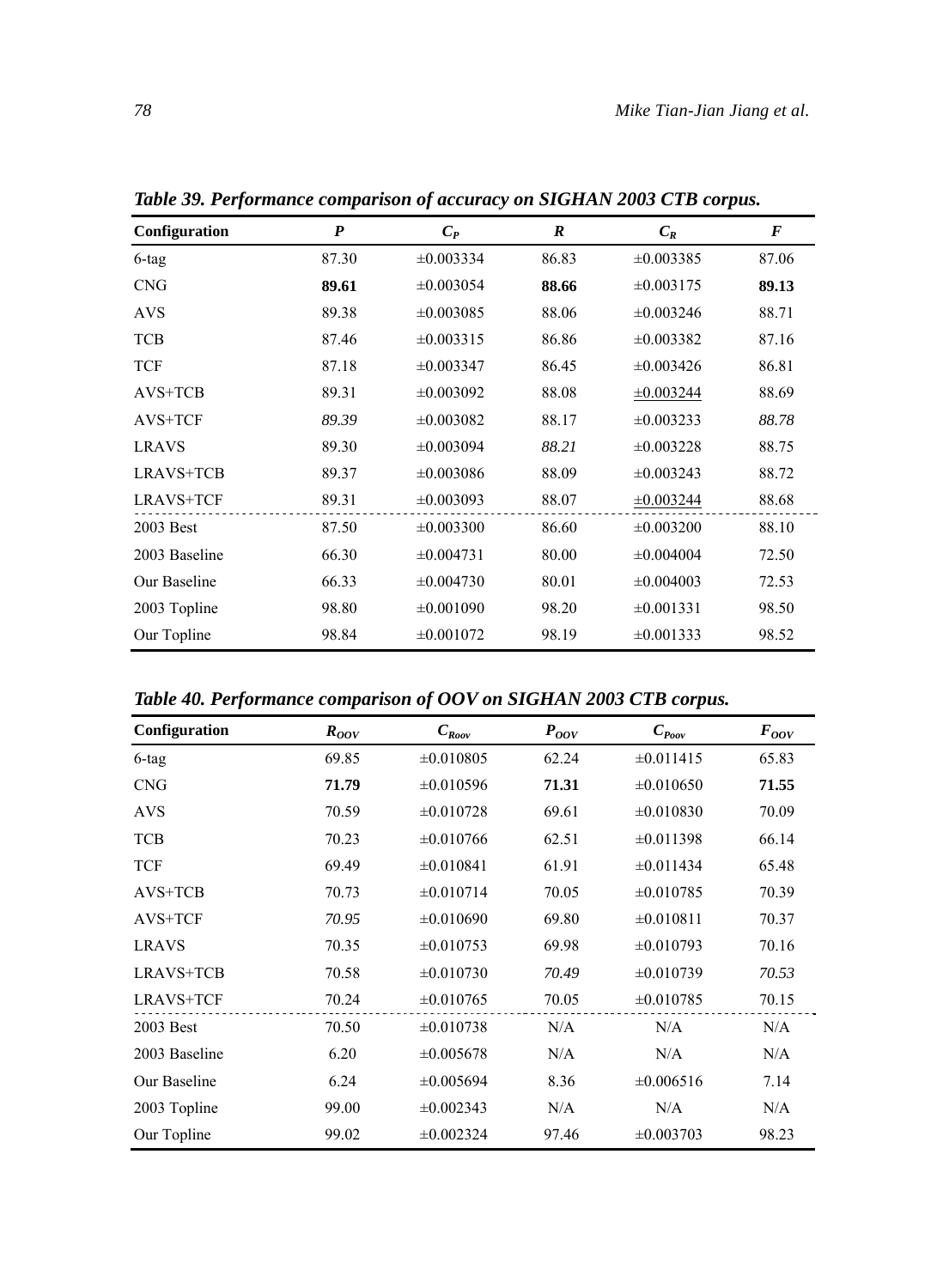***Table 39. Performance comparison of accuracy on SIGHAN 2003 CTB corpus.***

| Configuration | $P$ | $C_P$ | $R$ | $C_R$ | $F$ |
|---|---|---|---|---|---|
| 6-tag | 87.30 | ±0.003334 | 86.83 | ±0.003385 | 87.06 |
| CNG | **89.61** | ±0.003054 | **88.66** | ±0.003175 | **89.13** |
| AVS | 89.38 | ±0.003085 | 88.06 | ±0.003246 | 88.71 |
| TCB | 87.46 | ±0.003315 | 86.86 | ±0.003382 | 87.16 |
| TCF | 87.18 | ±0.003347 | 86.45 | ±0.003426 | 86.81 |
| AVS+TCB | 89.31 | ±0.003092 | 88.08 | <u>±0.003244</u> | 88.69 |
| AVS+TCF | *89.39* | ±0.003082 | 88.17 | ±0.003233 | *88.78* |
| LRAVS | 89.30 | ±0.003094 | *88.21* | ±0.003228 | 88.75 |
| LRAVS+TCB | 89.37 | ±0.003086 | 88.09 | ±0.003243 | 88.72 |
| LRAVS+TCF | 89.31 | ±0.003093 | 88.07 | <u>±0.003244</u> | 88.68 |
| 2003 Best | 87.50 | ±0.003300 | 86.60 | ±0.003200 | 88.10 |
| 2003 Baseline | 66.30 | ±0.004731 | 80.00 | ±0.004004 | 72.50 |
| Our Baseline | 66.33 | ±0.004730 | 80.01 | ±0.004003 | 72.53 |
| 2003 Topline | 98.80 | ±0.001090 | 98.20 | ±0.001331 | 98.50 |
| Our Topline | 98.84 | ±0.001072 | 98.19 | ±0.001333 | 98.52 |

***Table 40. Performance comparison of OOV on SIGHAN 2003 CTB corpus.***

| Configuration | $R_{OOV}$ | $C_{R_{oov}}$ | $P_{OOV}$ | $C_{P_{oov}}$ | $F_{OOV}$ |
|---|---|---|---|---|---|
| 6-tag | 69.85 | ±0.010805 | 62.24 | ±0.011415 | 65.83 |
| CNG | **71.79** | ±0.010596 | **71.31** | ±0.010650 | **71.55** |
| AVS | 70.59 | ±0.010728 | 69.61 | ±0.010830 | 70.09 |
| TCB | 70.23 | ±0.010766 | 62.51 | ±0.011398 | 66.14 |
| TCF | 69.49 | ±0.010841 | 61.91 | ±0.011434 | 65.48 |
| AVS+TCB | 70.73 | ±0.010714 | 70.05 | ±0.010785 | 70.39 |
| AVS+TCF | *70.95* | ±0.010690 | 69.80 | ±0.010811 | 70.37 |
| LRAVS | 70.35 | ±0.010753 | 69.98 | ±0.010793 | 70.16 |
| LRAVS+TCB | 70.58 | ±0.010730 | *70.49* | ±0.010739 | *70.53* |
| LRAVS+TCF | 70.24 | ±0.010765 | 70.05 | ±0.010785 | 70.15 |
| 2003 Best | 70.50 | ±0.010738 | N/A | N/A | N/A |
| 2003 Baseline | 6.20 | ±0.005678 | N/A | N/A | N/A |
| Our Baseline | 6.24 | ±0.005694 | 8.36 | ±0.006516 | 7.14 |
| 2003 Topline | 99.00 | ±0.002343 | N/A | N/A | N/A |
| Our Topline | 99.02 | ±0.002324 | 97.46 | ±0.003703 | 98.23 |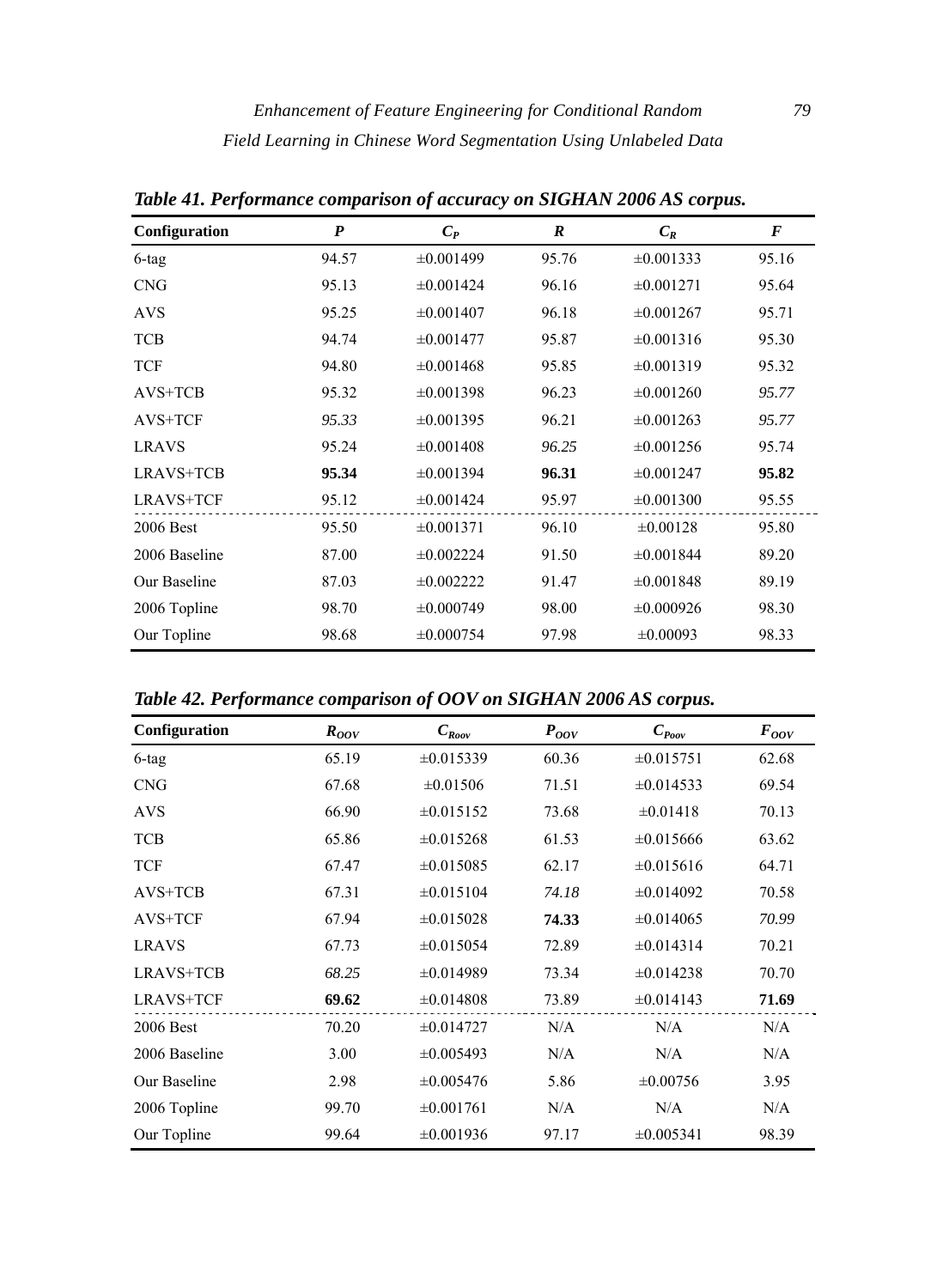**Table 41. Performance comparison of accuracy on SIGHAN 2006 AS corpus.**

| Configuration | $P$ | $C_P$ | $R$ | $C_R$ | $F$ |
|---|---|---|---|---|---|
| 6-tag | 94.57 | ±0.001499 | 95.76 | ±0.001333 | 95.16 |
| CNG | 95.13 | ±0.001424 | 96.16 | ±0.001271 | 95.64 |
| AVS | 95.25 | ±0.001407 | 96.18 | ±0.001267 | 95.71 |
| TCB | 94.74 | ±0.001477 | 95.87 | ±0.001316 | 95.30 |
| TCF | 94.80 | ±0.001468 | 95.85 | ±0.001319 | 95.32 |
| AVS+TCB | 95.32 | ±0.001398 | 96.23 | ±0.001260 | *95.77* |
| AVS+TCF | *95.33* | ±0.001395 | 96.21 | ±0.001263 | *95.77* |
| LRAVS | 95.24 | ±0.001408 | *96.25* | ±0.001256 | 95.74 |
| LRAVS+TCB | **95.34** | ±0.001394 | **96.31** | ±0.001247 | **95.82** |
| LRAVS+TCF | 95.12 | ±0.001424 | 95.97 | ±0.001300 | 95.55 |
| 2006 Best | 95.50 | ±0.001371 | 96.10 | ±0.00128 | 95.80 |
| 2006 Baseline | 87.00 | ±0.002224 | 91.50 | ±0.001844 | 89.20 |
| Our Baseline | 87.03 | ±0.002222 | 91.47 | ±0.001848 | 89.19 |
| 2006 Topline | 98.70 | ±0.000749 | 98.00 | ±0.000926 | 98.30 |
| Our Topline | 98.68 | ±0.000754 | 97.98 | ±0.00093 | 98.33 |

**Table 42. Performance comparison of OOV on SIGHAN 2006 AS corpus.**

| Configuration | $R_{OOV}$ | $C_{Roov}$ | $P_{OOV}$ | $C_{Poov}$ | $F_{OOV}$ |
|---|---|---|---|---|---|
| 6-tag | 65.19 | ±0.015339 | 60.36 | ±0.015751 | 62.68 |
| CNG | 67.68 | ±0.01506 | 71.51 | ±0.014533 | 69.54 |
| AVS | 66.90 | ±0.015152 | 73.68 | ±0.01418 | 70.13 |
| TCB | 65.86 | ±0.015268 | 61.53 | ±0.015666 | 63.62 |
| TCF | 67.47 | ±0.015085 | 62.17 | ±0.015616 | 64.71 |
| AVS+TCB | 67.31 | ±0.015104 | *74.18* | ±0.014092 | 70.58 |
| AVS+TCF | 67.94 | ±0.015028 | **74.33** | ±0.014065 | *70.99* |
| LRAVS | 67.73 | ±0.015054 | 72.89 | ±0.014314 | 70.21 |
| LRAVS+TCB | *68.25* | ±0.014989 | 73.34 | ±0.014238 | 70.70 |
| LRAVS+TCF | **69.62** | ±0.014808 | 73.89 | ±0.014143 | **71.69** |
| 2006 Best | 70.20 | ±0.014727 | N/A | N/A | N/A |
| 2006 Baseline | 3.00 | ±0.005493 | N/A | N/A | N/A |
| Our Baseline | 2.98 | ±0.005476 | 5.86 | ±0.00756 | 3.95 |
| 2006 Topline | 99.70 | ±0.001761 | N/A | N/A | N/A |
| Our Topline | 99.64 | ±0.001936 | 97.17 | ±0.005341 | 98.39 |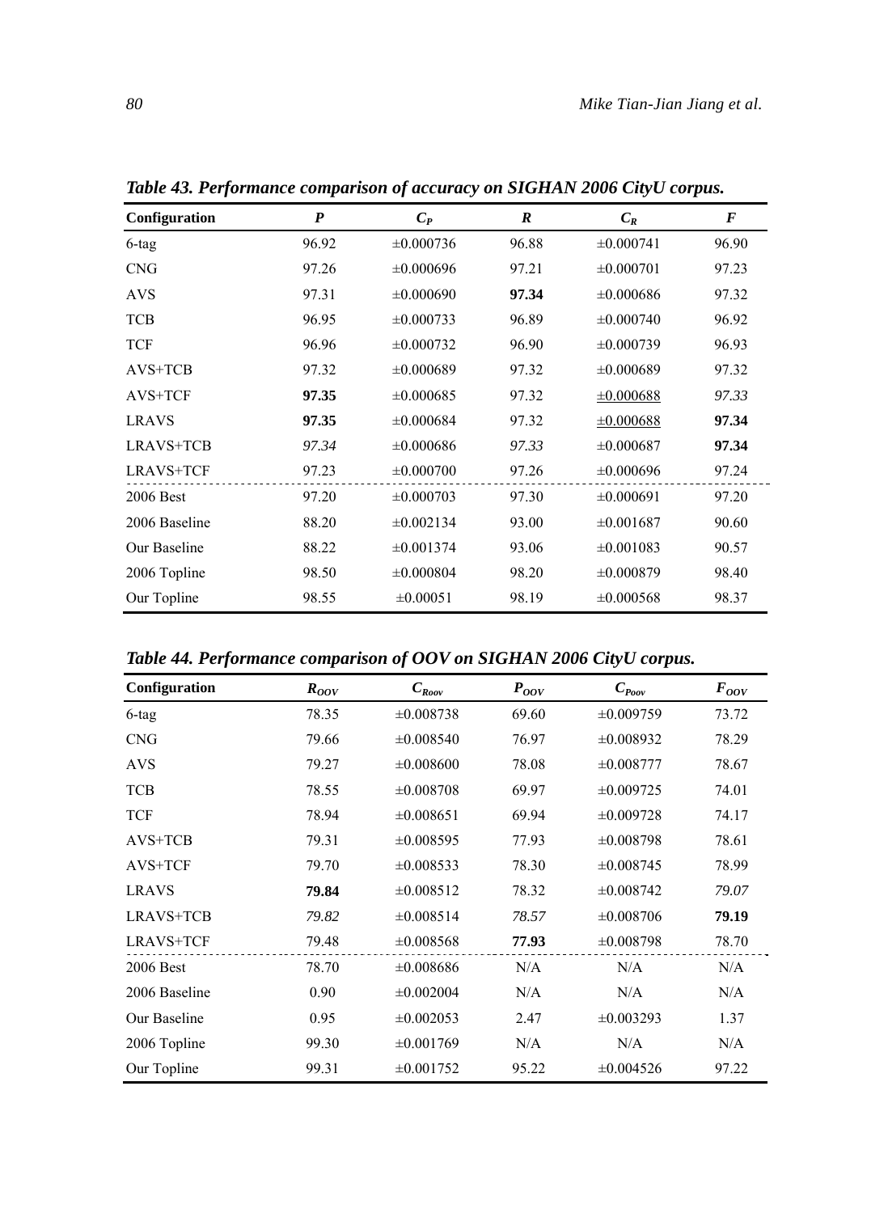***Table 43. Performance comparison of accuracy on SIGHAN 2006 CityU corpus.***

| Configuration | $P$ | $C_P$ | $R$ | $C_R$ | $F$ |
|---|---|---|---|---|---|
| 6-tag | 96.92 | ±0.000736 | 96.88 | ±0.000741 | 96.90 |
| CNG | 97.26 | ±0.000696 | 97.21 | ±0.000701 | 97.23 |
| AVS | 97.31 | ±0.000690 | **97.34** | ±0.000686 | 97.32 |
| TCB | 96.95 | ±0.000733 | 96.89 | ±0.000740 | 96.92 |
| TCF | 96.96 | ±0.000732 | 96.90 | ±0.000739 | 96.93 |
| AVS+TCB | 97.32 | ±0.000689 | 97.32 | ±0.000689 | 97.32 |
| AVS+TCF | **97.35** | ±0.000685 | 97.32 | <u>±0.000688</u> | *97.33* |
| LRAVS | **97.35** | ±0.000684 | 97.32 | <u>±0.000688</u> | **97.34** |
| LRAVS+TCB | *97.34* | ±0.000686 | *97.33* | ±0.000687 | **97.34** |
| LRAVS+TCF | 97.23 | ±0.000700 | 97.26 | ±0.000696 | 97.24 |
| 2006 Best | 97.20 | ±0.000703 | 97.30 | ±0.000691 | 97.20 |
| 2006 Baseline | 88.20 | ±0.002134 | 93.00 | ±0.001687 | 90.60 |
| Our Baseline | 88.22 | ±0.001374 | 93.06 | ±0.001083 | 90.57 |
| 2006 Topline | 98.50 | ±0.000804 | 98.20 | ±0.000879 | 98.40 |
| Our Topline | 98.55 | ±0.00051 | 98.19 | ±0.000568 | 98.37 |

***Table 44. Performance comparison of OOV on SIGHAN 2006 CityU corpus.***

| Configuration | $R_{OOV}$ | $C_{R_{oov}}$ | $P_{OOV}$ | $C_{P_{oov}}$ | $F_{OOV}$ |
|---|---|---|---|---|---|
| 6-tag | 78.35 | ±0.008738 | 69.60 | ±0.009759 | 73.72 |
| CNG | 79.66 | ±0.008540 | 76.97 | ±0.008932 | 78.29 |
| AVS | 79.27 | ±0.008600 | 78.08 | ±0.008777 | 78.67 |
| TCB | 78.55 | ±0.008708 | 69.97 | ±0.009725 | 74.01 |
| TCF | 78.94 | ±0.008651 | 69.94 | ±0.009728 | 74.17 |
| AVS+TCB | 79.31 | ±0.008595 | 77.93 | ±0.008798 | 78.61 |
| AVS+TCF | 79.70 | ±0.008533 | 78.30 | ±0.008745 | 78.99 |
| LRAVS | **79.84** | ±0.008512 | 78.32 | ±0.008742 | *79.07* |
| LRAVS+TCB | *79.82* | ±0.008514 | *78.57* | ±0.008706 | **79.19** |
| LRAVS+TCF | 79.48 | ±0.008568 | **77.93** | ±0.008798 | 78.70 |
| 2006 Best | 78.70 | ±0.008686 | N/A | N/A | N/A |
| 2006 Baseline | 0.90 | ±0.002004 | N/A | N/A | N/A |
| Our Baseline | 0.95 | ±0.002053 | 2.47 | ±0.003293 | 1.37 |
| 2006 Topline | 99.30 | ±0.001769 | N/A | N/A | N/A |
| Our Topline | 99.31 | ±0.001752 | 95.22 | ±0.004526 | 97.22 |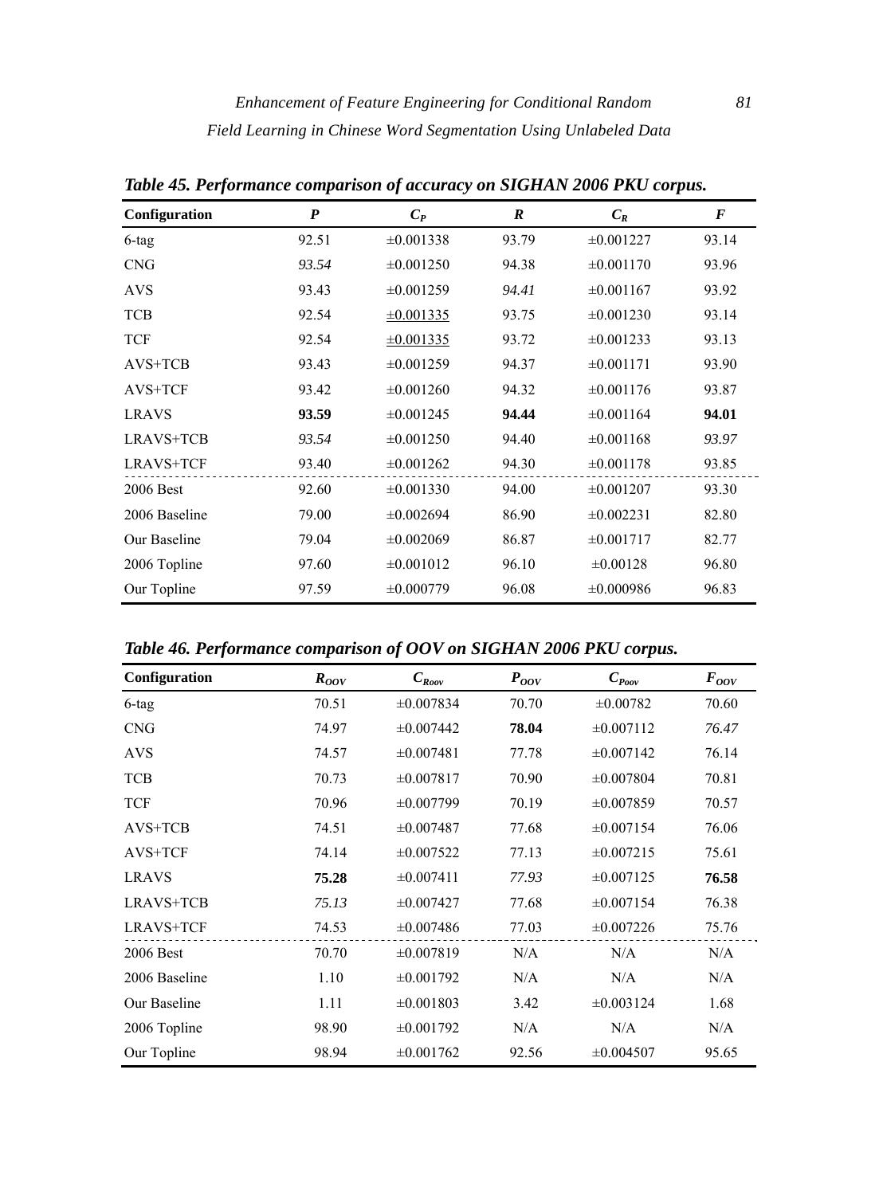***Table 45. Performance comparison of accuracy on SIGHAN 2006 PKU corpus.***

| Configuration | $P$ | $C_P$ | $R$ | $C_R$ | $F$ |
|---|---|---|---|---|---|
| 6-tag | 92.51 | ±0.001338 | 93.79 | ±0.001227 | 93.14 |
| CNG | *93.54* | ±0.001250 | 94.38 | ±0.001170 | 93.96 |
| AVS | 93.43 | ±0.001259 | *94.41* | ±0.001167 | 93.92 |
| TCB | 92.54 | <u>±0.001335</u> | 93.75 | ±0.001230 | 93.14 |
| TCF | 92.54 | <u>±0.001335</u> | 93.72 | ±0.001233 | 93.13 |
| AVS+TCB | 93.43 | ±0.001259 | 94.37 | ±0.001171 | 93.90 |
| AVS+TCF | 93.42 | ±0.001260 | 94.32 | ±0.001176 | 93.87 |
| LRAVS | **93.59** | ±0.001245 | **94.44** | ±0.001164 | **94.01** |
| LRAVS+TCB | *93.54* | ±0.001250 | 94.40 | ±0.001168 | *93.97* |
| LRAVS+TCF | 93.40 | ±0.001262 | 94.30 | ±0.001178 | 93.85 |
| 2006 Best | 92.60 | ±0.001330 | 94.00 | ±0.001207 | 93.30 |
| 2006 Baseline | 79.00 | ±0.002694 | 86.90 | ±0.002231 | 82.80 |
| Our Baseline | 79.04 | ±0.002069 | 86.87 | ±0.001717 | 82.77 |
| 2006 Topline | 97.60 | ±0.001012 | 96.10 | ±0.00128 | 96.80 |
| Our Topline | 97.59 | ±0.000779 | 96.08 | ±0.000986 | 96.83 |

***Table 46. Performance comparison of OOV on SIGHAN 2006 PKU corpus.***

| Configuration | $R_{OOV}$ | $C_{R_{oov}}$ | $P_{OOV}$ | $C_{P_{oov}}$ | $F_{OOV}$ |
|---|---|---|---|---|---|
| 6-tag | 70.51 | ±0.007834 | 70.70 | ±0.00782 | 70.60 |
| CNG | 74.97 | ±0.007442 | **78.04** | ±0.007112 | *76.47* |
| AVS | 74.57 | ±0.007481 | 77.78 | ±0.007142 | 76.14 |
| TCB | 70.73 | ±0.007817 | 70.90 | ±0.007804 | 70.81 |
| TCF | 70.96 | ±0.007799 | 70.19 | ±0.007859 | 70.57 |
| AVS+TCB | 74.51 | ±0.007487 | 77.68 | ±0.007154 | 76.06 |
| AVS+TCF | 74.14 | ±0.007522 | 77.13 | ±0.007215 | 75.61 |
| LRAVS | **75.28** | ±0.007411 | *77.93* | ±0.007125 | **76.58** |
| LRAVS+TCB | *75.13* | ±0.007427 | 77.68 | ±0.007154 | 76.38 |
| LRAVS+TCF | 74.53 | ±0.007486 | 77.03 | ±0.007226 | 75.76 |
| 2006 Best | 70.70 | ±0.007819 | N/A | N/A | N/A |
| 2006 Baseline | 1.10 | ±0.001792 | N/A | N/A | N/A |
| Our Baseline | 1.11 | ±0.001803 | 3.42 | ±0.003124 | 1.68 |
| 2006 Topline | 98.90 | ±0.001792 | N/A | N/A | N/A |
| Our Topline | 98.94 | ±0.001762 | 92.56 | ±0.004507 | 95.65 |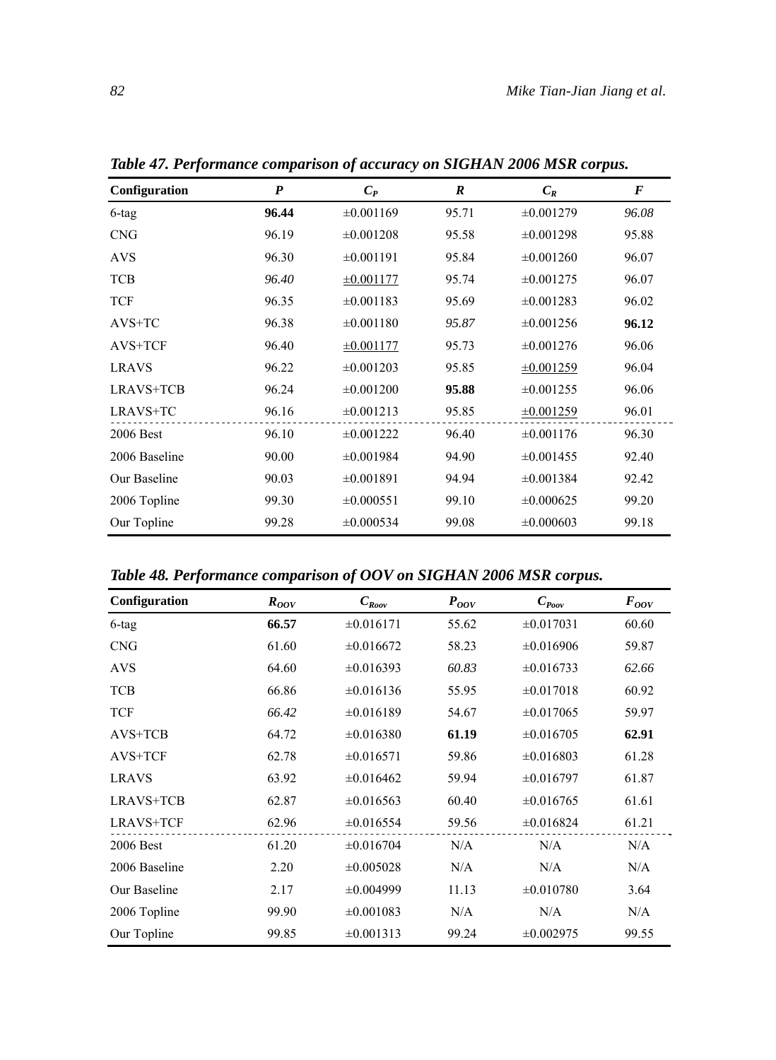***Table 47. Performance comparison of accuracy on SIGHAN 2006 MSR corpus.***

| Configuration | $P$ | $C_P$ | $R$ | $C_R$ | $F$ |
|---|---|---|---|---|---|
| 6-tag | **96.44** | ±0.001169 | 95.71 | ±0.001279 | *96.08* |
| CNG | 96.19 | ±0.001208 | 95.58 | ±0.001298 | 95.88 |
| AVS | 96.30 | ±0.001191 | 95.84 | ±0.001260 | 96.07 |
| TCB | *96.40* | <u>±0.001177</u> | 95.74 | ±0.001275 | 96.07 |
| TCF | 96.35 | ±0.001183 | 95.69 | ±0.001283 | 96.02 |
| AVS+TC | 96.38 | ±0.001180 | *95.87* | ±0.001256 | **96.12** |
| AVS+TCF | 96.40 | <u>±0.001177</u> | 95.73 | ±0.001276 | 96.06 |
| LRAVS | 96.22 | ±0.001203 | 95.85 | <u>±0.001259</u> | 96.04 |
| LRAVS+TCB | 96.24 | ±0.001200 | **95.88** | ±0.001255 | 96.06 |
| LRAVS+TC | 96.16 | ±0.001213 | 95.85 | <u>±0.001259</u> | 96.01 |
| 2006 Best | 96.10 | ±0.001222 | 96.40 | ±0.001176 | 96.30 |
| 2006 Baseline | 90.00 | ±0.001984 | 94.90 | ±0.001455 | 92.40 |
| Our Baseline | 90.03 | ±0.001891 | 94.94 | ±0.001384 | 92.42 |
| 2006 Topline | 99.30 | ±0.000551 | 99.10 | ±0.000625 | 99.20 |
| Our Topline | 99.28 | ±0.000534 | 99.08 | ±0.000603 | 99.18 |

***Table 48. Performance comparison of OOV on SIGHAN 2006 MSR corpus.***

| Configuration | $R_{OOV}$ | $C_{R_{oov}}$ | $P_{OOV}$ | $C_{P_{oov}}$ | $F_{OOV}$ |
|---|---|---|---|---|---|
| 6-tag | **66.57** | ±0.016171 | 55.62 | ±0.017031 | 60.60 |
| CNG | 61.60 | ±0.016672 | 58.23 | ±0.016906 | 59.87 |
| AVS | 64.60 | ±0.016393 | *60.83* | ±0.016733 | *62.66* |
| TCB | 66.86 | ±0.016136 | 55.95 | ±0.017018 | 60.92 |
| TCF | *66.42* | ±0.016189 | 54.67 | ±0.017065 | 59.97 |
| AVS+TCB | 64.72 | ±0.016380 | **61.19** | ±0.016705 | **62.91** |
| AVS+TCF | 62.78 | ±0.016571 | 59.86 | ±0.016803 | 61.28 |
| LRAVS | 63.92 | ±0.016462 | 59.94 | ±0.016797 | 61.87 |
| LRAVS+TCB | 62.87 | ±0.016563 | 60.40 | ±0.016765 | 61.61 |
| LRAVS+TCF | 62.96 | ±0.016554 | 59.56 | ±0.016824 | 61.21 |
| 2006 Best | 61.20 | ±0.016704 | N/A | N/A | N/A |
| 2006 Baseline | 2.20 | ±0.005028 | N/A | N/A | N/A |
| Our Baseline | 2.17 | ±0.004999 | 11.13 | ±0.010780 | 3.64 |
| 2006 Topline | 99.90 | ±0.001083 | N/A | N/A | N/A |
| Our Topline | 99.85 | ±0.001313 | 99.24 | ±0.002975 | 99.55 |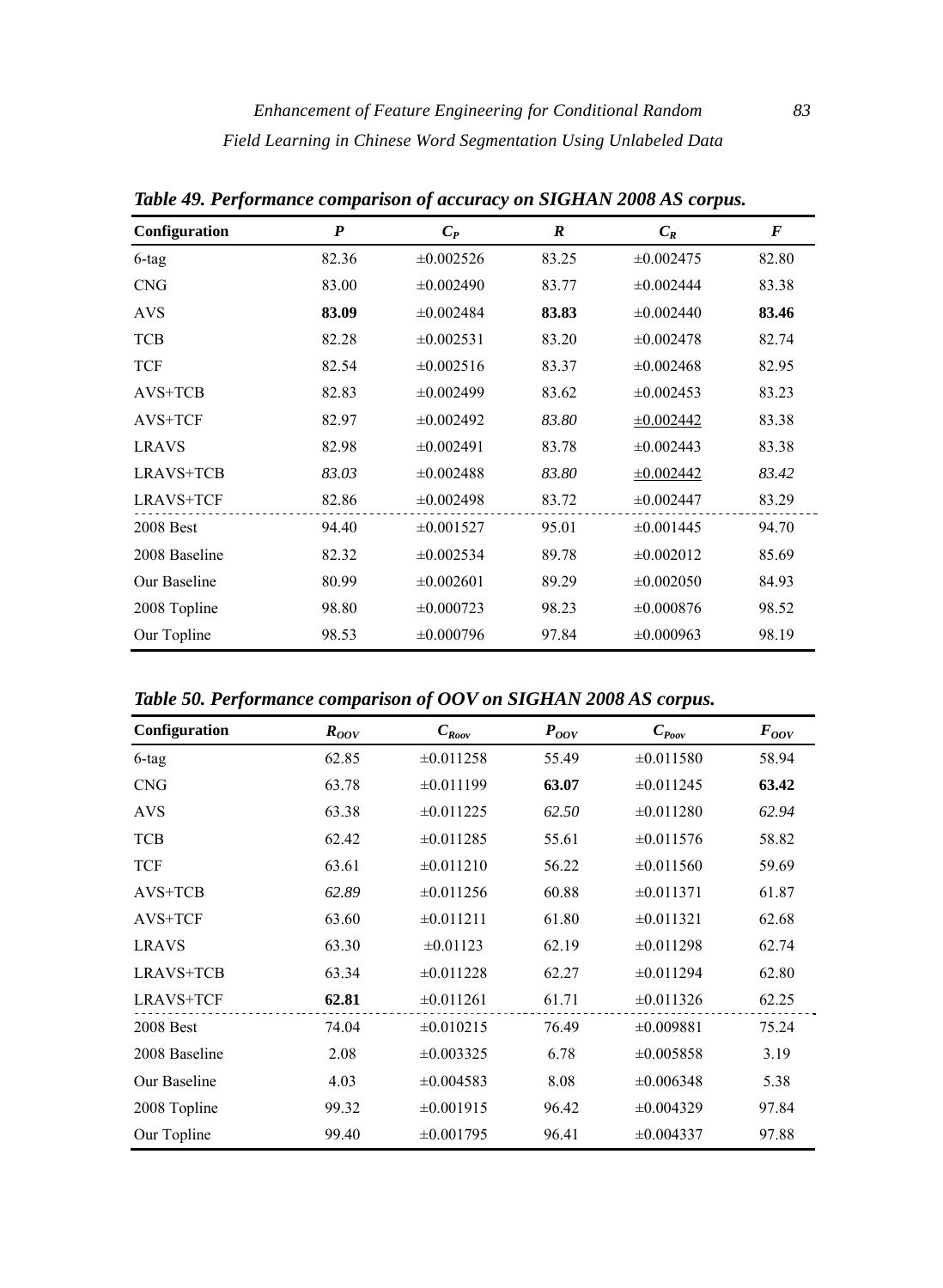**Table 49. Performance comparison of accuracy on SIGHAN 2008 AS corpus.**

| Configuration | $P$ | $C_P$ | $R$ | $C_R$ | $F$ |
|---|---|---|---|---|---|
| 6-tag | 82.36 | ±0.002526 | 83.25 | ±0.002475 | 82.80 |
| CNG | 83.00 | ±0.002490 | 83.77 | ±0.002444 | 83.38 |
| AVS | **83.09** | ±0.002484 | **83.83** | ±0.002440 | **83.46** |
| TCB | 82.28 | ±0.002531 | 83.20 | ±0.002478 | 82.74 |
| TCF | 82.54 | ±0.002516 | 83.37 | ±0.002468 | 82.95 |
| AVS+TCB | 82.83 | ±0.002499 | 83.62 | ±0.002453 | 83.23 |
| AVS+TCF | 82.97 | ±0.002492 | *83.80* | <u>±0.002442</u> | 83.38 |
| LRAVS | 82.98 | ±0.002491 | 83.78 | ±0.002443 | 83.38 |
| LRAVS+TCB | *83.03* | ±0.002488 | *83.80* | <u>±0.002442</u> | *83.42* |
| LRAVS+TCF | 82.86 | ±0.002498 | 83.72 | ±0.002447 | 83.29 |
| 2008 Best | 94.40 | ±0.001527 | 95.01 | ±0.001445 | 94.70 |
| 2008 Baseline | 82.32 | ±0.002534 | 89.78 | ±0.002012 | 85.69 |
| Our Baseline | 80.99 | ±0.002601 | 89.29 | ±0.002050 | 84.93 |
| 2008 Topline | 98.80 | ±0.000723 | 98.23 | ±0.000876 | 98.52 |
| Our Topline | 98.53 | ±0.000796 | 97.84 | ±0.000963 | 98.19 |

**Table 50. Performance comparison of OOV on SIGHAN 2008 AS corpus.**

| Configuration | $R_{OOV}$ | $C_{Roov}$ | $P_{OOV}$ | $C_{Poov}$ | $F_{OOV}$ |
|---|---|---|---|---|---|
| 6-tag | 62.85 | ±0.011258 | 55.49 | ±0.011580 | 58.94 |
| CNG | 63.78 | ±0.011199 | **63.07** | ±0.011245 | **63.42** |
| AVS | 63.38 | ±0.011225 | *62.50* | ±0.011280 | *62.94* |
| TCB | 62.42 | ±0.011285 | 55.61 | ±0.011576 | 58.82 |
| TCF | 63.61 | ±0.011210 | 56.22 | ±0.011560 | 59.69 |
| AVS+TCB | *62.89* | ±0.011256 | 60.88 | ±0.011371 | 61.87 |
| AVS+TCF | 63.60 | ±0.011211 | 61.80 | ±0.011321 | 62.68 |
| LRAVS | 63.30 | ±0.01123 | 62.19 | ±0.011298 | 62.74 |
| LRAVS+TCB | 63.34 | ±0.011228 | 62.27 | ±0.011294 | 62.80 |
| LRAVS+TCF | **62.81** | ±0.011261 | 61.71 | ±0.011326 | 62.25 |
| 2008 Best | 74.04 | ±0.010215 | 76.49 | ±0.009881 | 75.24 |
| 2008 Baseline | 2.08 | ±0.003325 | 6.78 | ±0.005858 | 3.19 |
| Our Baseline | 4.03 | ±0.004583 | 8.08 | ±0.006348 | 5.38 |
| 2008 Topline | 99.32 | ±0.001915 | 96.42 | ±0.004329 | 97.84 |
| Our Topline | 99.40 | ±0.001795 | 96.41 | ±0.004337 | 97.88 |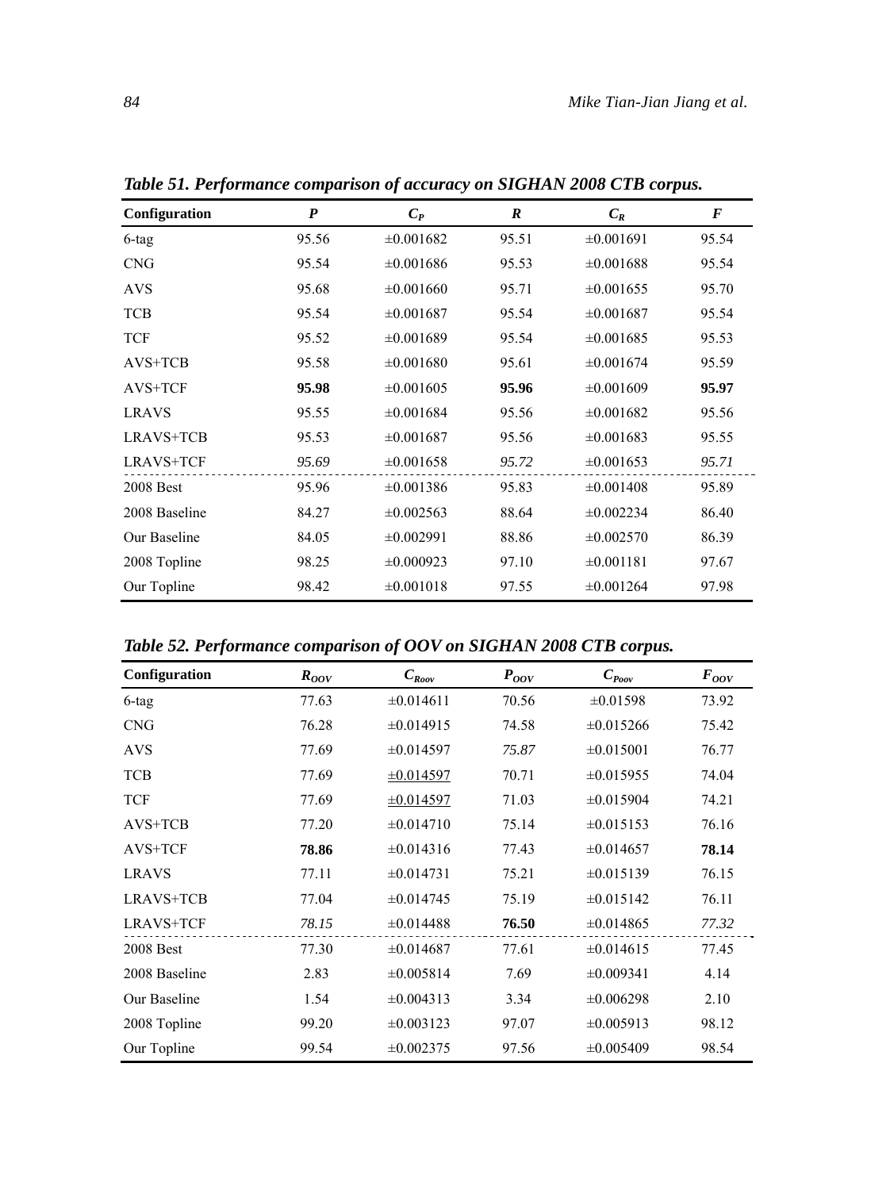**Table 51. Performance comparison of accuracy on SIGHAN 2008 CTB corpus.**

| Configuration | $P$ | $C_P$ | $R$ | $C_R$ | $F$ |
|---|---|---|---|---|---|
| 6-tag | 95.56 | ±0.001682 | 95.51 | ±0.001691 | 95.54 |
| CNG | 95.54 | ±0.001686 | 95.53 | ±0.001688 | 95.54 |
| AVS | 95.68 | ±0.001660 | 95.71 | ±0.001655 | 95.70 |
| TCB | 95.54 | ±0.001687 | 95.54 | ±0.001687 | 95.54 |
| TCF | 95.52 | ±0.001689 | 95.54 | ±0.001685 | 95.53 |
| AVS+TCB | 95.58 | ±0.001680 | 95.61 | ±0.001674 | 95.59 |
| AVS+TCF | **95.98** | ±0.001605 | **95.96** | ±0.001609 | **95.97** |
| LRAVS | 95.55 | ±0.001684 | 95.56 | ±0.001682 | 95.56 |
| LRAVS+TCB | 95.53 | ±0.001687 | 95.56 | ±0.001683 | 95.55 |
| LRAVS+TCF | *95.69* | ±0.001658 | *95.72* | ±0.001653 | *95.71* |
| 2008 Best | 95.96 | ±0.001386 | 95.83 | ±0.001408 | 95.89 |
| 2008 Baseline | 84.27 | ±0.002563 | 88.64 | ±0.002234 | 86.40 |
| Our Baseline | 84.05 | ±0.002991 | 88.86 | ±0.002570 | 86.39 |
| 2008 Topline | 98.25 | ±0.000923 | 97.10 | ±0.001181 | 97.67 |
| Our Topline | 98.42 | ±0.001018 | 97.55 | ±0.001264 | 97.98 |

**Table 52. Performance comparison of OOV on SIGHAN 2008 CTB corpus.**

| Configuration | $R_{OOV}$ | $C_{Roov}$ | $P_{OOV}$ | $C_{Poov}$ | $F_{OOV}$ |
|---|---|---|---|---|---|
| 6-tag | 77.63 | ±0.014611 | 70.56 | ±0.01598 | 73.92 |
| CNG | 76.28 | ±0.014915 | 74.58 | ±0.015266 | 75.42 |
| AVS | 77.69 | ±0.014597 | *75.87* | ±0.015001 | 76.77 |
| TCB | 77.69 | <u>±0.014597</u> | 70.71 | ±0.015955 | 74.04 |
| TCF | 77.69 | <u>±0.014597</u> | 71.03 | ±0.015904 | 74.21 |
| AVS+TCB | 77.20 | ±0.014710 | 75.14 | ±0.015153 | 76.16 |
| AVS+TCF | **78.86** | ±0.014316 | 77.43 | ±0.014657 | **78.14** |
| LRAVS | 77.11 | ±0.014731 | 75.21 | ±0.015139 | 76.15 |
| LRAVS+TCB | 77.04 | ±0.014745 | 75.19 | ±0.015142 | 76.11 |
| LRAVS+TCF | *78.15* | ±0.014488 | **76.50** | ±0.014865 | *77.32* |
| 2008 Best | 77.30 | ±0.014687 | 77.61 | ±0.014615 | 77.45 |
| 2008 Baseline | 2.83 | ±0.005814 | 7.69 | ±0.009341 | 4.14 |
| Our Baseline | 1.54 | ±0.004313 | 3.34 | ±0.006298 | 2.10 |
| 2008 Topline | 99.20 | ±0.003123 | 97.07 | ±0.005913 | 98.12 |
| Our Topline | 99.54 | ±0.002375 | 97.56 | ±0.005409 | 98.54 |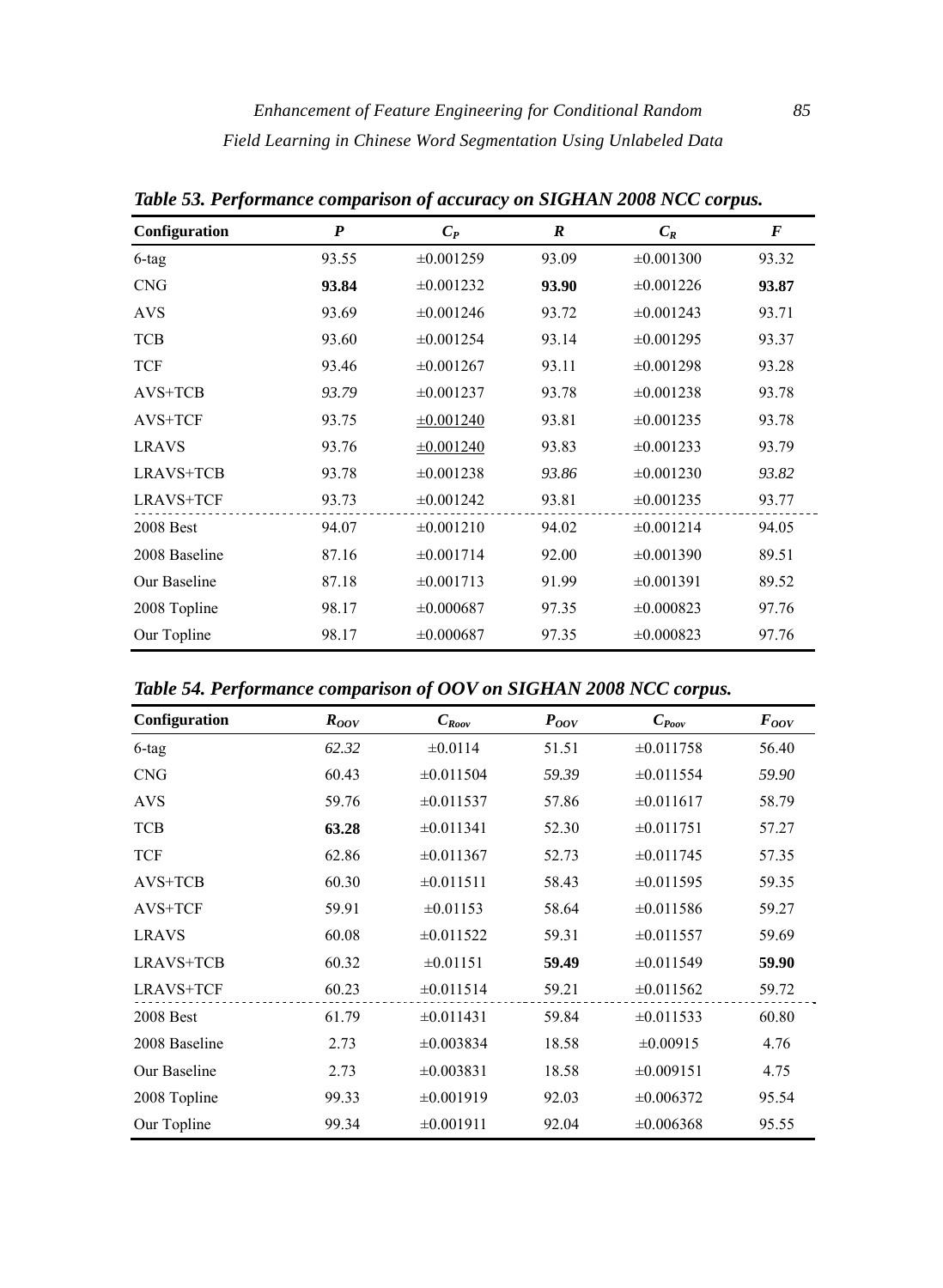**Table 53. Performance comparison of accuracy on SIGHAN 2008 NCC corpus.**

| Configuration | $P$ | $C_P$ | $R$ | $C_R$ | $F$ |
|---|---|---|---|---|---|
| 6-tag | 93.55 | ±0.001259 | 93.09 | ±0.001300 | 93.32 |
| CNG | **93.84** | ±0.001232 | **93.90** | ±0.001226 | **93.87** |
| AVS | 93.69 | ±0.001246 | 93.72 | ±0.001243 | 93.71 |
| TCB | 93.60 | ±0.001254 | 93.14 | ±0.001295 | 93.37 |
| TCF | 93.46 | ±0.001267 | 93.11 | ±0.001298 | 93.28 |
| AVS+TCB | *93.79* | ±0.001237 | 93.78 | ±0.001238 | 93.78 |
| AVS+TCF | 93.75 | ±0.001240 | 93.81 | ±0.001235 | 93.78 |
| LRAVS | 93.76 | ±0.001240 | 93.83 | ±0.001233 | 93.79 |
| LRAVS+TCB | 93.78 | ±0.001238 | *93.86* | ±0.001230 | *93.82* |
| LRAVS+TCF | 93.73 | ±0.001242 | 93.81 | ±0.001235 | 93.77 |
| 2008 Best | 94.07 | ±0.001210 | 94.02 | ±0.001214 | 94.05 |
| 2008 Baseline | 87.16 | ±0.001714 | 92.00 | ±0.001390 | 89.51 |
| Our Baseline | 87.18 | ±0.001713 | 91.99 | ±0.001391 | 89.52 |
| 2008 Topline | 98.17 | ±0.000687 | 97.35 | ±0.000823 | 97.76 |
| Our Topline | 98.17 | ±0.000687 | 97.35 | ±0.000823 | 97.76 |

**Table 54. Performance comparison of OOV on SIGHAN 2008 NCC corpus.**

| Configuration | $R_{OOV}$ | $C_{Roov}$ | $P_{OOV}$ | $C_{Poov}$ | $F_{OOV}$ |
|---|---|---|---|---|---|
| 6-tag | *62.32* | ±0.0114 | 51.51 | ±0.011758 | 56.40 |
| CNG | 60.43 | ±0.011504 | *59.39* | ±0.011554 | *59.90* |
| AVS | 59.76 | ±0.011537 | 57.86 | ±0.011617 | 58.79 |
| TCB | **63.28** | ±0.011341 | 52.30 | ±0.011751 | 57.27 |
| TCF | 62.86 | ±0.011367 | 52.73 | ±0.011745 | 57.35 |
| AVS+TCB | 60.30 | ±0.011511 | 58.43 | ±0.011595 | 59.35 |
| AVS+TCF | 59.91 | ±0.01153 | 58.64 | ±0.011586 | 59.27 |
| LRAVS | 60.08 | ±0.011522 | 59.31 | ±0.011557 | 59.69 |
| LRAVS+TCB | 60.32 | ±0.01151 | **59.49** | ±0.011549 | **59.90** |
| LRAVS+TCF | 60.23 | ±0.011514 | 59.21 | ±0.011562 | 59.72 |
| 2008 Best | 61.79 | ±0.011431 | 59.84 | ±0.011533 | 60.80 |
| 2008 Baseline | 2.73 | ±0.003834 | 18.58 | ±0.00915 | 4.76 |
| Our Baseline | 2.73 | ±0.003831 | 18.58 | ±0.009151 | 4.75 |
| 2008 Topline | 99.33 | ±0.001919 | 92.03 | ±0.006372 | 95.54 |
| Our Topline | 99.34 | ±0.001911 | 92.04 | ±0.006368 | 95.55 |